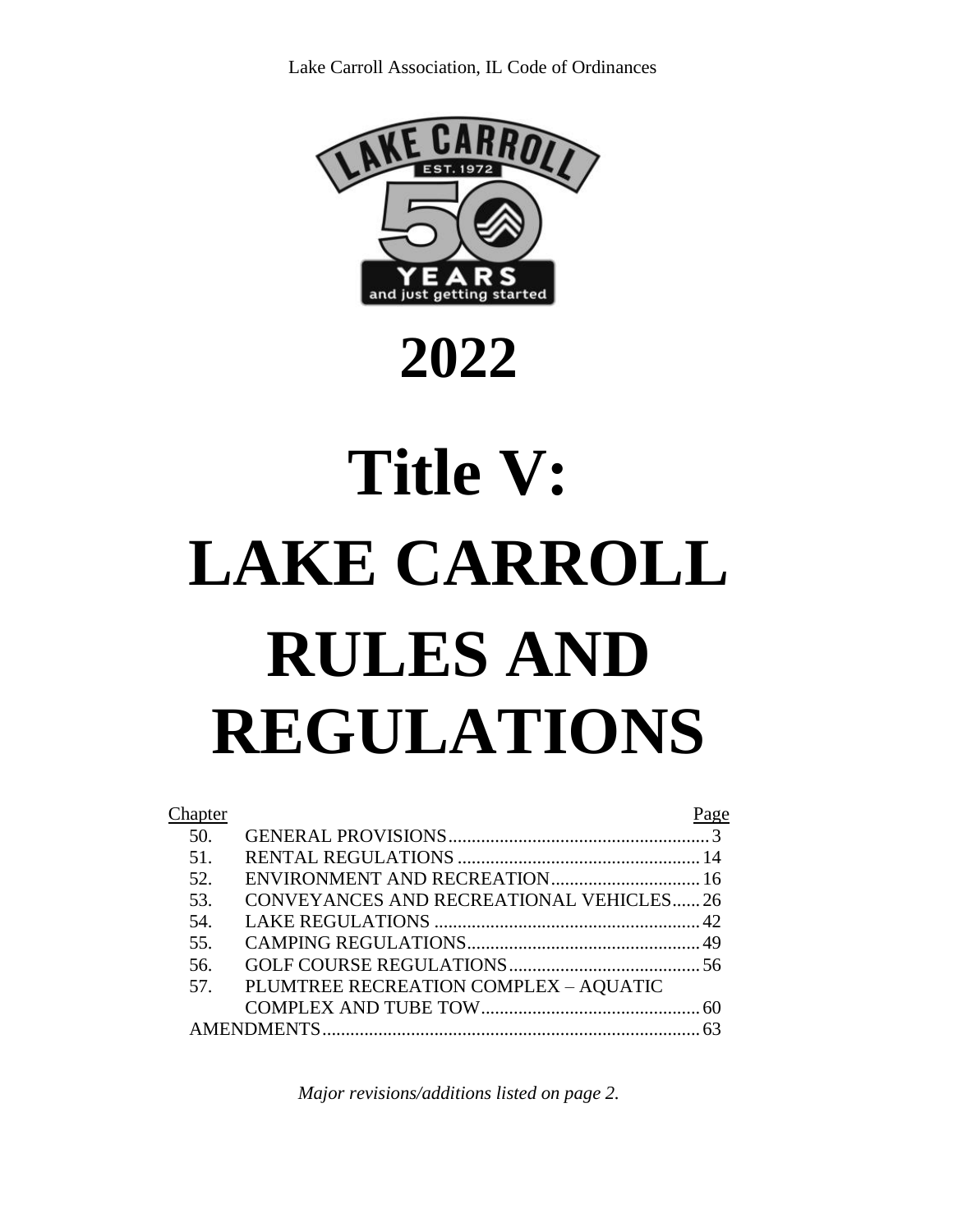# 2022

# Title V: LAKE CARROLL RULES AND REGULATIONS

| Chapter | | Page |
|---|---|---|
| 50. | GENERAL PROVISIONS | 3 |
| 51. | RENTAL REGULATIONS | 14 |
| 52. | ENVIRONMENT AND RECREATION | 16 |
| 53. | CONVEYANCES AND RECREATIONAL VEHICLES | 26 |
| 54. | LAKE REGULATIONS | 42 |
| 55. | CAMPING REGULATIONS | 49 |
| 56. | GOLF COURSE REGULATIONS | 56 |
| 57. | PLUMTREE RECREATION COMPLEX – AQUATIC COMPLEX AND TUBE TOW | 60 |
| | AMENDMENTS | 63 |

*Major revisions/additions listed on page 2.*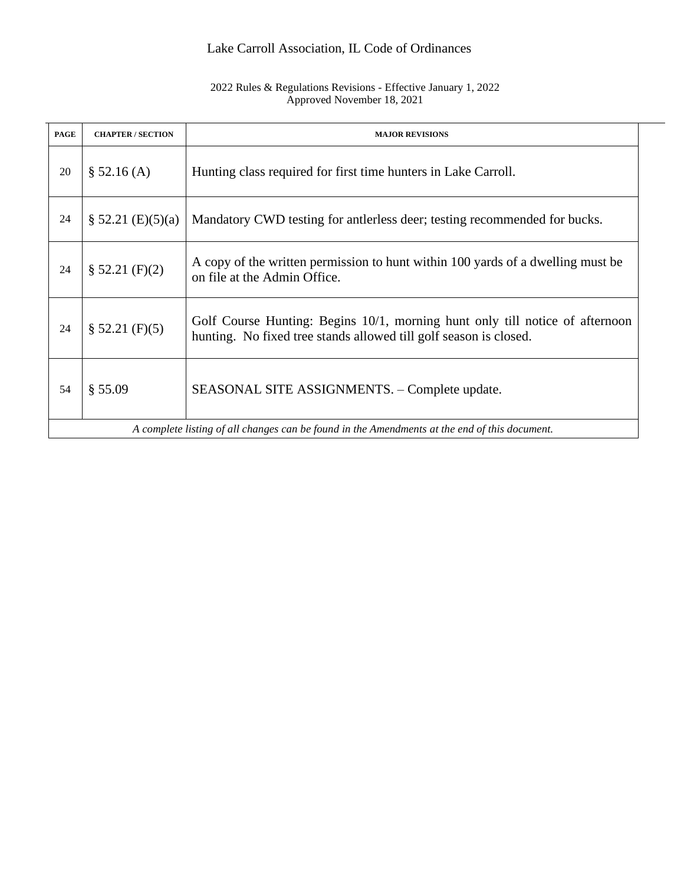# Lake Carroll Association, IL Code of Ordinances

2022 Rules & Regulations Revisions - Effective January 1, 2022
Approved November 18, 2021

| PAGE | CHAPTER / SECTION | MAJOR REVISIONS |
|---|---|---|
| 20 | § 52.16 (A) | Hunting class required for first time hunters in Lake Carroll. |
| 24 | § 52.21 (E)(5)(a) | Mandatory CWD testing for antlerless deer; testing recommended for bucks. |
| 24 | § 52.21 (F)(2) | A copy of the written permission to hunt within 100 yards of a dwelling must be on file at the Admin Office. |
| 24 | § 52.21 (F)(5) | Golf Course Hunting: Begins 10/1, morning hunt only till notice of afternoon hunting. No fixed tree stands allowed till golf season is closed. |
| 54 | § 55.09 | SEASONAL SITE ASSIGNMENTS. – Complete update. |

*A complete listing of all changes can be found in the Amendments at the end of this document.*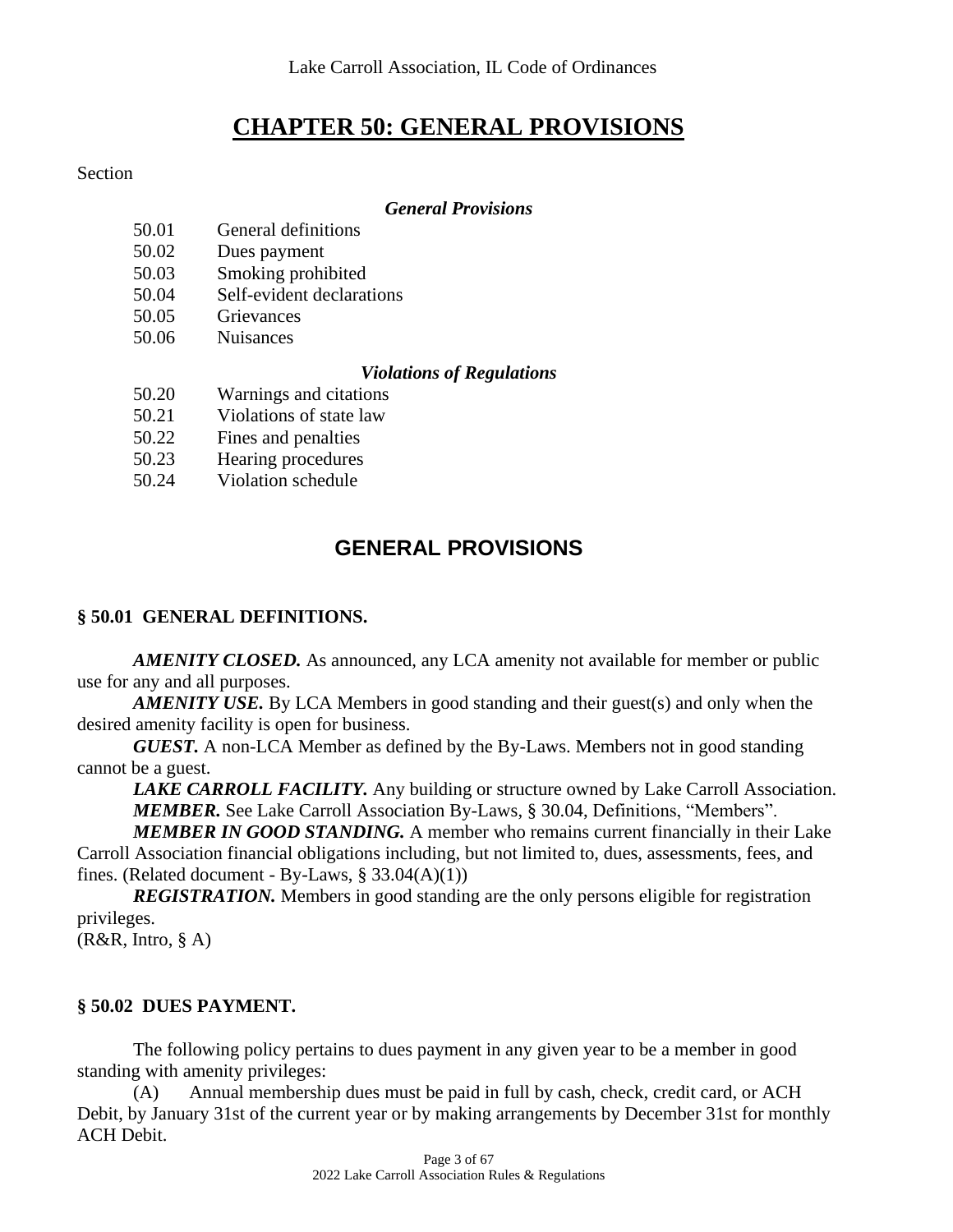# CHAPTER 50: GENERAL PROVISIONS

Section

***General Provisions***

50.01 General definitions
50.02 Dues payment
50.03 Smoking prohibited
50.04 Self-evident declarations
50.05 Grievances
50.06 Nuisances

***Violations of Regulations***

50.20 Warnings and citations
50.21 Violations of state law
50.22 Fines and penalties
50.23 Hearing procedures
50.24 Violation schedule

## GENERAL PROVISIONS

### § 50.01 GENERAL DEFINITIONS.

***AMENITY CLOSED.*** As announced, any LCA amenity not available for member or public use for any and all purposes.

***AMENITY USE.*** By LCA Members in good standing and their guest(s) and only when the desired amenity facility is open for business.

***GUEST.*** A non-LCA Member as defined by the By-Laws. Members not in good standing cannot be a guest.

***LAKE CARROLL FACILITY.*** Any building or structure owned by Lake Carroll Association.

***MEMBER.*** See Lake Carroll Association By-Laws, § 30.04, Definitions, "Members".

***MEMBER IN GOOD STANDING.*** A member who remains current financially in their Lake Carroll Association financial obligations including, but not limited to, dues, assessments, fees, and fines. (Related document - By-Laws, § 33.04(A)(1))

***REGISTRATION.*** Members in good standing are the only persons eligible for registration privileges.

(R&R, Intro, § A)

### § 50.02 DUES PAYMENT.

The following policy pertains to dues payment in any given year to be a member in good standing with amenity privileges:

(A) Annual membership dues must be paid in full by cash, check, credit card, or ACH Debit, by January 31st of the current year or by making arrangements by December 31st for monthly ACH Debit.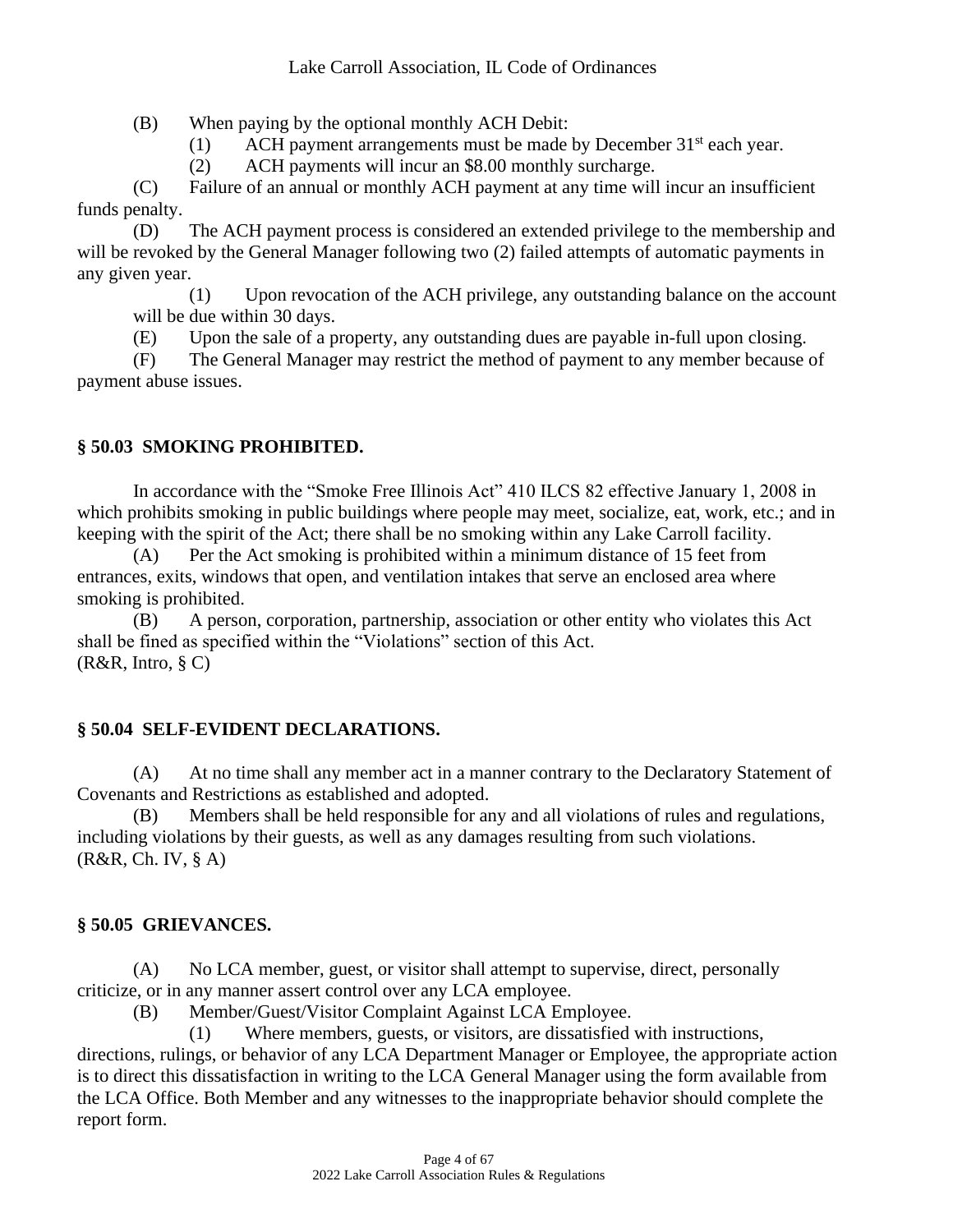(B) When paying by the optional monthly ACH Debit:

(1) ACH payment arrangements must be made by December 31st each year.

(2) ACH payments will incur an $8.00 monthly surcharge.

(C) Failure of an annual or monthly ACH payment at any time will incur an insufficient funds penalty.

(D) The ACH payment process is considered an extended privilege to the membership and will be revoked by the General Manager following two (2) failed attempts of automatic payments in any given year.

(1) Upon revocation of the ACH privilege, any outstanding balance on the account will be due within 30 days.

(E) Upon the sale of a property, any outstanding dues are payable in-full upon closing.

(F) The General Manager may restrict the method of payment to any member because of payment abuse issues.

## § 50.03 SMOKING PROHIBITED.

In accordance with the "Smoke Free Illinois Act" 410 ILCS 82 effective January 1, 2008 in which prohibits smoking in public buildings where people may meet, socialize, eat, work, etc.; and in keeping with the spirit of the Act; there shall be no smoking within any Lake Carroll facility.

(A) Per the Act smoking is prohibited within a minimum distance of 15 feet from entrances, exits, windows that open, and ventilation intakes that serve an enclosed area where smoking is prohibited.

(B) A person, corporation, partnership, association or other entity who violates this Act shall be fined as specified within the "Violations" section of this Act.
(R&R, Intro, § C)

## § 50.04 SELF-EVIDENT DECLARATIONS.

(A) At no time shall any member act in a manner contrary to the Declaratory Statement of Covenants and Restrictions as established and adopted.

(B) Members shall be held responsible for any and all violations of rules and regulations, including violations by their guests, as well as any damages resulting from such violations.
(R&R, Ch. IV, § A)

## § 50.05 GRIEVANCES.

(A) No LCA member, guest, or visitor shall attempt to supervise, direct, personally criticize, or in any manner assert control over any LCA employee.

(B) Member/Guest/Visitor Complaint Against LCA Employee.

(1) Where members, guests, or visitors, are dissatisfied with instructions, directions, rulings, or behavior of any LCA Department Manager or Employee, the appropriate action is to direct this dissatisfaction in writing to the LCA General Manager using the form available from the LCA Office. Both Member and any witnesses to the inappropriate behavior should complete the report form.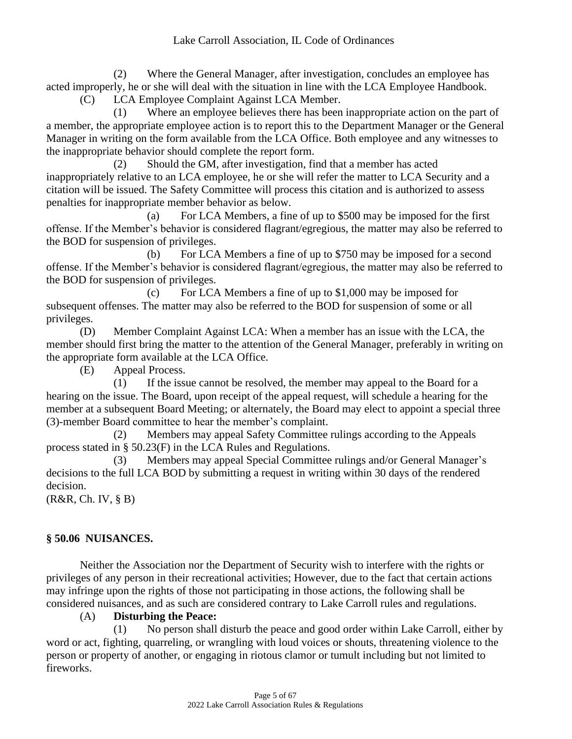(2) Where the General Manager, after investigation, concludes an employee has acted improperly, he or she will deal with the situation in line with the LCA Employee Handbook.

(C) LCA Employee Complaint Against LCA Member.

(1) Where an employee believes there has been inappropriate action on the part of a member, the appropriate employee action is to report this to the Department Manager or the General Manager in writing on the form available from the LCA Office. Both employee and any witnesses to the inappropriate behavior should complete the report form.

(2) Should the GM, after investigation, find that a member has acted inappropriately relative to an LCA employee, he or she will refer the matter to LCA Security and a citation will be issued. The Safety Committee will process this citation and is authorized to assess penalties for inappropriate member behavior as below.

(a) For LCA Members, a fine of up to $500 may be imposed for the first offense. If the Member's behavior is considered flagrant/egregious, the matter may also be referred to the BOD for suspension of privileges.

(b) For LCA Members a fine of up to $750 may be imposed for a second offense. If the Member's behavior is considered flagrant/egregious, the matter may also be referred to the BOD for suspension of privileges.

(c) For LCA Members a fine of up to $1,000 may be imposed for subsequent offenses. The matter may also be referred to the BOD for suspension of some or all privileges.

(D) Member Complaint Against LCA: When a member has an issue with the LCA, the member should first bring the matter to the attention of the General Manager, preferably in writing on the appropriate form available at the LCA Office.

(E) Appeal Process.

(1) If the issue cannot be resolved, the member may appeal to the Board for a hearing on the issue. The Board, upon receipt of the appeal request, will schedule a hearing for the member at a subsequent Board Meeting; or alternately, the Board may elect to appoint a special three (3)-member Board committee to hear the member's complaint.

(2) Members may appeal Safety Committee rulings according to the Appeals process stated in § 50.23(F) in the LCA Rules and Regulations.

(3) Members may appeal Special Committee rulings and/or General Manager's decisions to the full LCA BOD by submitting a request in writing within 30 days of the rendered decision.

(R&R, Ch. IV, § B)

### § 50.06 NUISANCES.

Neither the Association nor the Department of Security wish to interfere with the rights or privileges of any person in their recreational activities; However, due to the fact that certain actions may infringe upon the rights of those not participating in those actions, the following shall be considered nuisances, and as such are considered contrary to Lake Carroll rules and regulations.

(A) **Disturbing the Peace:**

(1) No person shall disturb the peace and good order within Lake Carroll, either by word or act, fighting, quarreling, or wrangling with loud voices or shouts, threatening violence to the person or property of another, or engaging in riotous clamor or tumult including but not limited to fireworks.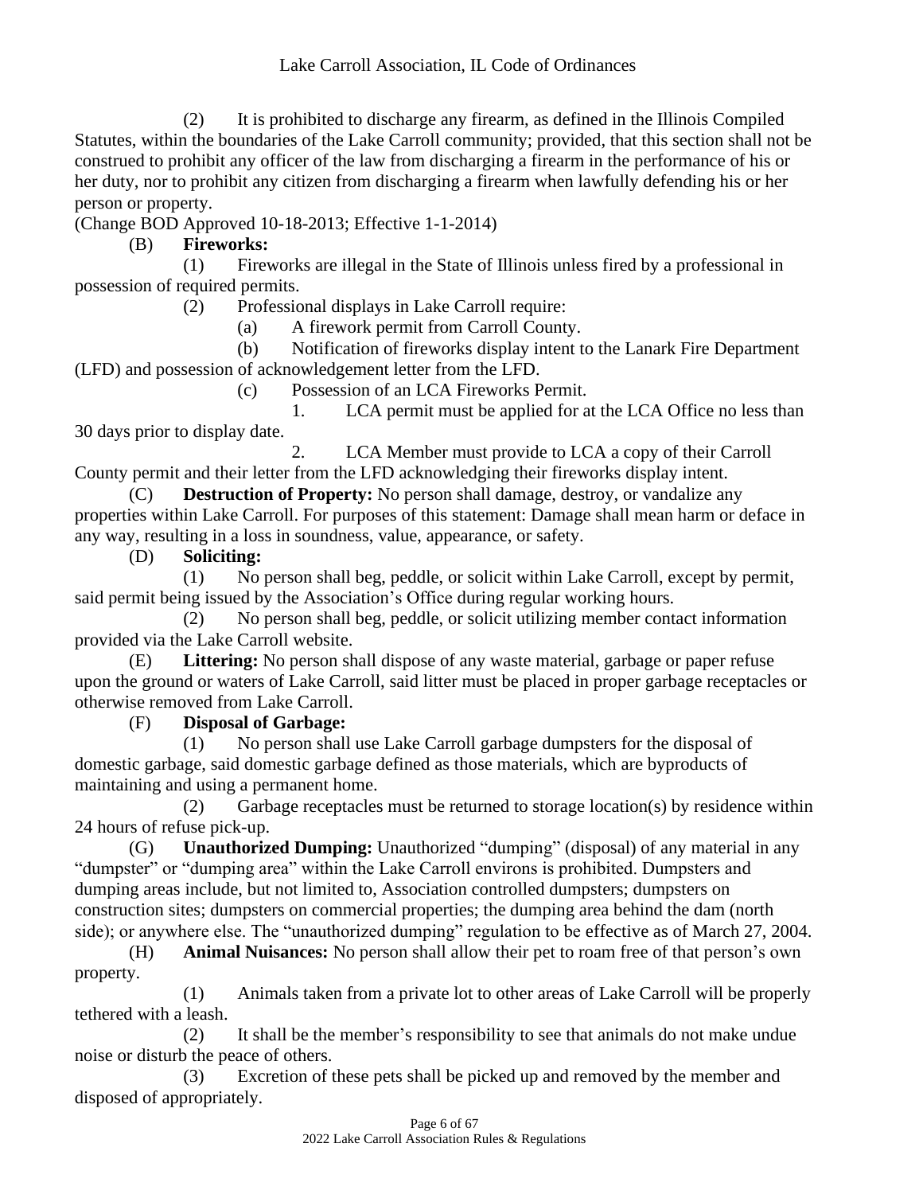(2) It is prohibited to discharge any firearm, as defined in the Illinois Compiled Statutes, within the boundaries of the Lake Carroll community; provided, that this section shall not be construed to prohibit any officer of the law from discharging a firearm in the performance of his or her duty, nor to prohibit any citizen from discharging a firearm when lawfully defending his or her person or property.

(Change BOD Approved 10-18-2013; Effective 1-1-2014)

(B) **Fireworks:**

(1) Fireworks are illegal in the State of Illinois unless fired by a professional in possession of required permits.

(2) Professional displays in Lake Carroll require:

(a) A firework permit from Carroll County.

(b) Notification of fireworks display intent to the Lanark Fire Department (LFD) and possession of acknowledgement letter from the LFD.

(c) Possession of an LCA Fireworks Permit.

1. LCA permit must be applied for at the LCA Office no less than 30 days prior to display date.

2. LCA Member must provide to LCA a copy of their Carroll County permit and their letter from the LFD acknowledging their fireworks display intent.

(C) **Destruction of Property:** No person shall damage, destroy, or vandalize any properties within Lake Carroll. For purposes of this statement: Damage shall mean harm or deface in any way, resulting in a loss in soundness, value, appearance, or safety.

(D) **Soliciting:**

(1) No person shall beg, peddle, or solicit within Lake Carroll, except by permit, said permit being issued by the Association's Office during regular working hours.

(2) No person shall beg, peddle, or solicit utilizing member contact information provided via the Lake Carroll website.

(E) **Littering:** No person shall dispose of any waste material, garbage or paper refuse upon the ground or waters of Lake Carroll, said litter must be placed in proper garbage receptacles or otherwise removed from Lake Carroll.

(F) **Disposal of Garbage:**

(1) No person shall use Lake Carroll garbage dumpsters for the disposal of domestic garbage, said domestic garbage defined as those materials, which are byproducts of maintaining and using a permanent home.

(2) Garbage receptacles must be returned to storage location(s) by residence within 24 hours of refuse pick-up.

(G) **Unauthorized Dumping:** Unauthorized "dumping" (disposal) of any material in any "dumpster" or "dumping area" within the Lake Carroll environs is prohibited. Dumpsters and dumping areas include, but not limited to, Association controlled dumpsters; dumpsters on construction sites; dumpsters on commercial properties; the dumping area behind the dam (north side); or anywhere else. The "unauthorized dumping" regulation to be effective as of March 27, 2004.

(H) **Animal Nuisances:** No person shall allow their pet to roam free of that person's own property.

(1) Animals taken from a private lot to other areas of Lake Carroll will be properly tethered with a leash.

(2) It shall be the member's responsibility to see that animals do not make undue noise or disturb the peace of others.

(3) Excretion of these pets shall be picked up and removed by the member and disposed of appropriately.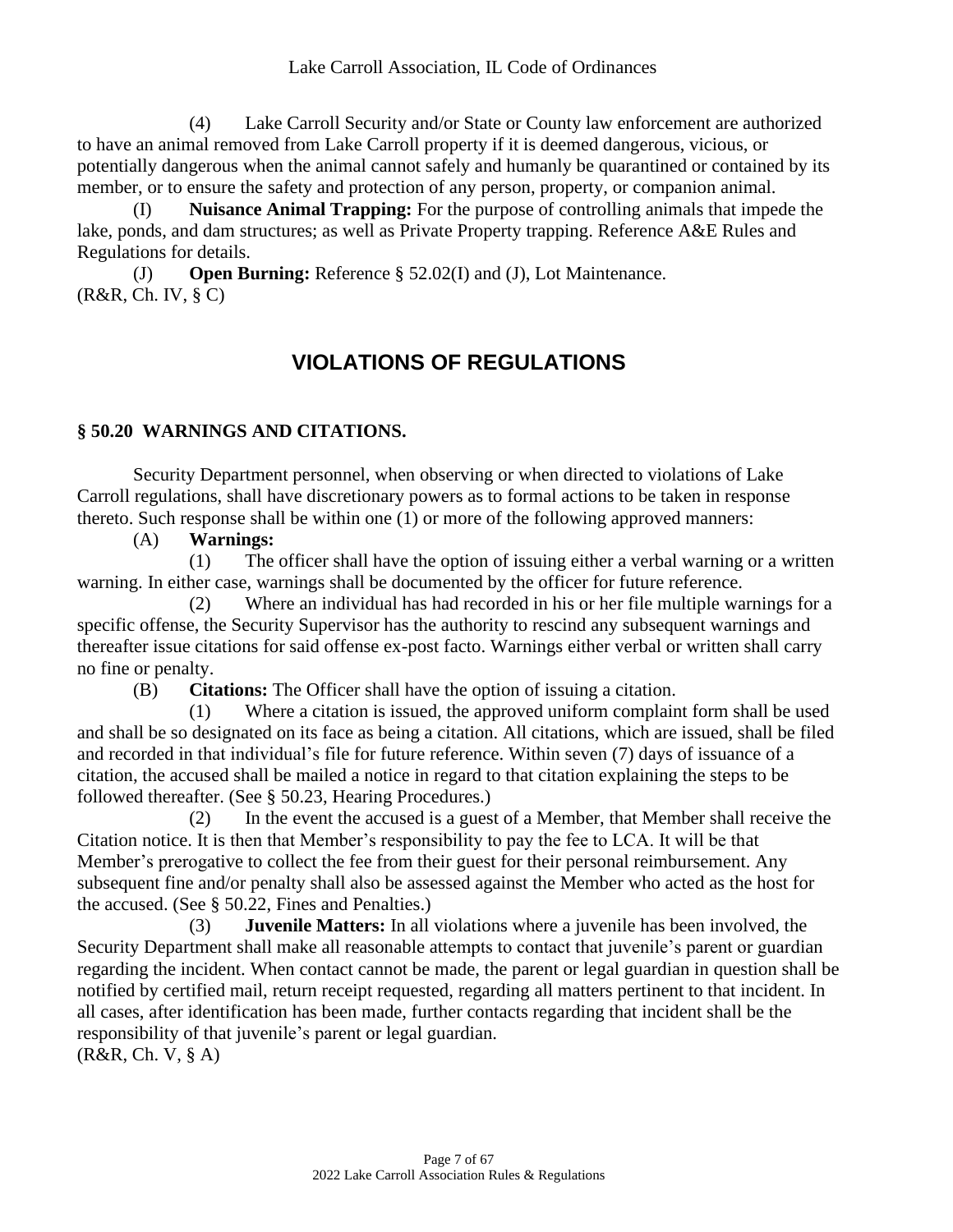(4) Lake Carroll Security and/or State or County law enforcement are authorized to have an animal removed from Lake Carroll property if it is deemed dangerous, vicious, or potentially dangerous when the animal cannot safely and humanly be quarantined or contained by its member, or to ensure the safety and protection of any person, property, or companion animal.

(I) **Nuisance Animal Trapping:** For the purpose of controlling animals that impede the lake, ponds, and dam structures; as well as Private Property trapping. Reference A&E Rules and Regulations for details.

(J) **Open Burning:** Reference § 52.02(I) and (J), Lot Maintenance.
(R&R, Ch. IV, § C)

## VIOLATIONS OF REGULATIONS

### § 50.20 WARNINGS AND CITATIONS.

Security Department personnel, when observing or when directed to violations of Lake Carroll regulations, shall have discretionary powers as to formal actions to be taken in response thereto. Such response shall be within one (1) or more of the following approved manners:

(A) **Warnings:**

(1) The officer shall have the option of issuing either a verbal warning or a written warning. In either case, warnings shall be documented by the officer for future reference.

(2) Where an individual has had recorded in his or her file multiple warnings for a specific offense, the Security Supervisor has the authority to rescind any subsequent warnings and thereafter issue citations for said offense ex-post facto. Warnings either verbal or written shall carry no fine or penalty.

(B) **Citations:** The Officer shall have the option of issuing a citation.

(1) Where a citation is issued, the approved uniform complaint form shall be used and shall be so designated on its face as being a citation. All citations, which are issued, shall be filed and recorded in that individual's file for future reference. Within seven (7) days of issuance of a citation, the accused shall be mailed a notice in regard to that citation explaining the steps to be followed thereafter. (See § 50.23, Hearing Procedures.)

(2) In the event the accused is a guest of a Member, that Member shall receive the Citation notice. It is then that Member's responsibility to pay the fee to LCA. It will be that Member's prerogative to collect the fee from their guest for their personal reimbursement. Any subsequent fine and/or penalty shall also be assessed against the Member who acted as the host for the accused. (See § 50.22, Fines and Penalties.)

(3) **Juvenile Matters:** In all violations where a juvenile has been involved, the Security Department shall make all reasonable attempts to contact that juvenile's parent or guardian regarding the incident. When contact cannot be made, the parent or legal guardian in question shall be notified by certified mail, return receipt requested, regarding all matters pertinent to that incident. In all cases, after identification has been made, further contacts regarding that incident shall be the responsibility of that juvenile's parent or legal guardian.
(R&R, Ch. V, § A)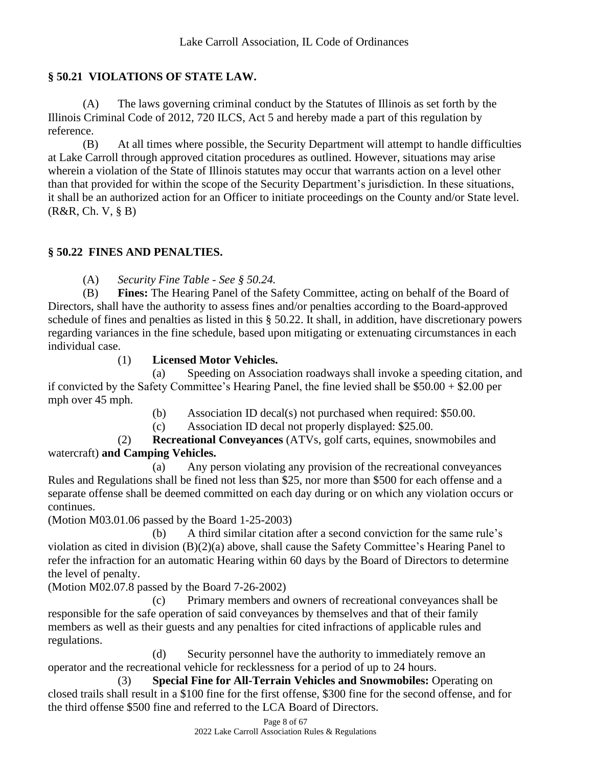## § 50.21 VIOLATIONS OF STATE LAW.

(A) The laws governing criminal conduct by the Statutes of Illinois as set forth by the Illinois Criminal Code of 2012, 720 ILCS, Act 5 and hereby made a part of this regulation by reference.

(B) At all times where possible, the Security Department will attempt to handle difficulties at Lake Carroll through approved citation procedures as outlined. However, situations may arise wherein a violation of the State of Illinois statutes may occur that warrants action on a level other than that provided for within the scope of the Security Department's jurisdiction. In these situations, it shall be an authorized action for an Officer to initiate proceedings on the County and/or State level. (R&R, Ch. V, § B)

## § 50.22 FINES AND PENALTIES.

(A) *Security Fine Table - See § 50.24.*

(B) **Fines:** The Hearing Panel of the Safety Committee, acting on behalf of the Board of Directors, shall have the authority to assess fines and/or penalties according to the Board-approved schedule of fines and penalties as listed in this § 50.22. It shall, in addition, have discretionary powers regarding variances in the fine schedule, based upon mitigating or extenuating circumstances in each individual case.

(1) **Licensed Motor Vehicles.**

(a) Speeding on Association roadways shall invoke a speeding citation, and if convicted by the Safety Committee's Hearing Panel, the fine levied shall be $50.00 + $2.00 per mph over 45 mph.

(b) Association ID decal(s) not purchased when required: $50.00.

(c) Association ID decal not properly displayed: $25.00.

(2) **Recreational Conveyances** (ATVs, golf carts, equines, snowmobiles and watercraft) **and Camping Vehicles.**

(a) Any person violating any provision of the recreational conveyances Rules and Regulations shall be fined not less than $25, nor more than $500 for each offense and a separate offense shall be deemed committed on each day during or on which any violation occurs or continues.

(Motion M03.01.06 passed by the Board 1-25-2003)

(b) A third similar citation after a second conviction for the same rule's violation as cited in division (B)(2)(a) above, shall cause the Safety Committee's Hearing Panel to refer the infraction for an automatic Hearing within 60 days by the Board of Directors to determine the level of penalty.

(Motion M02.07.8 passed by the Board 7-26-2002)

(c) Primary members and owners of recreational conveyances shall be responsible for the safe operation of said conveyances by themselves and that of their family members as well as their guests and any penalties for cited infractions of applicable rules and regulations.

(d) Security personnel have the authority to immediately remove an operator and the recreational vehicle for recklessness for a period of up to 24 hours.

(3) **Special Fine for All-Terrain Vehicles and Snowmobiles:** Operating on closed trails shall result in a $100 fine for the first offense, $300 fine for the second offense, and for the third offense $500 fine and referred to the LCA Board of Directors.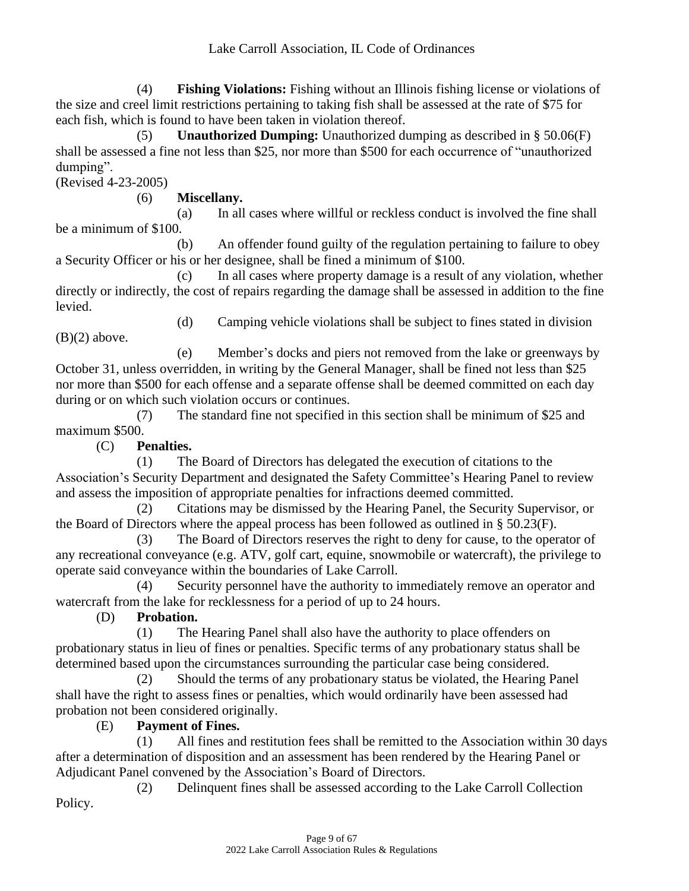(4) **Fishing Violations:** Fishing without an Illinois fishing license or violations of the size and creel limit restrictions pertaining to taking fish shall be assessed at the rate of $75 for each fish, which is found to have been taken in violation thereof.

(5) **Unauthorized Dumping:** Unauthorized dumping as described in § 50.06(F) shall be assessed a fine not less than $25, nor more than $500 for each occurrence of "unauthorized dumping".

(Revised 4-23-2005)

(6) **Miscellany.**

(a) In all cases where willful or reckless conduct is involved the fine shall be a minimum of $100.

(b) An offender found guilty of the regulation pertaining to failure to obey a Security Officer or his or her designee, shall be fined a minimum of $100.

(c) In all cases where property damage is a result of any violation, whether directly or indirectly, the cost of repairs regarding the damage shall be assessed in addition to the fine levied.

(d) Camping vehicle violations shall be subject to fines stated in division (B)(2) above.

(e) Member's docks and piers not removed from the lake or greenways by October 31, unless overridden, in writing by the General Manager, shall be fined not less than $25 nor more than $500 for each offense and a separate offense shall be deemed committed on each day during or on which such violation occurs or continues.

(7) The standard fine not specified in this section shall be minimum of $25 and maximum $500.

(C) **Penalties.**

(1) The Board of Directors has delegated the execution of citations to the Association's Security Department and designated the Safety Committee's Hearing Panel to review and assess the imposition of appropriate penalties for infractions deemed committed.

(2) Citations may be dismissed by the Hearing Panel, the Security Supervisor, or the Board of Directors where the appeal process has been followed as outlined in § 50.23(F).

(3) The Board of Directors reserves the right to deny for cause, to the operator of any recreational conveyance (e.g. ATV, golf cart, equine, snowmobile or watercraft), the privilege to operate said conveyance within the boundaries of Lake Carroll.

(4) Security personnel have the authority to immediately remove an operator and watercraft from the lake for recklessness for a period of up to 24 hours.

(D) **Probation.**

(1) The Hearing Panel shall also have the authority to place offenders on probationary status in lieu of fines or penalties. Specific terms of any probationary status shall be determined based upon the circumstances surrounding the particular case being considered.

(2) Should the terms of any probationary status be violated, the Hearing Panel shall have the right to assess fines or penalties, which would ordinarily have been assessed had probation not been considered originally.

(E) **Payment of Fines.**

(1) All fines and restitution fees shall be remitted to the Association within 30 days after a determination of disposition and an assessment has been rendered by the Hearing Panel or Adjudicant Panel convened by the Association's Board of Directors.

(2) Delinquent fines shall be assessed according to the Lake Carroll Collection Policy.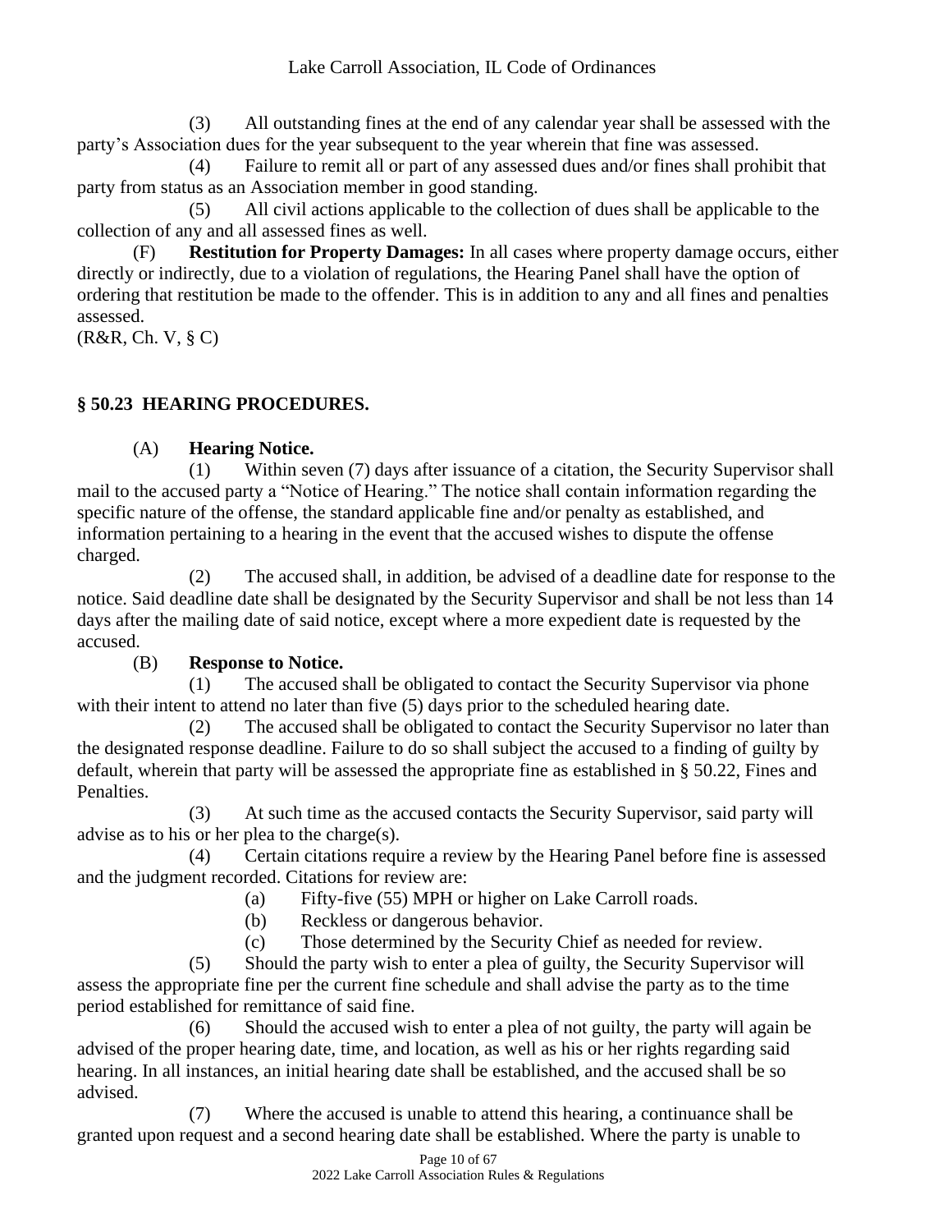(3) All outstanding fines at the end of any calendar year shall be assessed with the party's Association dues for the year subsequent to the year wherein that fine was assessed.

(4) Failure to remit all or part of any assessed dues and/or fines shall prohibit that party from status as an Association member in good standing.

(5) All civil actions applicable to the collection of dues shall be applicable to the collection of any and all assessed fines as well.

(F) **Restitution for Property Damages:** In all cases where property damage occurs, either directly or indirectly, due to a violation of regulations, the Hearing Panel shall have the option of ordering that restitution be made to the offender. This is in addition to any and all fines and penalties assessed.

(R&R, Ch. V, § C)

## § 50.23 HEARING PROCEDURES.

(A) **Hearing Notice.**

(1) Within seven (7) days after issuance of a citation, the Security Supervisor shall mail to the accused party a "Notice of Hearing." The notice shall contain information regarding the specific nature of the offense, the standard applicable fine and/or penalty as established, and information pertaining to a hearing in the event that the accused wishes to dispute the offense charged.

(2) The accused shall, in addition, be advised of a deadline date for response to the notice. Said deadline date shall be designated by the Security Supervisor and shall be not less than 14 days after the mailing date of said notice, except where a more expedient date is requested by the accused.

(B) **Response to Notice.**

(1) The accused shall be obligated to contact the Security Supervisor via phone with their intent to attend no later than five (5) days prior to the scheduled hearing date.

(2) The accused shall be obligated to contact the Security Supervisor no later than the designated response deadline. Failure to do so shall subject the accused to a finding of guilty by default, wherein that party will be assessed the appropriate fine as established in § 50.22, Fines and Penalties.

(3) At such time as the accused contacts the Security Supervisor, said party will advise as to his or her plea to the charge(s).

(4) Certain citations require a review by the Hearing Panel before fine is assessed and the judgment recorded. Citations for review are:

(a) Fifty-five (55) MPH or higher on Lake Carroll roads.

(b) Reckless or dangerous behavior.

(c) Those determined by the Security Chief as needed for review.

(5) Should the party wish to enter a plea of guilty, the Security Supervisor will assess the appropriate fine per the current fine schedule and shall advise the party as to the time period established for remittance of said fine.

(6) Should the accused wish to enter a plea of not guilty, the party will again be advised of the proper hearing date, time, and location, as well as his or her rights regarding said hearing. In all instances, an initial hearing date shall be established, and the accused shall be so advised.

(7) Where the accused is unable to attend this hearing, a continuance shall be granted upon request and a second hearing date shall be established. Where the party is unable to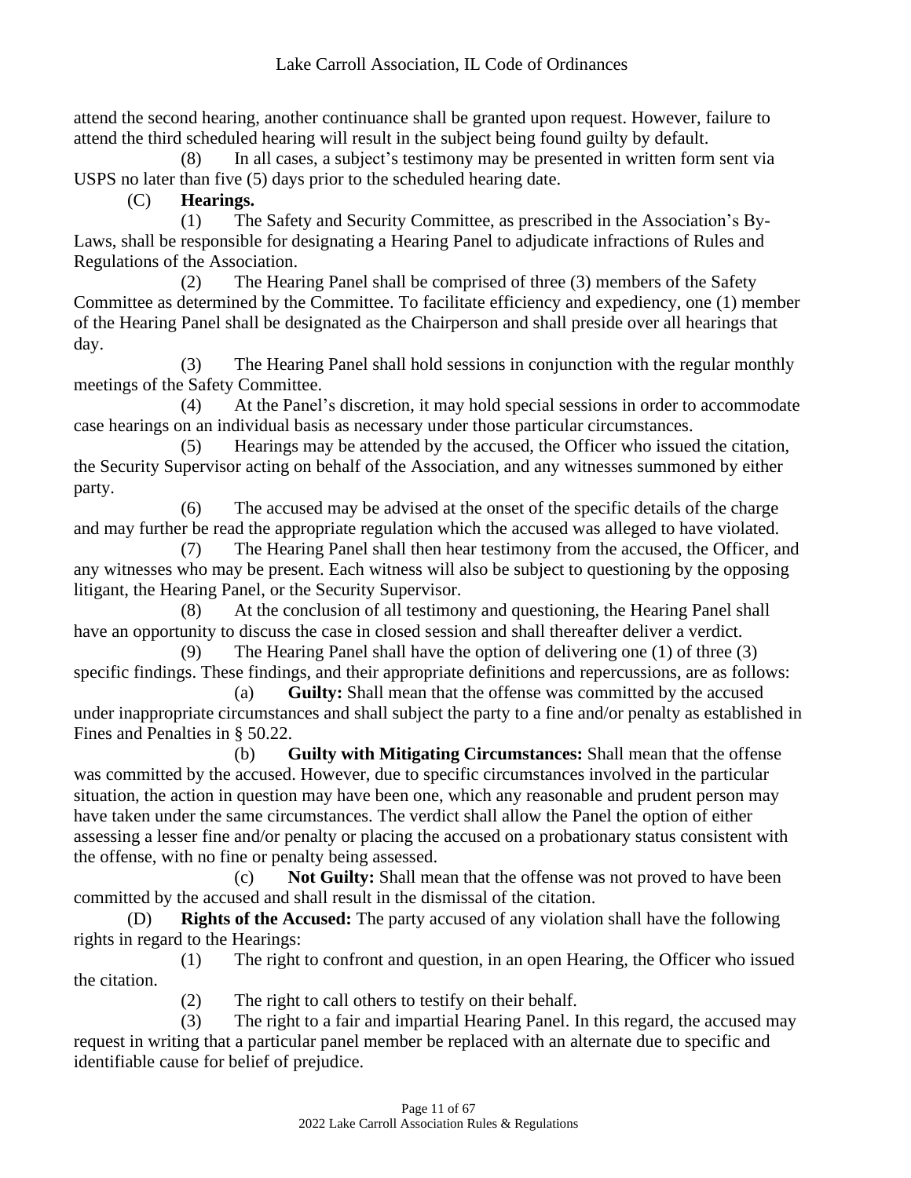attend the second hearing, another continuance shall be granted upon request. However, failure to attend the third scheduled hearing will result in the subject being found guilty by default.

(8) In all cases, a subject's testimony may be presented in written form sent via USPS no later than five (5) days prior to the scheduled hearing date.

(C) **Hearings.**

(1) The Safety and Security Committee, as prescribed in the Association's By-Laws, shall be responsible for designating a Hearing Panel to adjudicate infractions of Rules and Regulations of the Association.

(2) The Hearing Panel shall be comprised of three (3) members of the Safety Committee as determined by the Committee. To facilitate efficiency and expediency, one (1) member of the Hearing Panel shall be designated as the Chairperson and shall preside over all hearings that day.

(3) The Hearing Panel shall hold sessions in conjunction with the regular monthly meetings of the Safety Committee.

(4) At the Panel's discretion, it may hold special sessions in order to accommodate case hearings on an individual basis as necessary under those particular circumstances.

(5) Hearings may be attended by the accused, the Officer who issued the citation, the Security Supervisor acting on behalf of the Association, and any witnesses summoned by either party.

(6) The accused may be advised at the onset of the specific details of the charge and may further be read the appropriate regulation which the accused was alleged to have violated.

(7) The Hearing Panel shall then hear testimony from the accused, the Officer, and any witnesses who may be present. Each witness will also be subject to questioning by the opposing litigant, the Hearing Panel, or the Security Supervisor.

(8) At the conclusion of all testimony and questioning, the Hearing Panel shall have an opportunity to discuss the case in closed session and shall thereafter deliver a verdict.

(9) The Hearing Panel shall have the option of delivering one (1) of three (3) specific findings. These findings, and their appropriate definitions and repercussions, are as follows:

(a) **Guilty:** Shall mean that the offense was committed by the accused under inappropriate circumstances and shall subject the party to a fine and/or penalty as established in Fines and Penalties in § 50.22.

(b) **Guilty with Mitigating Circumstances:** Shall mean that the offense was committed by the accused. However, due to specific circumstances involved in the particular situation, the action in question may have been one, which any reasonable and prudent person may have taken under the same circumstances. The verdict shall allow the Panel the option of either assessing a lesser fine and/or penalty or placing the accused on a probationary status consistent with the offense, with no fine or penalty being assessed.

(c) **Not Guilty:** Shall mean that the offense was not proved to have been committed by the accused and shall result in the dismissal of the citation.

(D) **Rights of the Accused:** The party accused of any violation shall have the following rights in regard to the Hearings:

(1) The right to confront and question, in an open Hearing, the Officer who issued the citation.

(2) The right to call others to testify on their behalf.

(3) The right to a fair and impartial Hearing Panel. In this regard, the accused may request in writing that a particular panel member be replaced with an alternate due to specific and identifiable cause for belief of prejudice.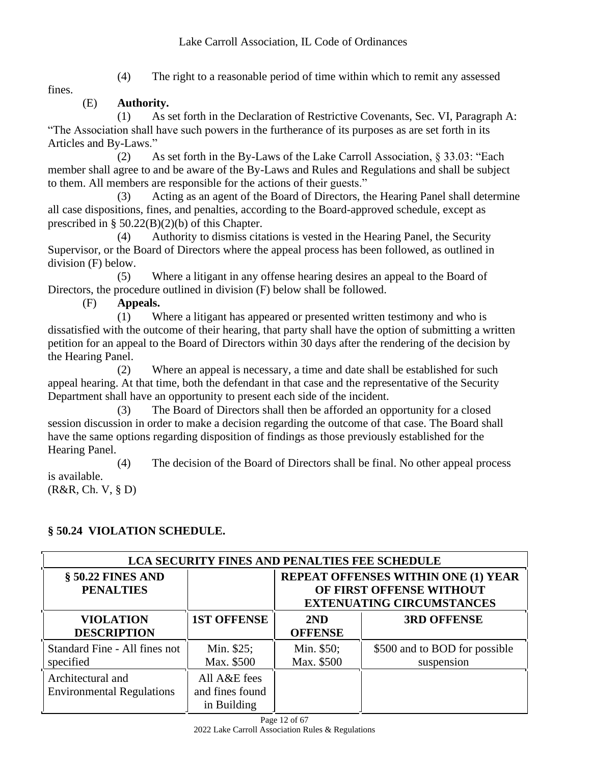(4) The right to a reasonable period of time within which to remit any assessed fines.

(E) **Authority.**

(1) As set forth in the Declaration of Restrictive Covenants, Sec. VI, Paragraph A: "The Association shall have such powers in the furtherance of its purposes as are set forth in its Articles and By-Laws."

(2) As set forth in the By-Laws of the Lake Carroll Association, § 33.03: "Each member shall agree to and be aware of the By-Laws and Rules and Regulations and shall be subject to them. All members are responsible for the actions of their guests."

(3) Acting as an agent of the Board of Directors, the Hearing Panel shall determine all case dispositions, fines, and penalties, according to the Board-approved schedule, except as prescribed in § 50.22(B)(2)(b) of this Chapter.

(4) Authority to dismiss citations is vested in the Hearing Panel, the Security Supervisor, or the Board of Directors where the appeal process has been followed, as outlined in division (F) below.

(5) Where a litigant in any offense hearing desires an appeal to the Board of Directors, the procedure outlined in division (F) below shall be followed.

(F) **Appeals.**

(1) Where a litigant has appeared or presented written testimony and who is dissatisfied with the outcome of their hearing, that party shall have the option of submitting a written petition for an appeal to the Board of Directors within 30 days after the rendering of the decision by the Hearing Panel.

(2) Where an appeal is necessary, a time and date shall be established for such appeal hearing. At that time, both the defendant in that case and the representative of the Security Department shall have an opportunity to present each side of the incident.

(3) The Board of Directors shall then be afforded an opportunity for a closed session discussion in order to make a decision regarding the outcome of that case. The Board shall have the same options regarding disposition of findings as those previously established for the Hearing Panel.

(4) The decision of the Board of Directors shall be final. No other appeal process is available.

(R&R, Ch. V, § D)

## § 50.24 VIOLATION SCHEDULE.

| **LCA SECURITY FINES AND PENALTIES FEE SCHEDULE** | | | |
|---|---|---|---|
| **§ 50.22 FINES AND PENALTIES** | | **REPEAT OFFENSES WITHIN ONE (1) YEAR OF FIRST OFFENSE WITHOUT EXTENUATING CIRCUMSTANCES** | |
| **VIOLATION DESCRIPTION** | **1ST OFFENSE** | **2ND OFFENSE** | **3RD OFFENSE** |
| Standard Fine - All fines not specified | Min. $25; Max. $500 | Min. $50; Max. $500 | $500 and to BOD for possible suspension |
| Architectural and Environmental Regulations | All A&E fees and fines found in Building | | |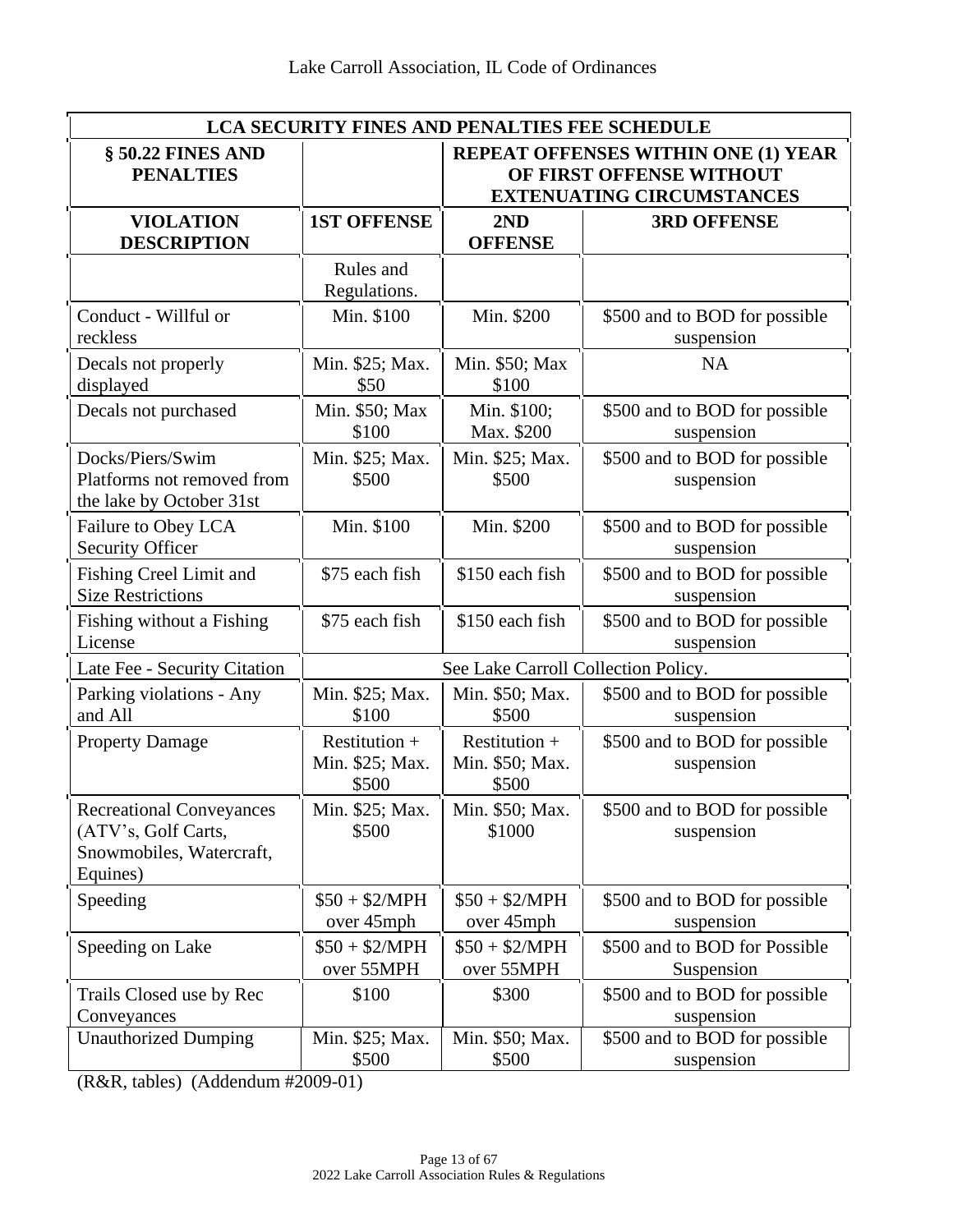| LCA SECURITY FINES AND PENALTIES FEE SCHEDULE | | | |
|---|---|---|---|
| **§ 50.22 FINES AND PENALTIES** | | **REPEAT OFFENSES WITHIN ONE (1) YEAR OF FIRST OFFENSE WITHOUT EXTENUATING CIRCUMSTANCES** | |
| **VIOLATION DESCRIPTION** | **1ST OFFENSE** | **2ND OFFENSE** | **3RD OFFENSE** |
| | Rules and Regulations. | | |
| Conduct - Willful or reckless | Min. $100 | Min. $200 | $500 and to BOD for possible suspension |
| Decals not properly displayed | Min. $25; Max. $50 | Min. $50; Max $100 | NA |
| Decals not purchased | Min. $50; Max $100 | Min. $100; Max. $200 | $500 and to BOD for possible suspension |
| Docks/Piers/Swim Platforms not removed from the lake by October 31st | Min. $25; Max. $500 | Min. $25; Max. $500 | $500 and to BOD for possible suspension |
| Failure to Obey LCA Security Officer | Min. $100 | Min. $200 | $500 and to BOD for possible suspension |
| Fishing Creel Limit and Size Restrictions | $75 each fish | $150 each fish | $500 and to BOD for possible suspension |
| Fishing without a Fishing License | $75 each fish | $150 each fish | $500 and to BOD for possible suspension |
| Late Fee - Security Citation | See Lake Carroll Collection Policy. | | |
| Parking violations - Any and All | Min. $25; Max. $100 | Min. $50; Max. $500 | $500 and to BOD for possible suspension |
| Property Damage | Restitution + Min. $25; Max. $500 | Restitution + Min. $50; Max. $500 | $500 and to BOD for possible suspension |
| Recreational Conveyances (ATV's, Golf Carts, Snowmobiles, Watercraft, Equines) | Min. $25; Max. $500 | Min. $50; Max. $1000 | $500 and to BOD for possible suspension |
| Speeding | $50 + $2/MPH over 45mph | $50 + $2/MPH over 45mph | $500 and to BOD for possible suspension |
| Speeding on Lake | $50 + $2/MPH over 55MPH | $50 + $2/MPH over 55MPH | $500 and to BOD for Possible Suspension |
| Trails Closed use by Rec Conveyances | $100 | $300 | $500 and to BOD for possible suspension |
| Unauthorized Dumping | Min. $25; Max. $500 | Min. $50; Max. $500 | $500 and to BOD for possible suspension |

(R&R, tables) (Addendum #2009-01)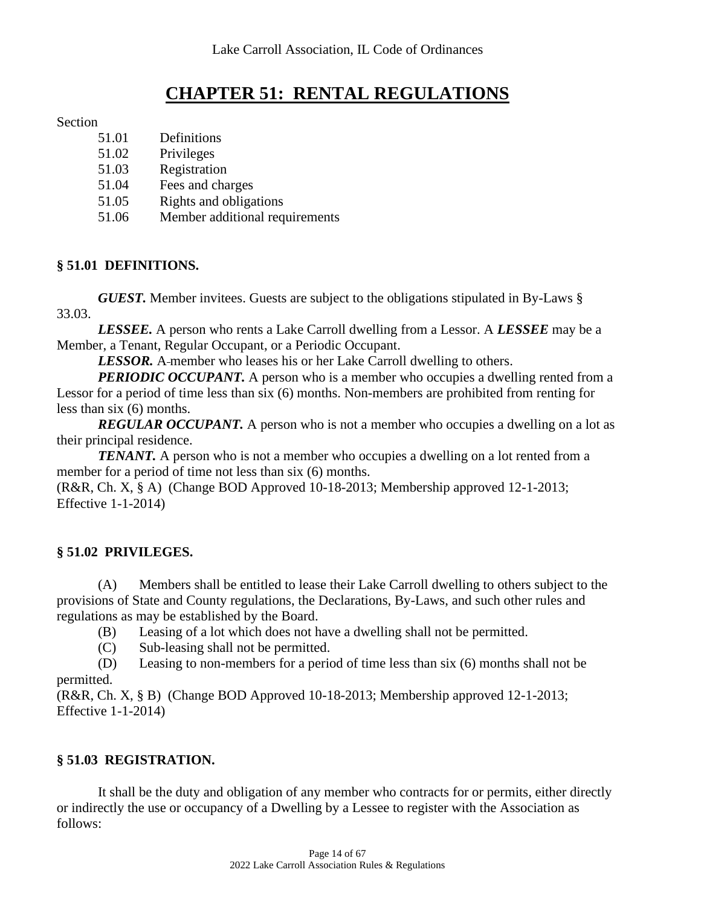# CHAPTER 51: RENTAL REGULATIONS

Section

51.01 Definitions
51.02 Privileges
51.03 Registration
51.04 Fees and charges
51.05 Rights and obligations
51.06 Member additional requirements

### § 51.01 DEFINITIONS.

***GUEST.*** Member invitees. Guests are subject to the obligations stipulated in By-Laws § 33.03.

***LESSEE.*** A person who rents a Lake Carroll dwelling from a Lessor. A ***LESSEE*** may be a Member, a Tenant, Regular Occupant, or a Periodic Occupant.

***LESSOR.*** A member who leases his or her Lake Carroll dwelling to others.

***PERIODIC OCCUPANT.*** A person who is a member who occupies a dwelling rented from a Lessor for a period of time less than six (6) months. Non-members are prohibited from renting for less than six (6) months.

***REGULAR OCCUPANT.*** A person who is not a member who occupies a dwelling on a lot as their principal residence.

***TENANT.*** A person who is not a member who occupies a dwelling on a lot rented from a member for a period of time not less than six (6) months.

(R&R, Ch. X, § A) (Change BOD Approved 10-18-2013; Membership approved 12-1-2013; Effective 1-1-2014)

### § 51.02 PRIVILEGES.

(A) Members shall be entitled to lease their Lake Carroll dwelling to others subject to the provisions of State and County regulations, the Declarations, By-Laws, and such other rules and regulations as may be established by the Board.

(B) Leasing of a lot which does not have a dwelling shall not be permitted.

(C) Sub-leasing shall not be permitted.

(D) Leasing to non-members for a period of time less than six (6) months shall not be permitted.

(R&R, Ch. X, § B) (Change BOD Approved 10-18-2013; Membership approved 12-1-2013; Effective 1-1-2014)

### § 51.03 REGISTRATION.

It shall be the duty and obligation of any member who contracts for or permits, either directly or indirectly the use or occupancy of a Dwelling by a Lessee to register with the Association as follows: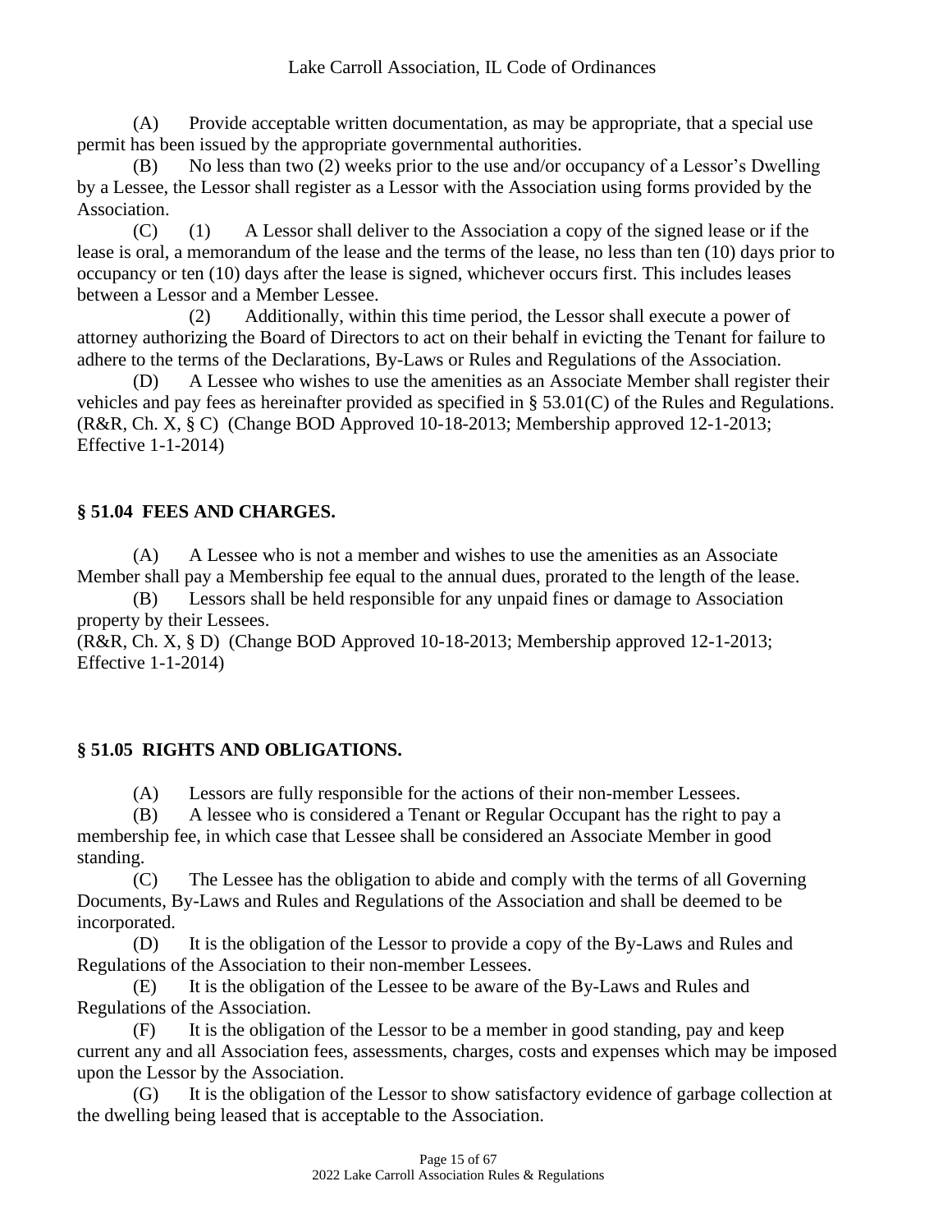(A) Provide acceptable written documentation, as may be appropriate, that a special use permit has been issued by the appropriate governmental authorities.

(B) No less than two (2) weeks prior to the use and/or occupancy of a Lessor's Dwelling by a Lessee, the Lessor shall register as a Lessor with the Association using forms provided by the Association.

(C) (1) A Lessor shall deliver to the Association a copy of the signed lease or if the lease is oral, a memorandum of the lease and the terms of the lease, no less than ten (10) days prior to occupancy or ten (10) days after the lease is signed, whichever occurs first. This includes leases between a Lessor and a Member Lessee.

(2) Additionally, within this time period, the Lessor shall execute a power of attorney authorizing the Board of Directors to act on their behalf in evicting the Tenant for failure to adhere to the terms of the Declarations, By-Laws or Rules and Regulations of the Association.

(D) A Lessee who wishes to use the amenities as an Associate Member shall register their vehicles and pay fees as hereinafter provided as specified in § 53.01(C) of the Rules and Regulations.
(R&R, Ch. X, § C) (Change BOD Approved 10-18-2013; Membership approved 12-1-2013; Effective 1-1-2014)

## § 51.04 FEES AND CHARGES.

(A) A Lessee who is not a member and wishes to use the amenities as an Associate Member shall pay a Membership fee equal to the annual dues, prorated to the length of the lease.

(B) Lessors shall be held responsible for any unpaid fines or damage to Association property by their Lessees.
(R&R, Ch. X, § D) (Change BOD Approved 10-18-2013; Membership approved 12-1-2013; Effective 1-1-2014)

## § 51.05 RIGHTS AND OBLIGATIONS.

(A) Lessors are fully responsible for the actions of their non-member Lessees.

(B) A lessee who is considered a Tenant or Regular Occupant has the right to pay a membership fee, in which case that Lessee shall be considered an Associate Member in good standing.

(C) The Lessee has the obligation to abide and comply with the terms of all Governing Documents, By-Laws and Rules and Regulations of the Association and shall be deemed to be incorporated.

(D) It is the obligation of the Lessor to provide a copy of the By-Laws and Rules and Regulations of the Association to their non-member Lessees.

(E) It is the obligation of the Lessee to be aware of the By-Laws and Rules and Regulations of the Association.

(F) It is the obligation of the Lessor to be a member in good standing, pay and keep current any and all Association fees, assessments, charges, costs and expenses which may be imposed upon the Lessor by the Association.

(G) It is the obligation of the Lessor to show satisfactory evidence of garbage collection at the dwelling being leased that is acceptable to the Association.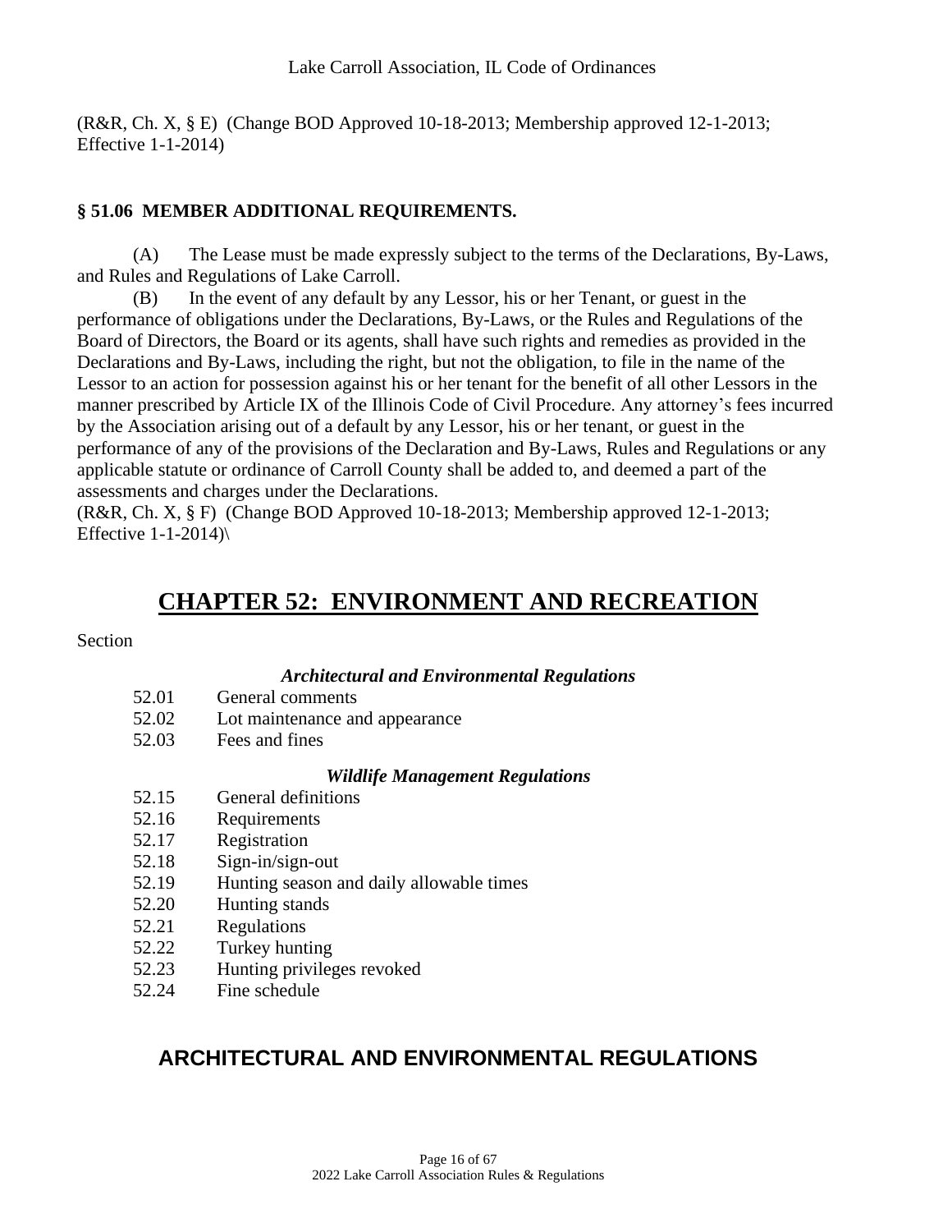(R&R, Ch. X, § E) (Change BOD Approved 10-18-2013; Membership approved 12-1-2013; Effective 1-1-2014)

### § 51.06 MEMBER ADDITIONAL REQUIREMENTS.

(A) The Lease must be made expressly subject to the terms of the Declarations, By-Laws, and Rules and Regulations of Lake Carroll.

(B) In the event of any default by any Lessor, his or her Tenant, or guest in the performance of obligations under the Declarations, By-Laws, or the Rules and Regulations of the Board of Directors, the Board or its agents, shall have such rights and remedies as provided in the Declarations and By-Laws, including the right, but not the obligation, to file in the name of the Lessor to an action for possession against his or her tenant for the benefit of all other Lessors in the manner prescribed by Article IX of the Illinois Code of Civil Procedure. Any attorney's fees incurred by the Association arising out of a default by any Lessor, his or her tenant, or guest in the performance of any of the provisions of the Declaration and By-Laws, Rules and Regulations or any applicable statute or ordinance of Carroll County shall be added to, and deemed a part of the assessments and charges under the Declarations.

(R&R, Ch. X, § F) (Change BOD Approved 10-18-2013; Membership approved 12-1-2013; Effective 1-1-2014)\

# CHAPTER 52: ENVIRONMENT AND RECREATION

Section

***Architectural and Environmental Regulations***

52.01 General comments
52.02 Lot maintenance and appearance
52.03 Fees and fines

***Wildlife Management Regulations***

52.15 General definitions
52.16 Requirements
52.17 Registration
52.18 Sign-in/sign-out
52.19 Hunting season and daily allowable times
52.20 Hunting stands
52.21 Regulations
52.22 Turkey hunting
52.23 Hunting privileges revoked
52.24 Fine schedule

## ARCHITECTURAL AND ENVIRONMENTAL REGULATIONS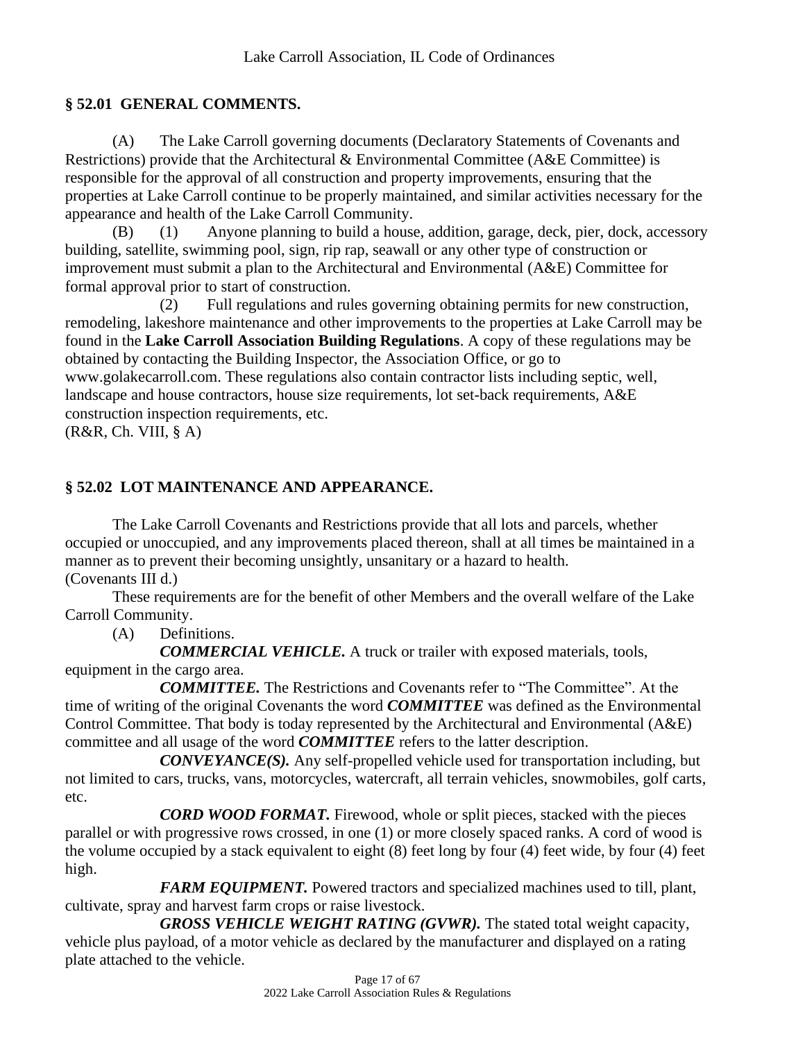## § 52.01 GENERAL COMMENTS.

(A) The Lake Carroll governing documents (Declaratory Statements of Covenants and Restrictions) provide that the Architectural & Environmental Committee (A&E Committee) is responsible for the approval of all construction and property improvements, ensuring that the properties at Lake Carroll continue to be properly maintained, and similar activities necessary for the appearance and health of the Lake Carroll Community.

(B) (1) Anyone planning to build a house, addition, garage, deck, pier, dock, accessory building, satellite, swimming pool, sign, rip rap, seawall or any other type of construction or improvement must submit a plan to the Architectural and Environmental (A&E) Committee for formal approval prior to start of construction.

(2) Full regulations and rules governing obtaining permits for new construction, remodeling, lakeshore maintenance and other improvements to the properties at Lake Carroll may be found in the **Lake Carroll Association Building Regulations**. A copy of these regulations may be obtained by contacting the Building Inspector, the Association Office, or go to www.golakecarroll.com. These regulations also contain contractor lists including septic, well, landscape and house contractors, house size requirements, lot set-back requirements, A&E construction inspection requirements, etc.

(R&R, Ch. VIII, § A)

## § 52.02 LOT MAINTENANCE AND APPEARANCE.

The Lake Carroll Covenants and Restrictions provide that all lots and parcels, whether occupied or unoccupied, and any improvements placed thereon, shall at all times be maintained in a manner as to prevent their becoming unsightly, unsanitary or a hazard to health.
(Covenants III d.)

These requirements are for the benefit of other Members and the overall welfare of the Lake Carroll Community.

(A) Definitions.

***COMMERCIAL VEHICLE.*** A truck or trailer with exposed materials, tools, equipment in the cargo area.

***COMMITTEE.*** The Restrictions and Covenants refer to "The Committee". At the time of writing of the original Covenants the word ***COMMITTEE*** was defined as the Environmental Control Committee. That body is today represented by the Architectural and Environmental (A&E) committee and all usage of the word ***COMMITTEE*** refers to the latter description.

***CONVEYANCE(S).*** Any self-propelled vehicle used for transportation including, but not limited to cars, trucks, vans, motorcycles, watercraft, all terrain vehicles, snowmobiles, golf carts, etc.

***CORD WOOD FORMAT.*** Firewood, whole or split pieces, stacked with the pieces parallel or with progressive rows crossed, in one (1) or more closely spaced ranks. A cord of wood is the volume occupied by a stack equivalent to eight (8) feet long by four (4) feet wide, by four (4) feet high.

***FARM EQUIPMENT.*** Powered tractors and specialized machines used to till, plant, cultivate, spray and harvest farm crops or raise livestock.

***GROSS VEHICLE WEIGHT RATING (GVWR).*** The stated total weight capacity, vehicle plus payload, of a motor vehicle as declared by the manufacturer and displayed on a rating plate attached to the vehicle.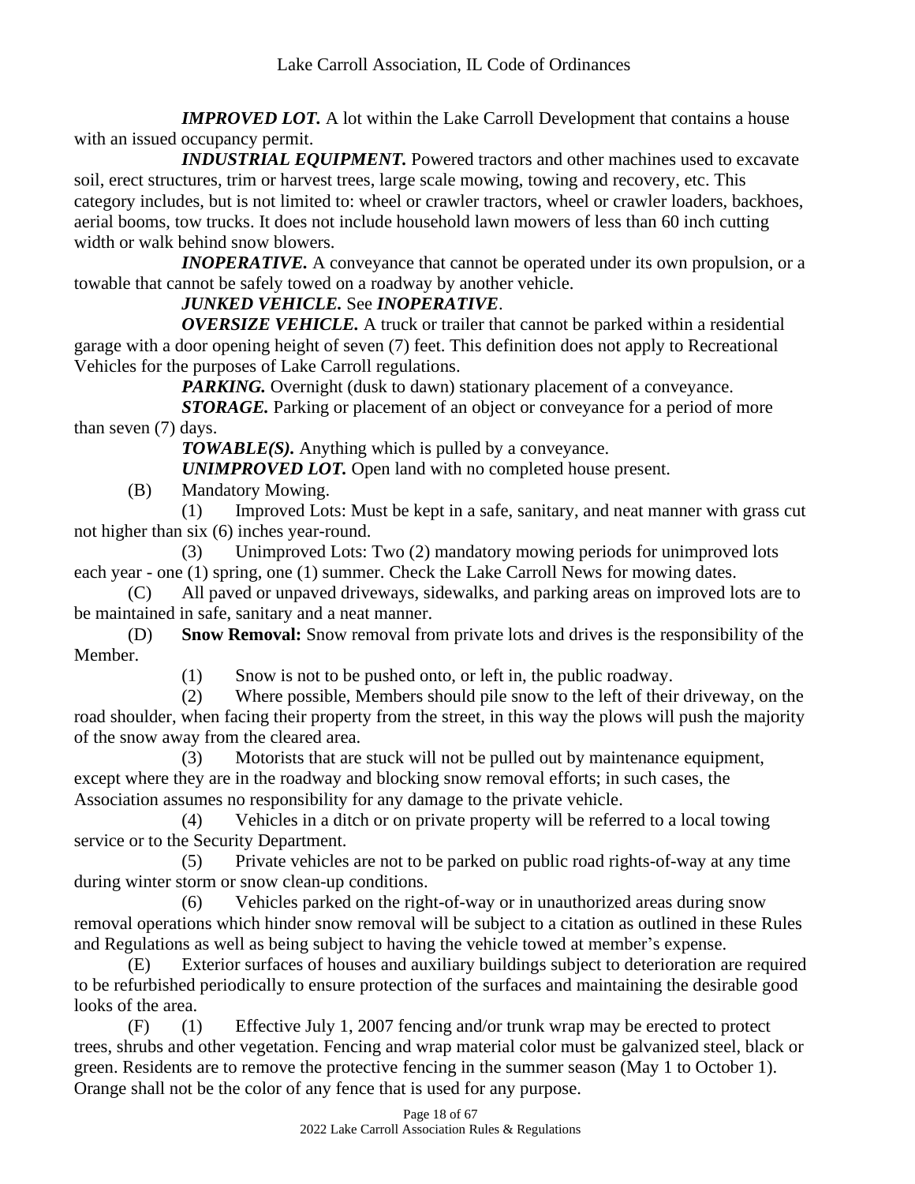***IMPROVED LOT.*** A lot within the Lake Carroll Development that contains a house with an issued occupancy permit.

***INDUSTRIAL EQUIPMENT.*** Powered tractors and other machines used to excavate soil, erect structures, trim or harvest trees, large scale mowing, towing and recovery, etc. This category includes, but is not limited to: wheel or crawler tractors, wheel or crawler loaders, backhoes, aerial booms, tow trucks. It does not include household lawn mowers of less than 60 inch cutting width or walk behind snow blowers.

***INOPERATIVE.*** A conveyance that cannot be operated under its own propulsion, or a towable that cannot be safely towed on a roadway by another vehicle.

***JUNKED VEHICLE.*** See ***INOPERATIVE***.

***OVERSIZE VEHICLE.*** A truck or trailer that cannot be parked within a residential garage with a door opening height of seven (7) feet. This definition does not apply to Recreational Vehicles for the purposes of Lake Carroll regulations.

***PARKING.*** Overnight (dusk to dawn) stationary placement of a conveyance.

***STORAGE.*** Parking or placement of an object or conveyance for a period of more than seven (7) days.

***TOWABLE(S).*** Anything which is pulled by a conveyance.

***UNIMPROVED LOT.*** Open land with no completed house present.

(B) Mandatory Mowing.

(1) Improved Lots: Must be kept in a safe, sanitary, and neat manner with grass cut not higher than six (6) inches year-round.

(3) Unimproved Lots: Two (2) mandatory mowing periods for unimproved lots each year - one (1) spring, one (1) summer. Check the Lake Carroll News for mowing dates.

(C) All paved or unpaved driveways, sidewalks, and parking areas on improved lots are to be maintained in safe, sanitary and a neat manner.

(D) **Snow Removal:** Snow removal from private lots and drives is the responsibility of the Member.

(1) Snow is not to be pushed onto, or left in, the public roadway.

(2) Where possible, Members should pile snow to the left of their driveway, on the road shoulder, when facing their property from the street, in this way the plows will push the majority of the snow away from the cleared area.

(3) Motorists that are stuck will not be pulled out by maintenance equipment, except where they are in the roadway and blocking snow removal efforts; in such cases, the Association assumes no responsibility for any damage to the private vehicle.

(4) Vehicles in a ditch or on private property will be referred to a local towing service or to the Security Department.

(5) Private vehicles are not to be parked on public road rights-of-way at any time during winter storm or snow clean-up conditions.

(6) Vehicles parked on the right-of-way or in unauthorized areas during snow removal operations which hinder snow removal will be subject to a citation as outlined in these Rules and Regulations as well as being subject to having the vehicle towed at member's expense.

(E) Exterior surfaces of houses and auxiliary buildings subject to deterioration are required to be refurbished periodically to ensure protection of the surfaces and maintaining the desirable good looks of the area.

(F) (1) Effective July 1, 2007 fencing and/or trunk wrap may be erected to protect trees, shrubs and other vegetation. Fencing and wrap material color must be galvanized steel, black or green. Residents are to remove the protective fencing in the summer season (May 1 to October 1). Orange shall not be the color of any fence that is used for any purpose.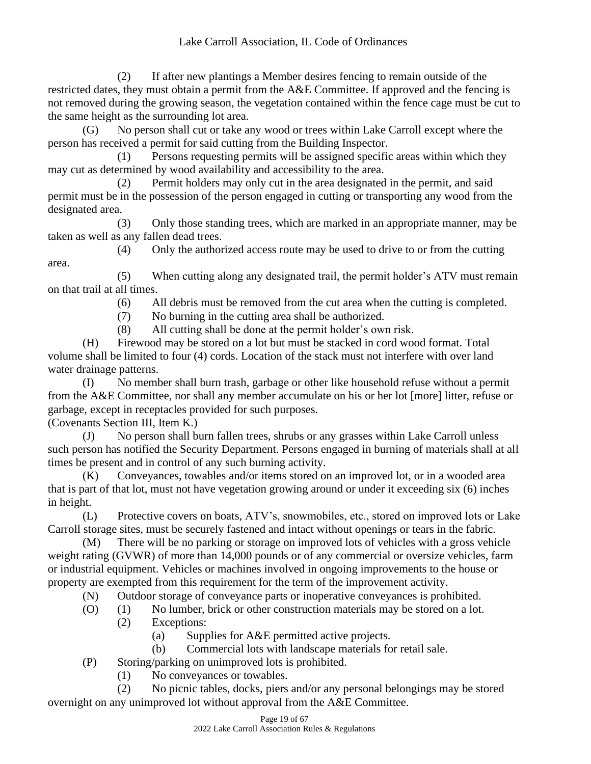(2) If after new plantings a Member desires fencing to remain outside of the restricted dates, they must obtain a permit from the A&E Committee. If approved and the fencing is not removed during the growing season, the vegetation contained within the fence cage must be cut to the same height as the surrounding lot area.

(G) No person shall cut or take any wood or trees within Lake Carroll except where the person has received a permit for said cutting from the Building Inspector.

(1) Persons requesting permits will be assigned specific areas within which they may cut as determined by wood availability and accessibility to the area.

(2) Permit holders may only cut in the area designated in the permit, and said permit must be in the possession of the person engaged in cutting or transporting any wood from the designated area.

(3) Only those standing trees, which are marked in an appropriate manner, may be taken as well as any fallen dead trees.

(4) Only the authorized access route may be used to drive to or from the cutting area.

(5) When cutting along any designated trail, the permit holder's ATV must remain on that trail at all times.

(6) All debris must be removed from the cut area when the cutting is completed.

(7) No burning in the cutting area shall be authorized.

(8) All cutting shall be done at the permit holder's own risk.

(H) Firewood may be stored on a lot but must be stacked in cord wood format. Total volume shall be limited to four (4) cords. Location of the stack must not interfere with over land water drainage patterns.

(I) No member shall burn trash, garbage or other like household refuse without a permit from the A&E Committee, nor shall any member accumulate on his or her lot [more] litter, refuse or garbage, except in receptacles provided for such purposes.
(Covenants Section III, Item K.)

(J) No person shall burn fallen trees, shrubs or any grasses within Lake Carroll unless such person has notified the Security Department. Persons engaged in burning of materials shall at all times be present and in control of any such burning activity.

(K) Conveyances, towables and/or items stored on an improved lot, or in a wooded area that is part of that lot, must not have vegetation growing around or under it exceeding six (6) inches in height.

(L) Protective covers on boats, ATV's, snowmobiles, etc., stored on improved lots or Lake Carroll storage sites, must be securely fastened and intact without openings or tears in the fabric.

(M) There will be no parking or storage on improved lots of vehicles with a gross vehicle weight rating (GVWR) of more than 14,000 pounds or of any commercial or oversize vehicles, farm or industrial equipment. Vehicles or machines involved in ongoing improvements to the house or property are exempted from this requirement for the term of the improvement activity.

(N) Outdoor storage of conveyance parts or inoperative conveyances is prohibited.

(O) (1) No lumber, brick or other construction materials may be stored on a lot.

(2) Exceptions:

(a) Supplies for A&E permitted active projects.

(b) Commercial lots with landscape materials for retail sale.

(P) Storing/parking on unimproved lots is prohibited.

(1) No conveyances or towables.

(2) No picnic tables, docks, piers and/or any personal belongings may be stored overnight on any unimproved lot without approval from the A&E Committee.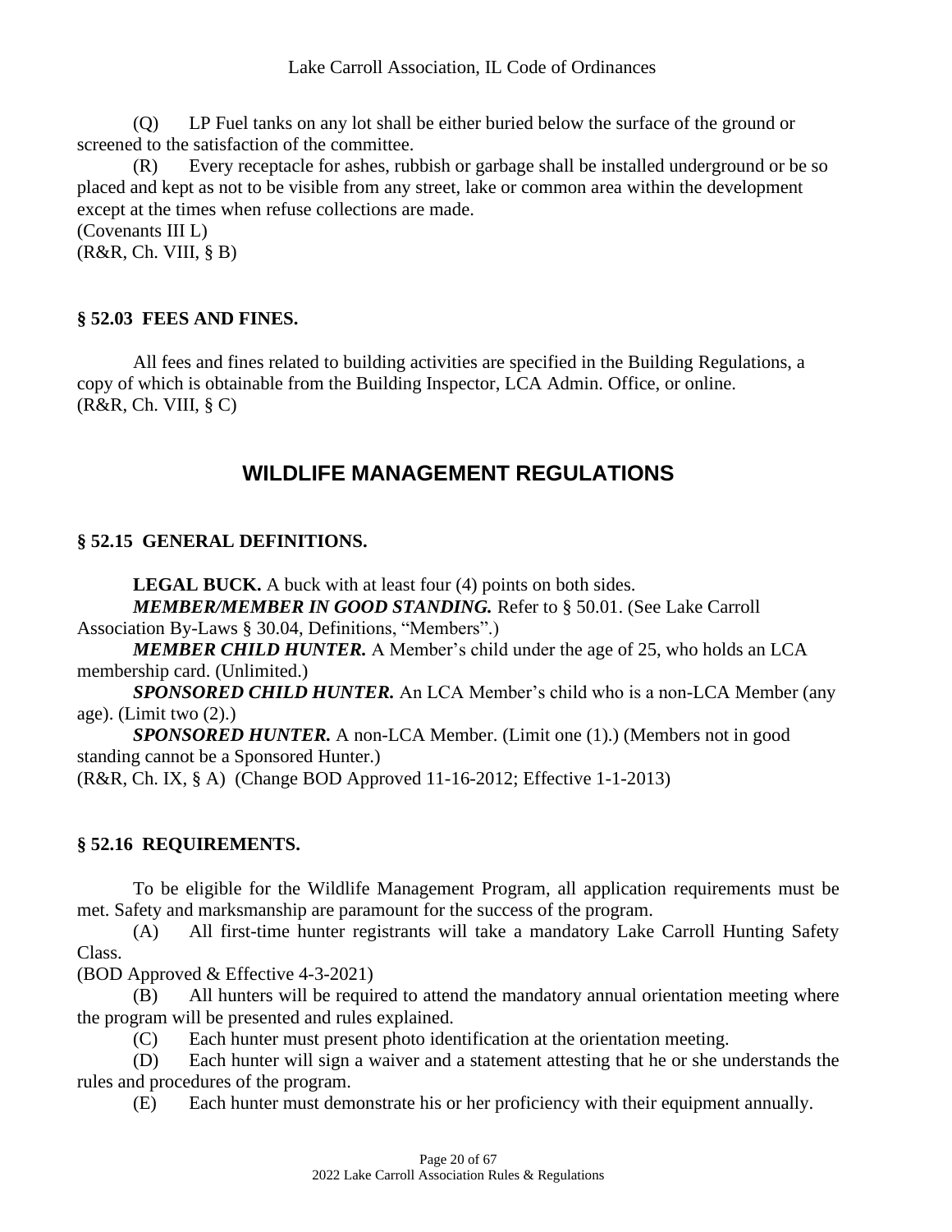(Q) LP Fuel tanks on any lot shall be either buried below the surface of the ground or screened to the satisfaction of the committee.

(R) Every receptacle for ashes, rubbish or garbage shall be installed underground or be so placed and kept as not to be visible from any street, lake or common area within the development except at the times when refuse collections are made.

(Covenants III L)
(R&R, Ch. VIII, § B)

### § 52.03 FEES AND FINES.

All fees and fines related to building activities are specified in the Building Regulations, a copy of which is obtainable from the Building Inspector, LCA Admin. Office, or online.
(R&R, Ch. VIII, § C)

## WILDLIFE MANAGEMENT REGULATIONS

### § 52.15 GENERAL DEFINITIONS.

**LEGAL BUCK.** A buck with at least four (4) points on both sides.

***MEMBER/MEMBER IN GOOD STANDING.*** Refer to § 50.01. (See Lake Carroll Association By-Laws § 30.04, Definitions, "Members".)

***MEMBER CHILD HUNTER.*** A Member's child under the age of 25, who holds an LCA membership card. (Unlimited.)

***SPONSORED CHILD HUNTER.*** An LCA Member's child who is a non-LCA Member (any age). (Limit two (2).)

***SPONSORED HUNTER.*** A non-LCA Member. (Limit one (1).) (Members not in good standing cannot be a Sponsored Hunter.)

(R&R, Ch. IX, § A) (Change BOD Approved 11-16-2012; Effective 1-1-2013)

### § 52.16 REQUIREMENTS.

To be eligible for the Wildlife Management Program, all application requirements must be met. Safety and marksmanship are paramount for the success of the program.

(A) All first-time hunter registrants will take a mandatory Lake Carroll Hunting Safety Class.

(BOD Approved & Effective 4-3-2021)

(B) All hunters will be required to attend the mandatory annual orientation meeting where the program will be presented and rules explained.

(C) Each hunter must present photo identification at the orientation meeting.

(D) Each hunter will sign a waiver and a statement attesting that he or she understands the rules and procedures of the program.

(E) Each hunter must demonstrate his or her proficiency with their equipment annually.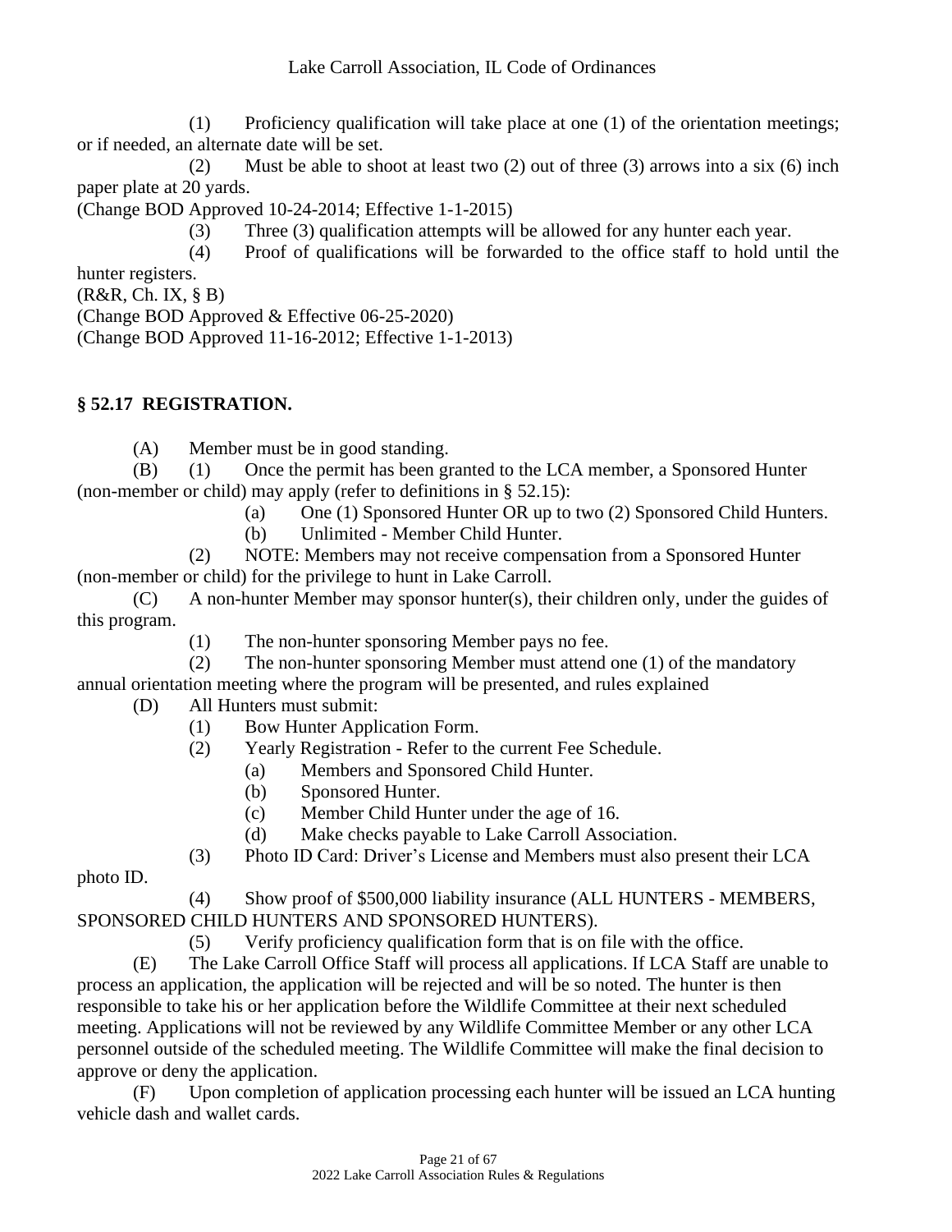(1) Proficiency qualification will take place at one (1) of the orientation meetings; or if needed, an alternate date will be set.

(2) Must be able to shoot at least two (2) out of three (3) arrows into a six (6) inch paper plate at 20 yards.

(Change BOD Approved 10-24-2014; Effective 1-1-2015)

(3) Three (3) qualification attempts will be allowed for any hunter each year.

(4) Proof of qualifications will be forwarded to the office staff to hold until the hunter registers.

(R&R, Ch. IX, § B)

(Change BOD Approved & Effective 06-25-2020)

(Change BOD Approved 11-16-2012; Effective 1-1-2013)

### § 52.17 REGISTRATION.

(A) Member must be in good standing.

(B) (1) Once the permit has been granted to the LCA member, a Sponsored Hunter (non-member or child) may apply (refer to definitions in § 52.15):

(a) One (1) Sponsored Hunter OR up to two (2) Sponsored Child Hunters.

(b) Unlimited - Member Child Hunter.

(2) NOTE: Members may not receive compensation from a Sponsored Hunter (non-member or child) for the privilege to hunt in Lake Carroll.

(C) A non-hunter Member may sponsor hunter(s), their children only, under the guides of this program.

(1) The non-hunter sponsoring Member pays no fee.

(2) The non-hunter sponsoring Member must attend one (1) of the mandatory annual orientation meeting where the program will be presented, and rules explained

(D) All Hunters must submit:

(1) Bow Hunter Application Form.

(2) Yearly Registration - Refer to the current Fee Schedule.

(a) Members and Sponsored Child Hunter.

(b) Sponsored Hunter.

(c) Member Child Hunter under the age of 16.

(d) Make checks payable to Lake Carroll Association.

(3) Photo ID Card: Driver's License and Members must also present their LCA photo ID.

(4) Show proof of $500,000 liability insurance (ALL HUNTERS - MEMBERS, SPONSORED CHILD HUNTERS AND SPONSORED HUNTERS).

(5) Verify proficiency qualification form that is on file with the office.

(E) The Lake Carroll Office Staff will process all applications. If LCA Staff are unable to process an application, the application will be rejected and will be so noted. The hunter is then responsible to take his or her application before the Wildlife Committee at their next scheduled meeting. Applications will not be reviewed by any Wildlife Committee Member or any other LCA personnel outside of the scheduled meeting. The Wildlife Committee will make the final decision to approve or deny the application.

(F) Upon completion of application processing each hunter will be issued an LCA hunting vehicle dash and wallet cards.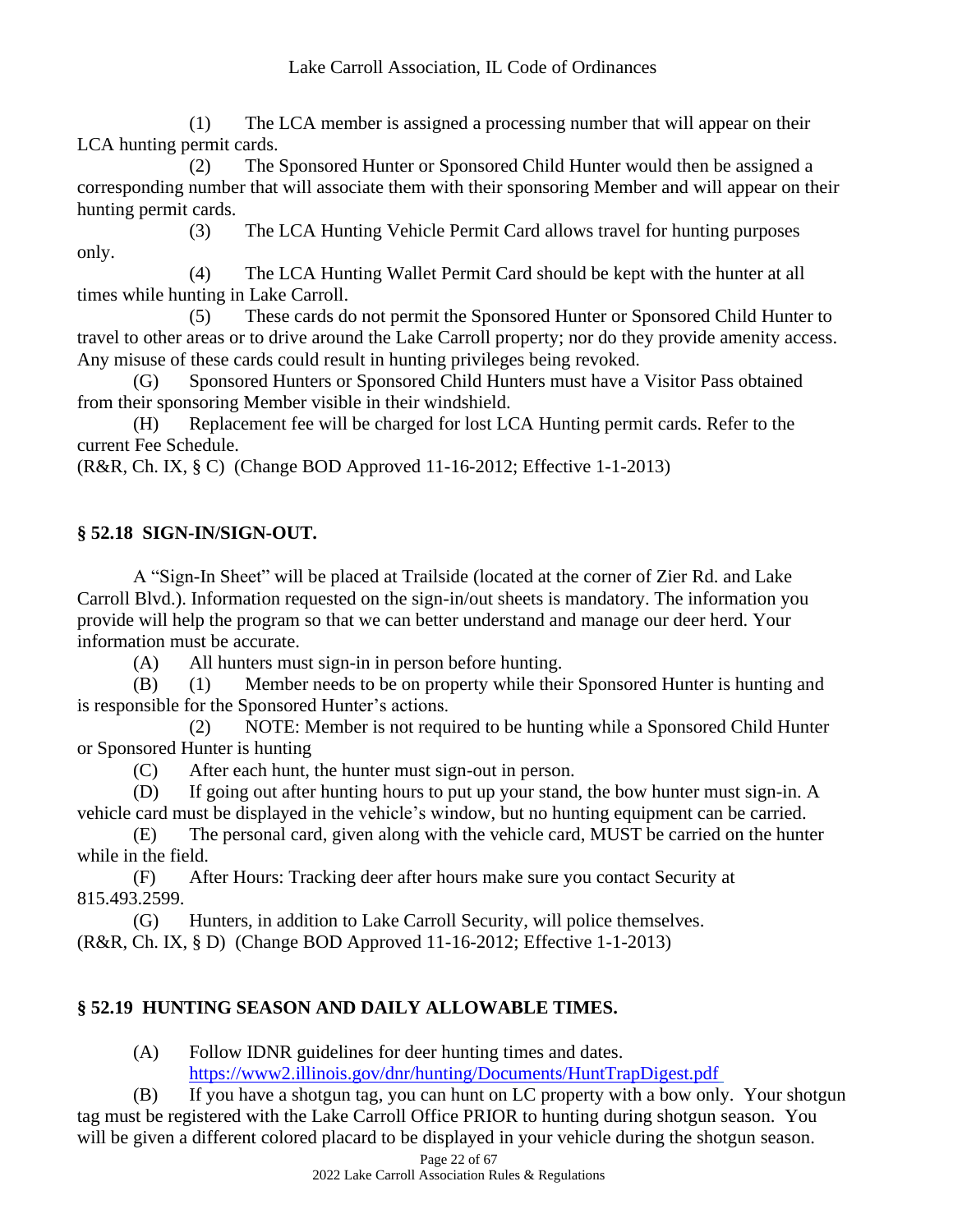(1) The LCA member is assigned a processing number that will appear on their LCA hunting permit cards.

(2) The Sponsored Hunter or Sponsored Child Hunter would then be assigned a corresponding number that will associate them with their sponsoring Member and will appear on their hunting permit cards.

(3) The LCA Hunting Vehicle Permit Card allows travel for hunting purposes only.

(4) The LCA Hunting Wallet Permit Card should be kept with the hunter at all times while hunting in Lake Carroll.

(5) These cards do not permit the Sponsored Hunter or Sponsored Child Hunter to travel to other areas or to drive around the Lake Carroll property; nor do they provide amenity access. Any misuse of these cards could result in hunting privileges being revoked.

(G) Sponsored Hunters or Sponsored Child Hunters must have a Visitor Pass obtained from their sponsoring Member visible in their windshield.

(H) Replacement fee will be charged for lost LCA Hunting permit cards. Refer to the current Fee Schedule.

(R&R, Ch. IX, § C) (Change BOD Approved 11-16-2012; Effective 1-1-2013)

## § 52.18 SIGN-IN/SIGN-OUT.

A "Sign-In Sheet" will be placed at Trailside (located at the corner of Zier Rd. and Lake Carroll Blvd.). Information requested on the sign-in/out sheets is mandatory. The information you provide will help the program so that we can better understand and manage our deer herd. Your information must be accurate.

(A) All hunters must sign-in in person before hunting.

(B) (1) Member needs to be on property while their Sponsored Hunter is hunting and is responsible for the Sponsored Hunter's actions.

(2) NOTE: Member is not required to be hunting while a Sponsored Child Hunter or Sponsored Hunter is hunting

(C) After each hunt, the hunter must sign-out in person.

(D) If going out after hunting hours to put up your stand, the bow hunter must sign-in. A vehicle card must be displayed in the vehicle's window, but no hunting equipment can be carried.

(E) The personal card, given along with the vehicle card, MUST be carried on the hunter while in the field.

(F) After Hours: Tracking deer after hours make sure you contact Security at 815.493.2599.

(G) Hunters, in addition to Lake Carroll Security, will police themselves.

(R&R, Ch. IX, § D) (Change BOD Approved 11-16-2012; Effective 1-1-2013)

## § 52.19 HUNTING SEASON AND DAILY ALLOWABLE TIMES.

(A) Follow IDNR guidelines for deer hunting times and dates. https://www2.illinois.gov/dnr/hunting/Documents/HuntTrapDigest.pdf

(B) If you have a shotgun tag, you can hunt on LC property with a bow only. Your shotgun tag must be registered with the Lake Carroll Office PRIOR to hunting during shotgun season. You will be given a different colored placard to be displayed in your vehicle during the shotgun season.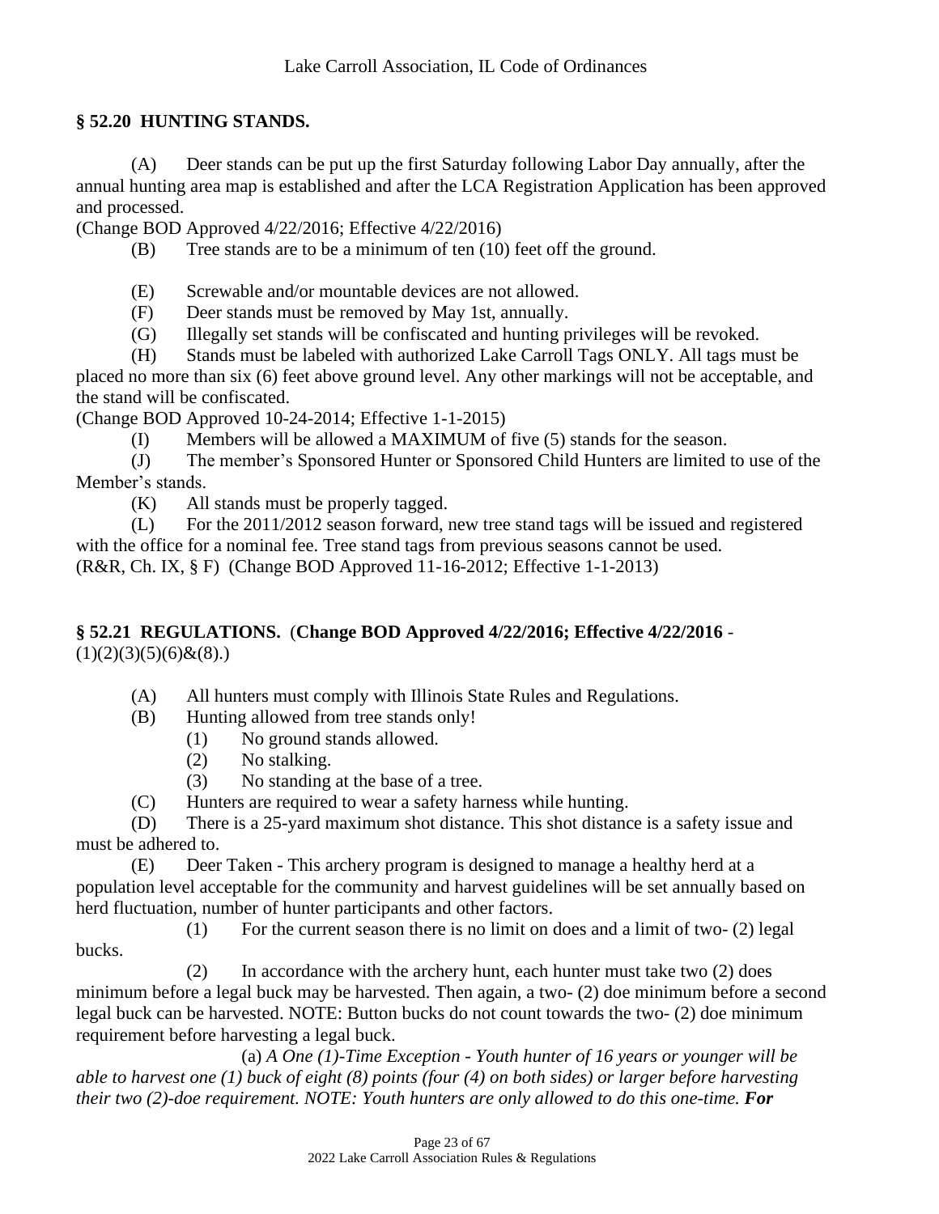## § 52.20 HUNTING STANDS.

(A) Deer stands can be put up the first Saturday following Labor Day annually, after the annual hunting area map is established and after the LCA Registration Application has been approved and processed.
(Change BOD Approved 4/22/2016; Effective 4/22/2016)

(B) Tree stands are to be a minimum of ten (10) feet off the ground.

(E) Screwable and/or mountable devices are not allowed.

(F) Deer stands must be removed by May 1st, annually.

(G) Illegally set stands will be confiscated and hunting privileges will be revoked.

(H) Stands must be labeled with authorized Lake Carroll Tags ONLY. All tags must be placed no more than six (6) feet above ground level. Any other markings will not be acceptable, and the stand will be confiscated.
(Change BOD Approved 10-24-2014; Effective 1-1-2015)

(I) Members will be allowed a MAXIMUM of five (5) stands for the season.

(J) The member's Sponsored Hunter or Sponsored Child Hunters are limited to use of the Member's stands.

(K) All stands must be properly tagged.

(L) For the 2011/2012 season forward, new tree stand tags will be issued and registered with the office for a nominal fee. Tree stand tags from previous seasons cannot be used.
(R&R, Ch. IX, § F) (Change BOD Approved 11-16-2012; Effective 1-1-2013)

## § 52.21 REGULATIONS. (Change BOD Approved 4/22/2016; Effective 4/22/2016 - (1)(2)(3)(5)(6)&(8).)

(A) All hunters must comply with Illinois State Rules and Regulations.

(B) Hunting allowed from tree stands only!

(1) No ground stands allowed.

(2) No stalking.

(3) No standing at the base of a tree.

(C) Hunters are required to wear a safety harness while hunting.

(D) There is a 25-yard maximum shot distance. This shot distance is a safety issue and must be adhered to.

(E) Deer Taken - This archery program is designed to manage a healthy herd at a population level acceptable for the community and harvest guidelines will be set annually based on herd fluctuation, number of hunter participants and other factors.

(1) For the current season there is no limit on does and a limit of two- (2) legal bucks.

(2) In accordance with the archery hunt, each hunter must take two (2) does minimum before a legal buck may be harvested. Then again, a two- (2) doe minimum before a second legal buck can be harvested. NOTE: Button bucks do not count towards the two- (2) doe minimum requirement before harvesting a legal buck.

(a) *A One (1)-Time Exception - Youth hunter of 16 years or younger will be able to harvest one (1) buck of eight (8) points (four (4) on both sides) or larger before harvesting their two (2)-doe requirement. NOTE: Youth hunters are only allowed to do this one-time.* ***For***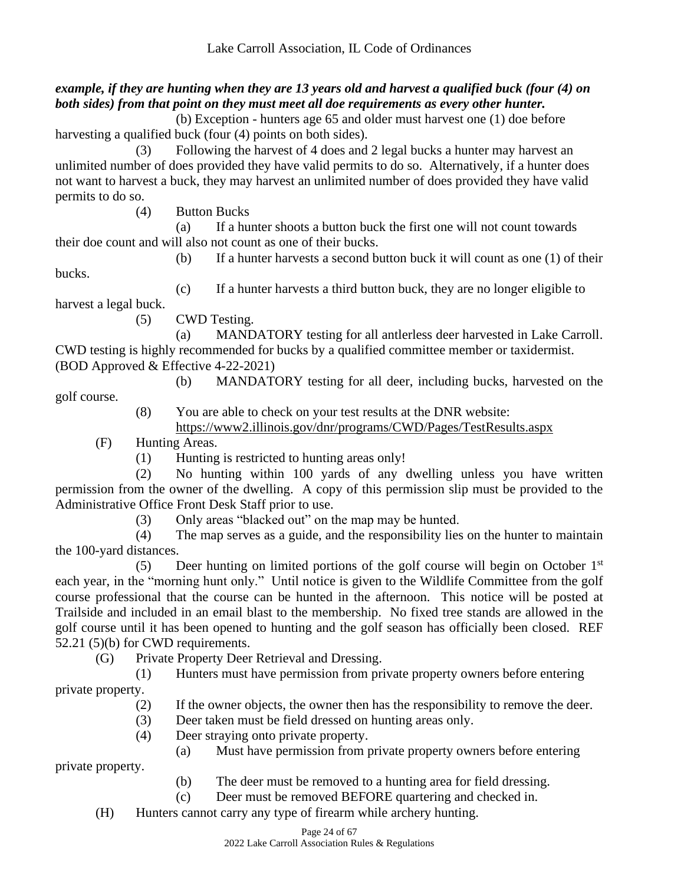***example, if they are hunting when they are 13 years old and harvest a qualified buck (four (4) on both sides) from that point on they must meet all doe requirements as every other hunter.***

(b) Exception - hunters age 65 and older must harvest one (1) doe before harvesting a qualified buck (four (4) points on both sides).

(3) Following the harvest of 4 does and 2 legal bucks a hunter may harvest an unlimited number of does provided they have valid permits to do so. Alternatively, if a hunter does not want to harvest a buck, they may harvest an unlimited number of does provided they have valid permits to do so.

(4) Button Bucks

(a) If a hunter shoots a button buck the first one will not count towards their doe count and will also not count as one of their bucks.

(b) If a hunter harvests a second button buck it will count as one (1) of their bucks.

(c) If a hunter harvests a third button buck, they are no longer eligible to harvest a legal buck.

(5) CWD Testing.

(a) MANDATORY testing for all antlerless deer harvested in Lake Carroll. CWD testing is highly recommended for bucks by a qualified committee member or taxidermist. (BOD Approved & Effective 4-22-2021)

(b) MANDATORY testing for all deer, including bucks, harvested on the golf course.

(8) You are able to check on your test results at the DNR website: https://www2.illinois.gov/dnr/programs/CWD/Pages/TestResults.aspx

(F) Hunting Areas.

(1) Hunting is restricted to hunting areas only!

(2) No hunting within 100 yards of any dwelling unless you have written permission from the owner of the dwelling. A copy of this permission slip must be provided to the Administrative Office Front Desk Staff prior to use.

(3) Only areas "blacked out" on the map may be hunted.

(4) The map serves as a guide, and the responsibility lies on the hunter to maintain the 100-yard distances.

(5) Deer hunting on limited portions of the golf course will begin on October 1st each year, in the "morning hunt only." Until notice is given to the Wildlife Committee from the golf course professional that the course can be hunted in the afternoon. This notice will be posted at Trailside and included in an email blast to the membership. No fixed tree stands are allowed in the golf course until it has been opened to hunting and the golf season has officially been closed. REF 52.21 (5)(b) for CWD requirements.

(G) Private Property Deer Retrieval and Dressing.

(1) Hunters must have permission from private property owners before entering private property.

(2) If the owner objects, the owner then has the responsibility to remove the deer.

(3) Deer taken must be field dressed on hunting areas only.

(4) Deer straying onto private property.

(a) Must have permission from private property owners before entering private property.

(b) The deer must be removed to a hunting area for field dressing.

(c) Deer must be removed BEFORE quartering and checked in.

(H) Hunters cannot carry any type of firearm while archery hunting.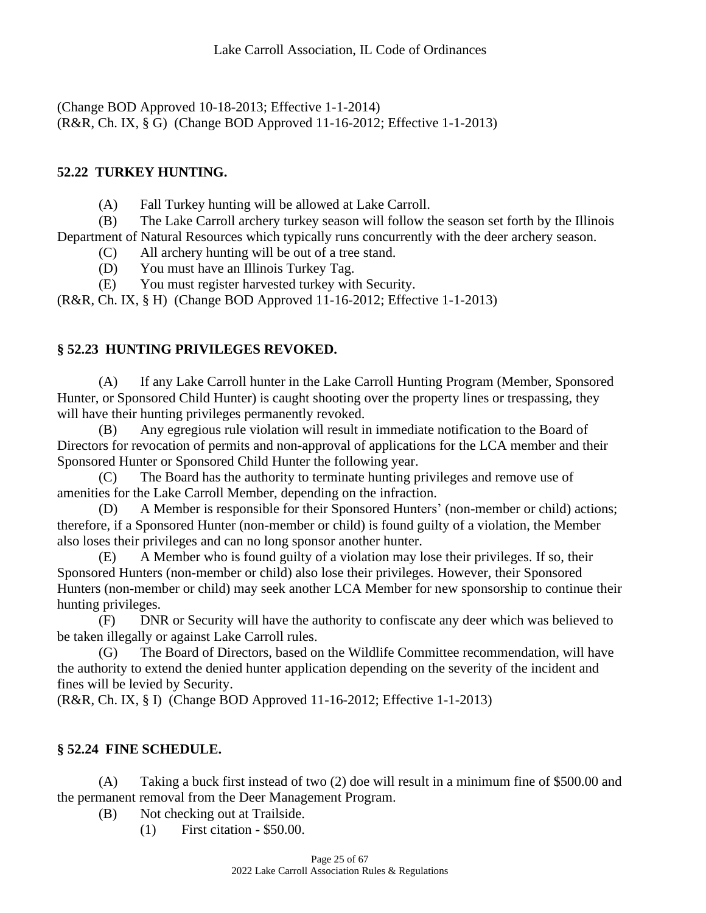(Change BOD Approved 10-18-2013; Effective 1-1-2014)
(R&R, Ch. IX, § G) (Change BOD Approved 11-16-2012; Effective 1-1-2013)

### 52.22 TURKEY HUNTING.

(A) Fall Turkey hunting will be allowed at Lake Carroll.

(B) The Lake Carroll archery turkey season will follow the season set forth by the Illinois Department of Natural Resources which typically runs concurrently with the deer archery season.

(C) All archery hunting will be out of a tree stand.

(D) You must have an Illinois Turkey Tag.

(E) You must register harvested turkey with Security.

(R&R, Ch. IX, § H) (Change BOD Approved 11-16-2012; Effective 1-1-2013)

### § 52.23 HUNTING PRIVILEGES REVOKED.

(A) If any Lake Carroll hunter in the Lake Carroll Hunting Program (Member, Sponsored Hunter, or Sponsored Child Hunter) is caught shooting over the property lines or trespassing, they will have their hunting privileges permanently revoked.

(B) Any egregious rule violation will result in immediate notification to the Board of Directors for revocation of permits and non-approval of applications for the LCA member and their Sponsored Hunter or Sponsored Child Hunter the following year.

(C) The Board has the authority to terminate hunting privileges and remove use of amenities for the Lake Carroll Member, depending on the infraction.

(D) A Member is responsible for their Sponsored Hunters' (non-member or child) actions; therefore, if a Sponsored Hunter (non-member or child) is found guilty of a violation, the Member also loses their privileges and can no long sponsor another hunter.

(E) A Member who is found guilty of a violation may lose their privileges. If so, their Sponsored Hunters (non-member or child) also lose their privileges. However, their Sponsored Hunters (non-member or child) may seek another LCA Member for new sponsorship to continue their hunting privileges.

(F) DNR or Security will have the authority to confiscate any deer which was believed to be taken illegally or against Lake Carroll rules.

(G) The Board of Directors, based on the Wildlife Committee recommendation, will have the authority to extend the denied hunter application depending on the severity of the incident and fines will be levied by Security.

(R&R, Ch. IX, § I) (Change BOD Approved 11-16-2012; Effective 1-1-2013)

### § 52.24 FINE SCHEDULE.

(A) Taking a buck first instead of two (2) doe will result in a minimum fine of $500.00 and the permanent removal from the Deer Management Program.

(B) Not checking out at Trailside.

(1) First citation - $50.00.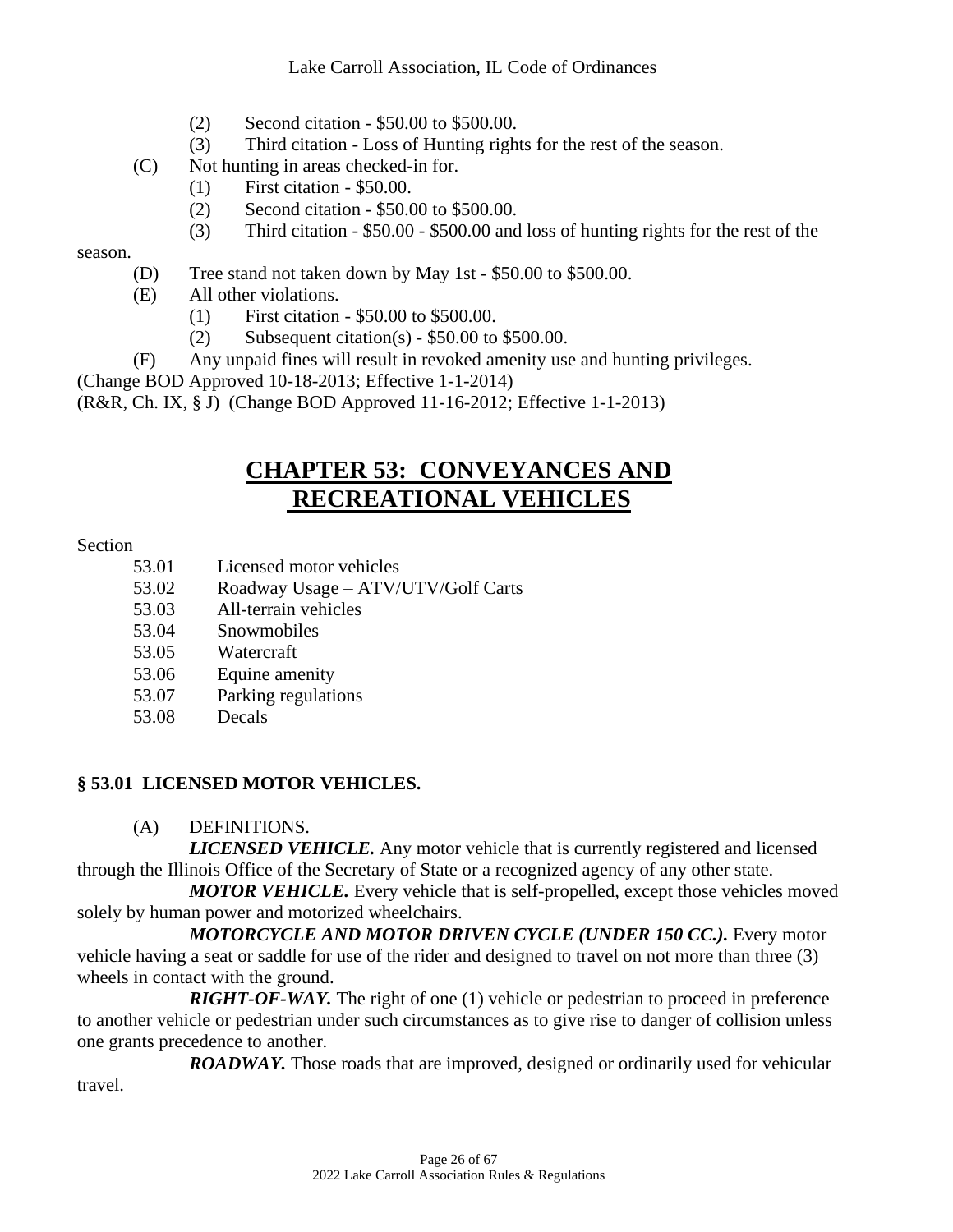(2) Second citation - $50.00 to $500.00.
    (3) Third citation - Loss of Hunting rights for the rest of the season.

  (C) Not hunting in areas checked-in for.
    (1) First citation - $50.00.
    (2) Second citation - $50.00 to $500.00.
    (3) Third citation - $50.00 - $500.00 and loss of hunting rights for the rest of the season.

  (D) Tree stand not taken down by May 1st - $50.00 to $500.00.

  (E) All other violations.
    (1) First citation - $50.00 to $500.00.
    (2) Subsequent citation(s) - $50.00 to $500.00.

  (F) Any unpaid fines will result in revoked amenity use and hunting privileges.

(Change BOD Approved 10-18-2013; Effective 1-1-2014)
(R&R, Ch. IX, § J) (Change BOD Approved 11-16-2012; Effective 1-1-2013)

# CHAPTER 53: CONVEYANCES AND RECREATIONAL VEHICLES

Section

- 53.01 Licensed motor vehicles
- 53.02 Roadway Usage – ATV/UTV/Golf Carts
- 53.03 All-terrain vehicles
- 53.04 Snowmobiles
- 53.05 Watercraft
- 53.06 Equine amenity
- 53.07 Parking regulations
- 53.08 Decals

### § 53.01 LICENSED MOTOR VEHICLES.

(A) DEFINITIONS.

***LICENSED VEHICLE.*** Any motor vehicle that is currently registered and licensed through the Illinois Office of the Secretary of State or a recognized agency of any other state.

***MOTOR VEHICLE.*** Every vehicle that is self-propelled, except those vehicles moved solely by human power and motorized wheelchairs.

***MOTORCYCLE AND MOTOR DRIVEN CYCLE (UNDER 150 CC.).*** Every motor vehicle having a seat or saddle for use of the rider and designed to travel on not more than three (3) wheels in contact with the ground.

***RIGHT-OF-WAY.*** The right of one (1) vehicle or pedestrian to proceed in preference to another vehicle or pedestrian under such circumstances as to give rise to danger of collision unless one grants precedence to another.

***ROADWAY.*** Those roads that are improved, designed or ordinarily used for vehicular travel.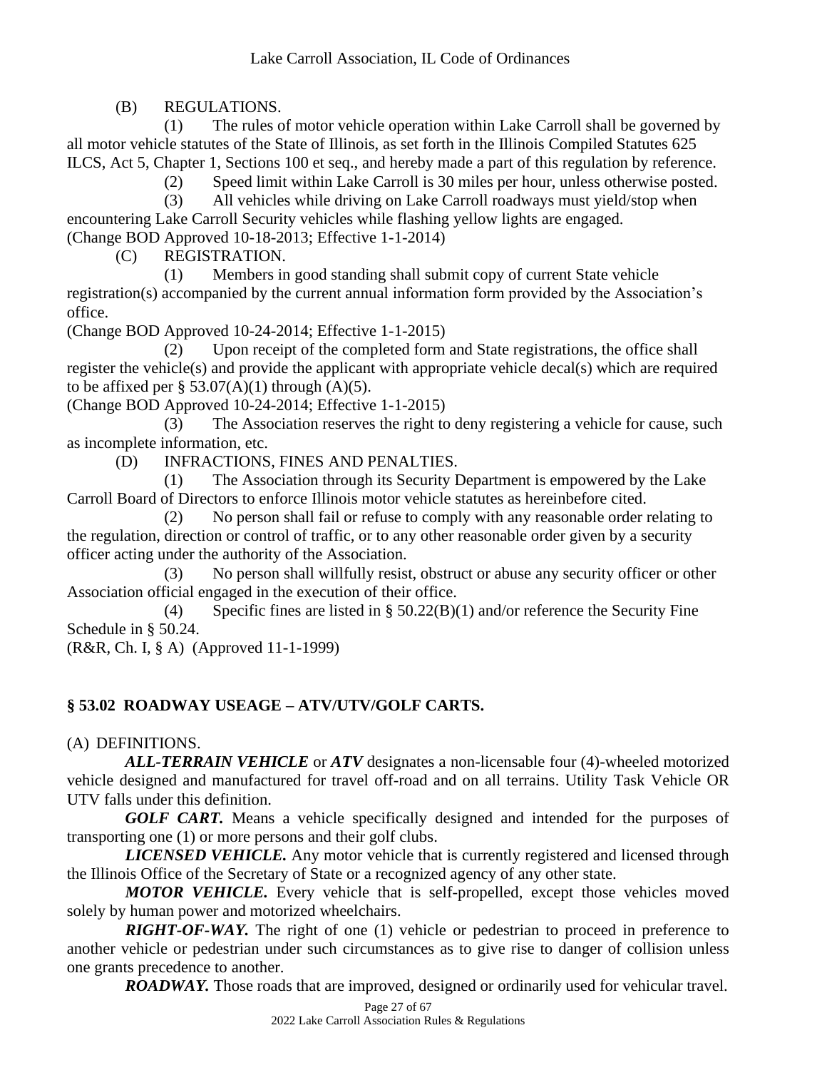(B) REGULATIONS.

(1) The rules of motor vehicle operation within Lake Carroll shall be governed by all motor vehicle statutes of the State of Illinois, as set forth in the Illinois Compiled Statutes 625 ILCS, Act 5, Chapter 1, Sections 100 et seq., and hereby made a part of this regulation by reference.

(2) Speed limit within Lake Carroll is 30 miles per hour, unless otherwise posted.

(3) All vehicles while driving on Lake Carroll roadways must yield/stop when encountering Lake Carroll Security vehicles while flashing yellow lights are engaged.

(Change BOD Approved 10-18-2013; Effective 1-1-2014)

(C) REGISTRATION.

(1) Members in good standing shall submit copy of current State vehicle registration(s) accompanied by the current annual information form provided by the Association's office.

(Change BOD Approved 10-24-2014; Effective 1-1-2015)

(2) Upon receipt of the completed form and State registrations, the office shall register the vehicle(s) and provide the applicant with appropriate vehicle decal(s) which are required to be affixed per § 53.07(A)(1) through (A)(5).

(Change BOD Approved 10-24-2014; Effective 1-1-2015)

(3) The Association reserves the right to deny registering a vehicle for cause, such as incomplete information, etc.

(D) INFRACTIONS, FINES AND PENALTIES.

(1) The Association through its Security Department is empowered by the Lake Carroll Board of Directors to enforce Illinois motor vehicle statutes as hereinbefore cited.

(2) No person shall fail or refuse to comply with any reasonable order relating to the regulation, direction or control of traffic, or to any other reasonable order given by a security officer acting under the authority of the Association.

(3) No person shall willfully resist, obstruct or abuse any security officer or other Association official engaged in the execution of their office.

(4) Specific fines are listed in § 50.22(B)(1) and/or reference the Security Fine Schedule in § 50.24.

(R&R, Ch. I, § A) (Approved 11-1-1999)

## § 53.02 ROADWAY USEAGE – ATV/UTV/GOLF CARTS.

(A) DEFINITIONS.

***ALL-TERRAIN VEHICLE*** or ***ATV*** designates a non-licensable four (4)-wheeled motorized vehicle designed and manufactured for travel off-road and on all terrains. Utility Task Vehicle OR UTV falls under this definition.

***GOLF CART.*** Means a vehicle specifically designed and intended for the purposes of transporting one (1) or more persons and their golf clubs.

***LICENSED VEHICLE.*** Any motor vehicle that is currently registered and licensed through the Illinois Office of the Secretary of State or a recognized agency of any other state.

***MOTOR VEHICLE.*** Every vehicle that is self-propelled, except those vehicles moved solely by human power and motorized wheelchairs.

***RIGHT-OF-WAY.*** The right of one (1) vehicle or pedestrian to proceed in preference to another vehicle or pedestrian under such circumstances as to give rise to danger of collision unless one grants precedence to another.

***ROADWAY.*** Those roads that are improved, designed or ordinarily used for vehicular travel.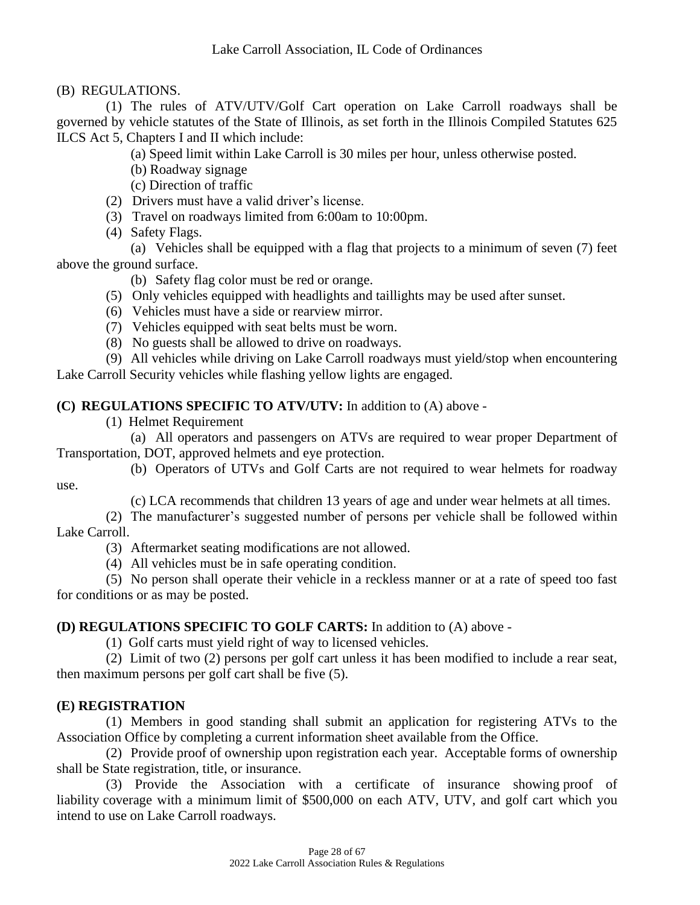(B) REGULATIONS.

(1) The rules of ATV/UTV/Golf Cart operation on Lake Carroll roadways shall be governed by vehicle statutes of the State of Illinois, as set forth in the Illinois Compiled Statutes 625 ILCS Act 5, Chapters I and II which include:

(a) Speed limit within Lake Carroll is 30 miles per hour, unless otherwise posted.

(b) Roadway signage

(c) Direction of traffic

(2) Drivers must have a valid driver's license.

(3) Travel on roadways limited from 6:00am to 10:00pm.

(4) Safety Flags.

(a) Vehicles shall be equipped with a flag that projects to a minimum of seven (7) feet above the ground surface.

(b) Safety flag color must be red or orange.

(5) Only vehicles equipped with headlights and taillights may be used after sunset.

(6) Vehicles must have a side or rearview mirror.

(7) Vehicles equipped with seat belts must be worn.

(8) No guests shall be allowed to drive on roadways.

(9) All vehicles while driving on Lake Carroll roadways must yield/stop when encountering Lake Carroll Security vehicles while flashing yellow lights are engaged.

**(C) REGULATIONS SPECIFIC TO ATV/UTV:** In addition to (A) above -

(1) Helmet Requirement

(a) All operators and passengers on ATVs are required to wear proper Department of Transportation, DOT, approved helmets and eye protection.

(b) Operators of UTVs and Golf Carts are not required to wear helmets for roadway use.

(c) LCA recommends that children 13 years of age and under wear helmets at all times.

(2) The manufacturer's suggested number of persons per vehicle shall be followed within Lake Carroll.

(3) Aftermarket seating modifications are not allowed.

(4) All vehicles must be in safe operating condition.

(5) No person shall operate their vehicle in a reckless manner or at a rate of speed too fast for conditions or as may be posted.

**(D) REGULATIONS SPECIFIC TO GOLF CARTS:** In addition to (A) above -

(1) Golf carts must yield right of way to licensed vehicles.

(2) Limit of two (2) persons per golf cart unless it has been modified to include a rear seat, then maximum persons per golf cart shall be five (5).

**(E) REGISTRATION**

(1) Members in good standing shall submit an application for registering ATVs to the Association Office by completing a current information sheet available from the Office.

(2) Provide proof of ownership upon registration each year. Acceptable forms of ownership shall be State registration, title, or insurance.

(3) Provide the Association with a certificate of insurance showing proof of liability coverage with a minimum limit of $500,000 on each ATV, UTV, and golf cart which you intend to use on Lake Carroll roadways.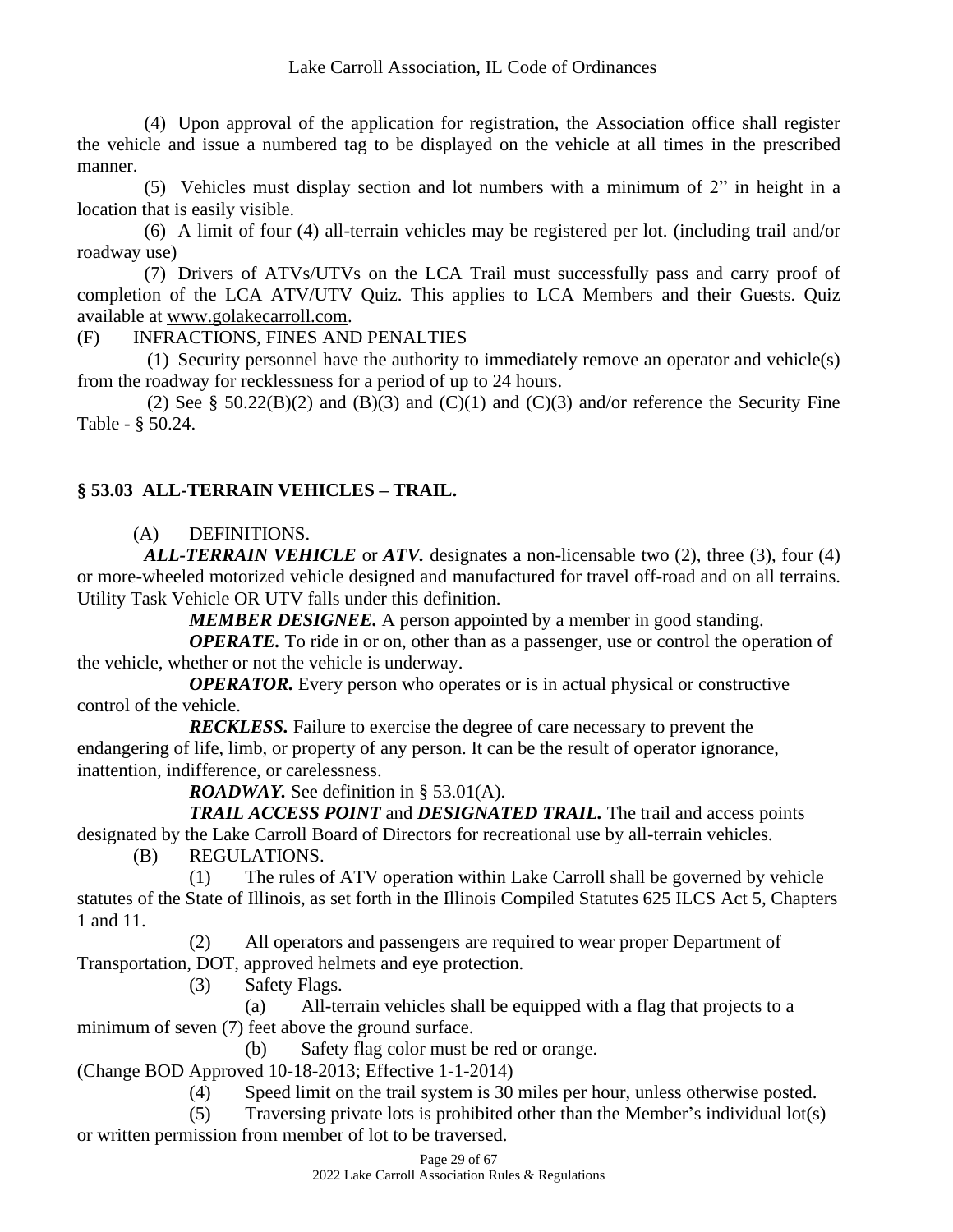(4) Upon approval of the application for registration, the Association office shall register the vehicle and issue a numbered tag to be displayed on the vehicle at all times in the prescribed manner.

(5) Vehicles must display section and lot numbers with a minimum of 2" in height in a location that is easily visible.

(6) A limit of four (4) all-terrain vehicles may be registered per lot. (including trail and/or roadway use)

(7) Drivers of ATVs/UTVs on the LCA Trail must successfully pass and carry proof of completion of the LCA ATV/UTV Quiz. This applies to LCA Members and their Guests. Quiz available at www.golakecarroll.com.

(F) INFRACTIONS, FINES AND PENALTIES

(1) Security personnel have the authority to immediately remove an operator and vehicle(s) from the roadway for recklessness for a period of up to 24 hours.

(2) See § 50.22(B)(2) and (B)(3) and (C)(1) and (C)(3) and/or reference the Security Fine Table - § 50.24.

## § 53.03 ALL-TERRAIN VEHICLES – TRAIL.

(A) DEFINITIONS.

***ALL-TERRAIN VEHICLE*** or ***ATV.*** designates a non-licensable two (2), three (3), four (4) or more-wheeled motorized vehicle designed and manufactured for travel off-road and on all terrains. Utility Task Vehicle OR UTV falls under this definition.

***MEMBER DESIGNEE.*** A person appointed by a member in good standing.

***OPERATE.*** To ride in or on, other than as a passenger, use or control the operation of the vehicle, whether or not the vehicle is underway.

***OPERATOR.*** Every person who operates or is in actual physical or constructive control of the vehicle.

***RECKLESS.*** Failure to exercise the degree of care necessary to prevent the endangering of life, limb, or property of any person. It can be the result of operator ignorance, inattention, indifference, or carelessness.

***ROADWAY.*** See definition in § 53.01(A).

***TRAIL ACCESS POINT*** and ***DESIGNATED TRAIL.*** The trail and access points designated by the Lake Carroll Board of Directors for recreational use by all-terrain vehicles.

(B) REGULATIONS.

(1) The rules of ATV operation within Lake Carroll shall be governed by vehicle statutes of the State of Illinois, as set forth in the Illinois Compiled Statutes 625 ILCS Act 5, Chapters 1 and 11.

(2) All operators and passengers are required to wear proper Department of Transportation, DOT, approved helmets and eye protection.

(3) Safety Flags.

(a) All-terrain vehicles shall be equipped with a flag that projects to a minimum of seven (7) feet above the ground surface.

(b) Safety flag color must be red or orange.

(Change BOD Approved 10-18-2013; Effective 1-1-2014)

(4) Speed limit on the trail system is 30 miles per hour, unless otherwise posted.

(5) Traversing private lots is prohibited other than the Member's individual lot(s) or written permission from member of lot to be traversed.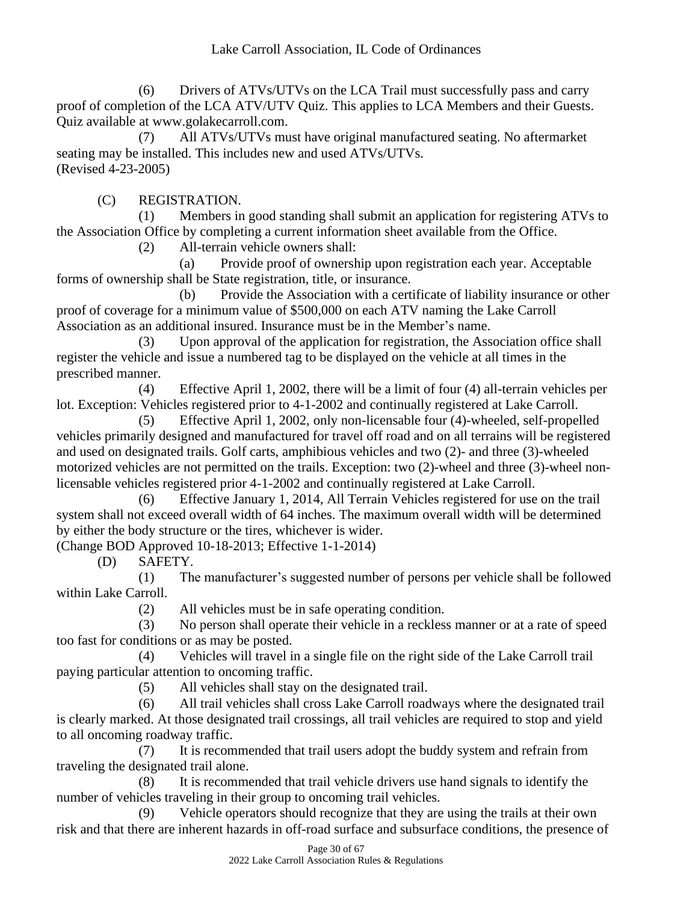(6) Drivers of ATVs/UTVs on the LCA Trail must successfully pass and carry proof of completion of the LCA ATV/UTV Quiz. This applies to LCA Members and their Guests. Quiz available at www.golakecarroll.com.

(7) All ATVs/UTVs must have original manufactured seating. No aftermarket seating may be installed. This includes new and used ATVs/UTVs.

(Revised 4-23-2005)

(C) REGISTRATION.

(1) Members in good standing shall submit an application for registering ATVs to the Association Office by completing a current information sheet available from the Office.

(2) All-terrain vehicle owners shall:

(a) Provide proof of ownership upon registration each year. Acceptable forms of ownership shall be State registration, title, or insurance.

(b) Provide the Association with a certificate of liability insurance or other proof of coverage for a minimum value of $500,000 on each ATV naming the Lake Carroll Association as an additional insured. Insurance must be in the Member's name.

(3) Upon approval of the application for registration, the Association office shall register the vehicle and issue a numbered tag to be displayed on the vehicle at all times in the prescribed manner.

(4) Effective April 1, 2002, there will be a limit of four (4) all-terrain vehicles per lot. Exception: Vehicles registered prior to 4-1-2002 and continually registered at Lake Carroll.

(5) Effective April 1, 2002, only non-licensable four (4)-wheeled, self-propelled vehicles primarily designed and manufactured for travel off road and on all terrains will be registered and used on designated trails. Golf carts, amphibious vehicles and two (2)- and three (3)-wheeled motorized vehicles are not permitted on the trails. Exception: two (2)-wheel and three (3)-wheel non-licensable vehicles registered prior 4-1-2002 and continually registered at Lake Carroll.

(6) Effective January 1, 2014, All Terrain Vehicles registered for use on the trail system shall not exceed overall width of 64 inches. The maximum overall width will be determined by either the body structure or the tires, whichever is wider.

(Change BOD Approved 10-18-2013; Effective 1-1-2014)

(D) SAFETY.

(1) The manufacturer's suggested number of persons per vehicle shall be followed within Lake Carroll.

(2) All vehicles must be in safe operating condition.

(3) No person shall operate their vehicle in a reckless manner or at a rate of speed too fast for conditions or as may be posted.

(4) Vehicles will travel in a single file on the right side of the Lake Carroll trail paying particular attention to oncoming traffic.

(5) All vehicles shall stay on the designated trail.

(6) All trail vehicles shall cross Lake Carroll roadways where the designated trail is clearly marked. At those designated trail crossings, all trail vehicles are required to stop and yield to all oncoming roadway traffic.

(7) It is recommended that trail users adopt the buddy system and refrain from traveling the designated trail alone.

(8) It is recommended that trail vehicle drivers use hand signals to identify the number of vehicles traveling in their group to oncoming trail vehicles.

(9) Vehicle operators should recognize that they are using the trails at their own risk and that there are inherent hazards in off-road surface and subsurface conditions, the presence of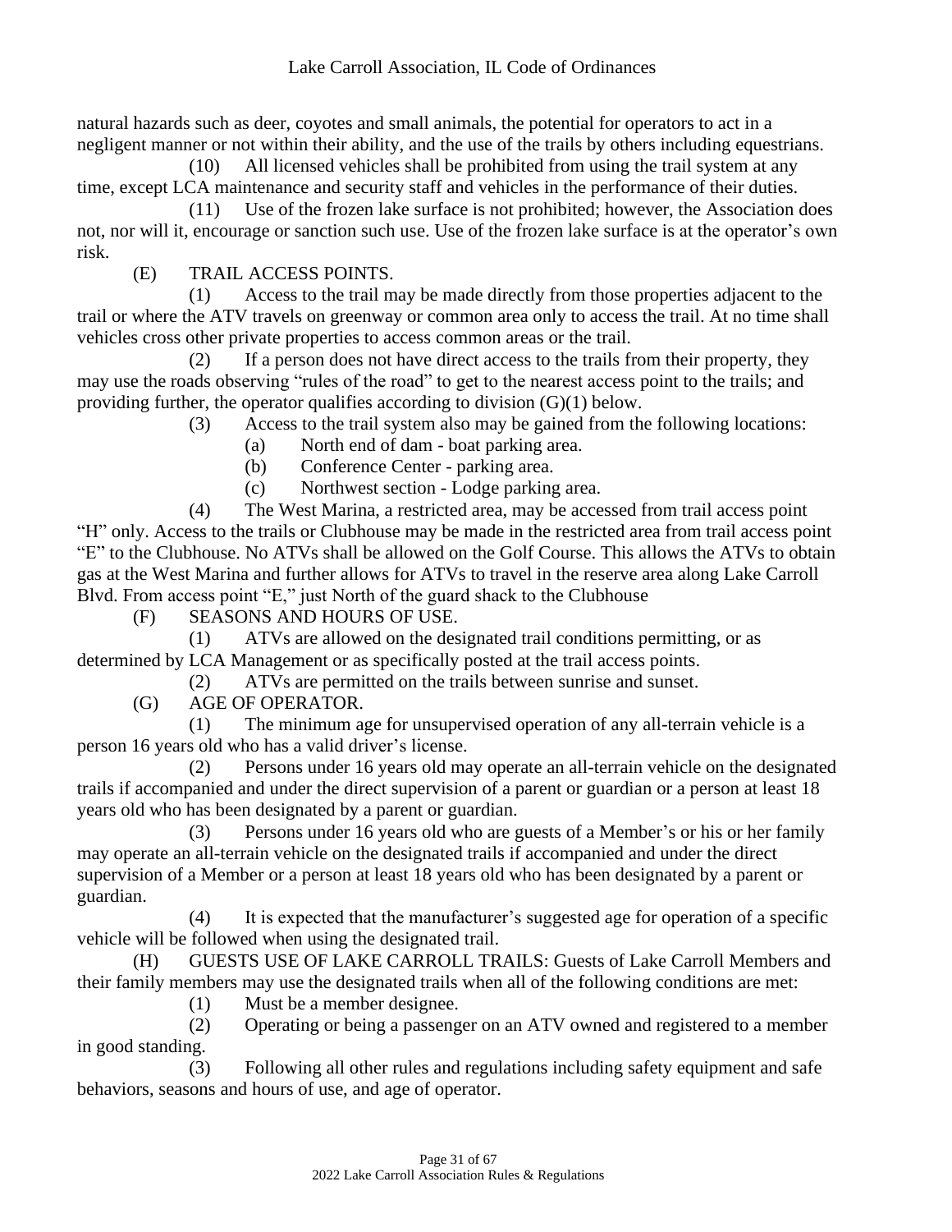natural hazards such as deer, coyotes and small animals, the potential for operators to act in a negligent manner or not within their ability, and the use of the trails by others including equestrians.

(10) All licensed vehicles shall be prohibited from using the trail system at any time, except LCA maintenance and security staff and vehicles in the performance of their duties.

(11) Use of the frozen lake surface is not prohibited; however, the Association does not, nor will it, encourage or sanction such use. Use of the frozen lake surface is at the operator's own risk.

(E) TRAIL ACCESS POINTS.

(1) Access to the trail may be made directly from those properties adjacent to the trail or where the ATV travels on greenway or common area only to access the trail. At no time shall vehicles cross other private properties to access common areas or the trail.

(2) If a person does not have direct access to the trails from their property, they may use the roads observing "rules of the road" to get to the nearest access point to the trails; and providing further, the operator qualifies according to division (G)(1) below.

(3) Access to the trail system also may be gained from the following locations:

(a) North end of dam - boat parking area.

(b) Conference Center - parking area.

(c) Northwest section - Lodge parking area.

(4) The West Marina, a restricted area, may be accessed from trail access point "H" only. Access to the trails or Clubhouse may be made in the restricted area from trail access point "E" to the Clubhouse. No ATVs shall be allowed on the Golf Course. This allows the ATVs to obtain gas at the West Marina and further allows for ATVs to travel in the reserve area along Lake Carroll Blvd. From access point "E," just North of the guard shack to the Clubhouse

(F) SEASONS AND HOURS OF USE.

(1) ATVs are allowed on the designated trail conditions permitting, or as determined by LCA Management or as specifically posted at the trail access points.

(2) ATVs are permitted on the trails between sunrise and sunset.

(G) AGE OF OPERATOR.

(1) The minimum age for unsupervised operation of any all-terrain vehicle is a person 16 years old who has a valid driver's license.

(2) Persons under 16 years old may operate an all-terrain vehicle on the designated trails if accompanied and under the direct supervision of a parent or guardian or a person at least 18 years old who has been designated by a parent or guardian.

(3) Persons under 16 years old who are guests of a Member's or his or her family may operate an all-terrain vehicle on the designated trails if accompanied and under the direct supervision of a Member or a person at least 18 years old who has been designated by a parent or guardian.

(4) It is expected that the manufacturer's suggested age for operation of a specific vehicle will be followed when using the designated trail.

(H) GUESTS USE OF LAKE CARROLL TRAILS: Guests of Lake Carroll Members and their family members may use the designated trails when all of the following conditions are met:

(1) Must be a member designee.

(2) Operating or being a passenger on an ATV owned and registered to a member in good standing.

(3) Following all other rules and regulations including safety equipment and safe behaviors, seasons and hours of use, and age of operator.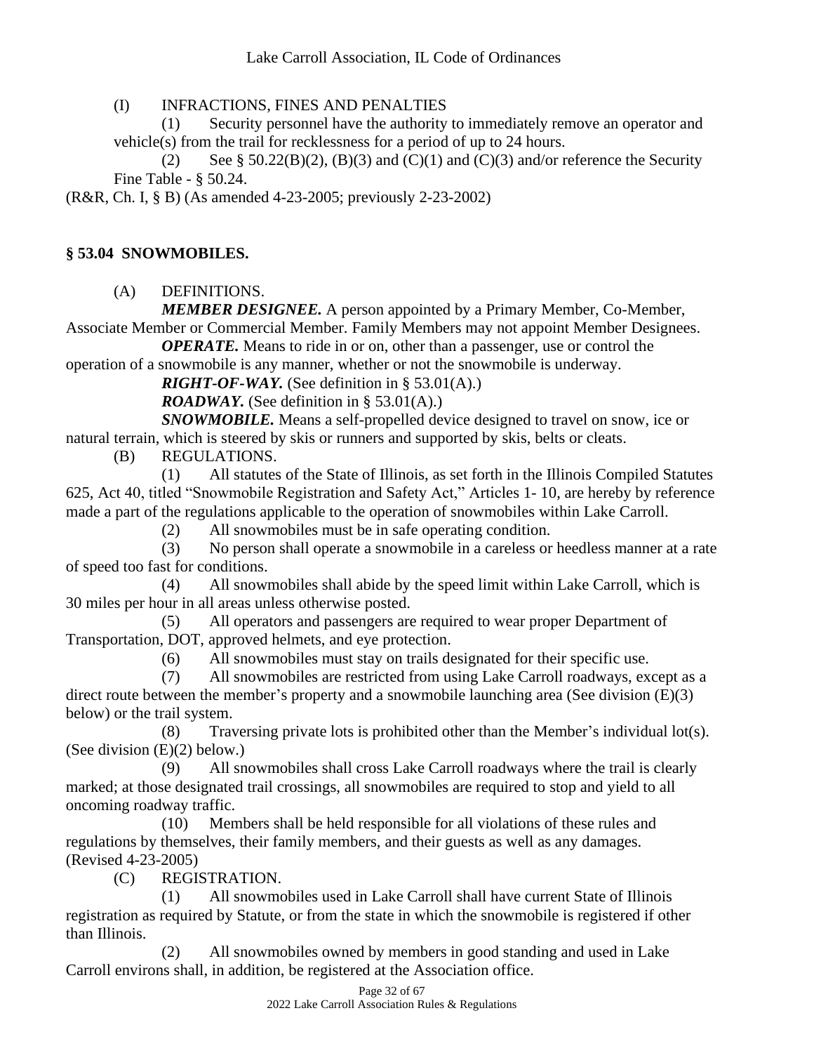(I) INFRACTIONS, FINES AND PENALTIES

(1) Security personnel have the authority to immediately remove an operator and vehicle(s) from the trail for recklessness for a period of up to 24 hours.

(2) See § 50.22(B)(2), (B)(3) and (C)(1) and (C)(3) and/or reference the Security Fine Table - § 50.24.

(R&R, Ch. I, § B) (As amended 4-23-2005; previously 2-23-2002)

## § 53.04 SNOWMOBILES.

(A) DEFINITIONS.

***MEMBER DESIGNEE.*** A person appointed by a Primary Member, Co-Member, Associate Member or Commercial Member. Family Members may not appoint Member Designees.

***OPERATE.*** Means to ride in or on, other than a passenger, use or control the operation of a snowmobile is any manner, whether or not the snowmobile is underway.

***RIGHT-OF-WAY.*** (See definition in § 53.01(A).)

***ROADWAY.*** (See definition in § 53.01(A).)

***SNOWMOBILE.*** Means a self-propelled device designed to travel on snow, ice or natural terrain, which is steered by skis or runners and supported by skis, belts or cleats.

(B) REGULATIONS.

(1) All statutes of the State of Illinois, as set forth in the Illinois Compiled Statutes 625, Act 40, titled "Snowmobile Registration and Safety Act," Articles 1- 10, are hereby by reference made a part of the regulations applicable to the operation of snowmobiles within Lake Carroll.

(2) All snowmobiles must be in safe operating condition.

(3) No person shall operate a snowmobile in a careless or heedless manner at a rate of speed too fast for conditions.

(4) All snowmobiles shall abide by the speed limit within Lake Carroll, which is 30 miles per hour in all areas unless otherwise posted.

(5) All operators and passengers are required to wear proper Department of Transportation, DOT, approved helmets, and eye protection.

(6) All snowmobiles must stay on trails designated for their specific use.

(7) All snowmobiles are restricted from using Lake Carroll roadways, except as a direct route between the member's property and a snowmobile launching area (See division (E)(3) below) or the trail system.

(8) Traversing private lots is prohibited other than the Member's individual lot(s). (See division (E)(2) below.)

(9) All snowmobiles shall cross Lake Carroll roadways where the trail is clearly marked; at those designated trail crossings, all snowmobiles are required to stop and yield to all oncoming roadway traffic.

(10) Members shall be held responsible for all violations of these rules and regulations by themselves, their family members, and their guests as well as any damages. (Revised 4-23-2005)

(C) REGISTRATION.

(1) All snowmobiles used in Lake Carroll shall have current State of Illinois registration as required by Statute, or from the state in which the snowmobile is registered if other than Illinois.

(2) All snowmobiles owned by members in good standing and used in Lake Carroll environs shall, in addition, be registered at the Association office.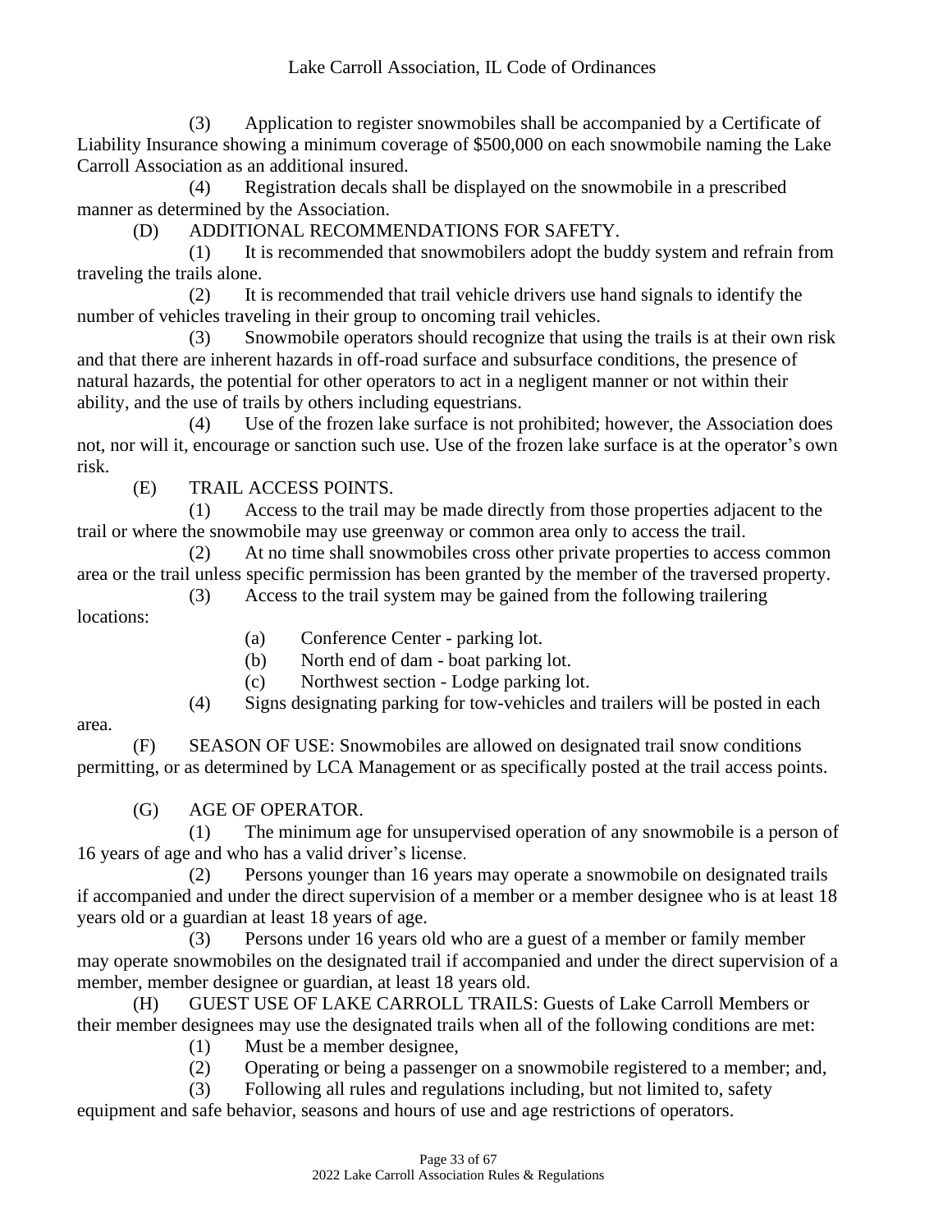(3) Application to register snowmobiles shall be accompanied by a Certificate of Liability Insurance showing a minimum coverage of $500,000 on each snowmobile naming the Lake Carroll Association as an additional insured.

(4) Registration decals shall be displayed on the snowmobile in a prescribed manner as determined by the Association.

(D) ADDITIONAL RECOMMENDATIONS FOR SAFETY.

(1) It is recommended that snowmobilers adopt the buddy system and refrain from traveling the trails alone.

(2) It is recommended that trail vehicle drivers use hand signals to identify the number of vehicles traveling in their group to oncoming trail vehicles.

(3) Snowmobile operators should recognize that using the trails is at their own risk and that there are inherent hazards in off-road surface and subsurface conditions, the presence of natural hazards, the potential for other operators to act in a negligent manner or not within their ability, and the use of trails by others including equestrians.

(4) Use of the frozen lake surface is not prohibited; however, the Association does not, nor will it, encourage or sanction such use. Use of the frozen lake surface is at the operator's own risk.

(E) TRAIL ACCESS POINTS.

(1) Access to the trail may be made directly from those properties adjacent to the trail or where the snowmobile may use greenway or common area only to access the trail.

(2) At no time shall snowmobiles cross other private properties to access common area or the trail unless specific permission has been granted by the member of the traversed property.

(3) Access to the trail system may be gained from the following trailering locations:

(a) Conference Center - parking lot.

(b) North end of dam - boat parking lot.

(c) Northwest section - Lodge parking lot.

(4) Signs designating parking for tow-vehicles and trailers will be posted in each area.

(F) SEASON OF USE: Snowmobiles are allowed on designated trail snow conditions permitting, or as determined by LCA Management or as specifically posted at the trail access points.

(G) AGE OF OPERATOR.

(1) The minimum age for unsupervised operation of any snowmobile is a person of 16 years of age and who has a valid driver's license.

(2) Persons younger than 16 years may operate a snowmobile on designated trails if accompanied and under the direct supervision of a member or a member designee who is at least 18 years old or a guardian at least 18 years of age.

(3) Persons under 16 years old who are a guest of a member or family member may operate snowmobiles on the designated trail if accompanied and under the direct supervision of a member, member designee or guardian, at least 18 years old.

(H) GUEST USE OF LAKE CARROLL TRAILS: Guests of Lake Carroll Members or their member designees may use the designated trails when all of the following conditions are met:

(1) Must be a member designee,

(2) Operating or being a passenger on a snowmobile registered to a member; and,

(3) Following all rules and regulations including, but not limited to, safety equipment and safe behavior, seasons and hours of use and age restrictions of operators.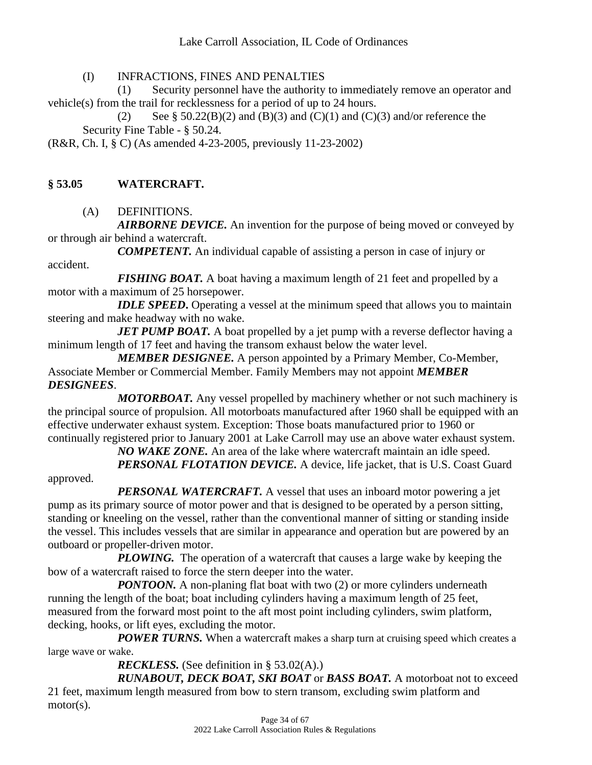(I) INFRACTIONS, FINES AND PENALTIES

(1) Security personnel have the authority to immediately remove an operator and vehicle(s) from the trail for recklessness for a period of up to 24 hours.

(2) See § 50.22(B)(2) and (B)(3) and (C)(1) and (C)(3) and/or reference the Security Fine Table - § 50.24.

(R&R, Ch. I, § C) (As amended 4-23-2005, previously 11-23-2002)

## § 53.05 WATERCRAFT.

(A) DEFINITIONS.

***AIRBORNE DEVICE.*** An invention for the purpose of being moved or conveyed by or through air behind a watercraft.

***COMPETENT.*** An individual capable of assisting a person in case of injury or accident.

***FISHING BOAT.*** A boat having a maximum length of 21 feet and propelled by a motor with a maximum of 25 horsepower.

***IDLE SPEED.*** Operating a vessel at the minimum speed that allows you to maintain steering and make headway with no wake.

***JET PUMP BOAT.*** A boat propelled by a jet pump with a reverse deflector having a minimum length of 17 feet and having the transom exhaust below the water level.

***MEMBER DESIGNEE.*** A person appointed by a Primary Member, Co-Member, Associate Member or Commercial Member. Family Members may not appoint ***MEMBER DESIGNEES***.

***MOTORBOAT.*** Any vessel propelled by machinery whether or not such machinery is the principal source of propulsion. All motorboats manufactured after 1960 shall be equipped with an effective underwater exhaust system. Exception: Those boats manufactured prior to 1960 or continually registered prior to January 2001 at Lake Carroll may use an above water exhaust system.

***NO WAKE ZONE.*** An area of the lake where watercraft maintain an idle speed.

***PERSONAL FLOTATION DEVICE.*** A device, life jacket, that is U.S. Coast Guard approved.

***PERSONAL WATERCRAFT.*** A vessel that uses an inboard motor powering a jet pump as its primary source of motor power and that is designed to be operated by a person sitting, standing or kneeling on the vessel, rather than the conventional manner of sitting or standing inside the vessel. This includes vessels that are similar in appearance and operation but are powered by an outboard or propeller-driven motor.

***PLOWING.*** The operation of a watercraft that causes a large wake by keeping the bow of a watercraft raised to force the stern deeper into the water.

***PONTOON.*** A non-planing flat boat with two (2) or more cylinders underneath running the length of the boat; boat including cylinders having a maximum length of 25 feet, measured from the forward most point to the aft most point including cylinders, swim platform, decking, hooks, or lift eyes, excluding the motor.

***POWER TURNS.*** When a watercraft makes a sharp turn at cruising speed which creates a large wave or wake.

***RECKLESS.*** (See definition in § 53.02(A).)

***RUNABOUT, DECK BOAT, SKI BOAT*** or ***BASS BOAT.*** A motorboat not to exceed 21 feet, maximum length measured from bow to stern transom, excluding swim platform and motor(s).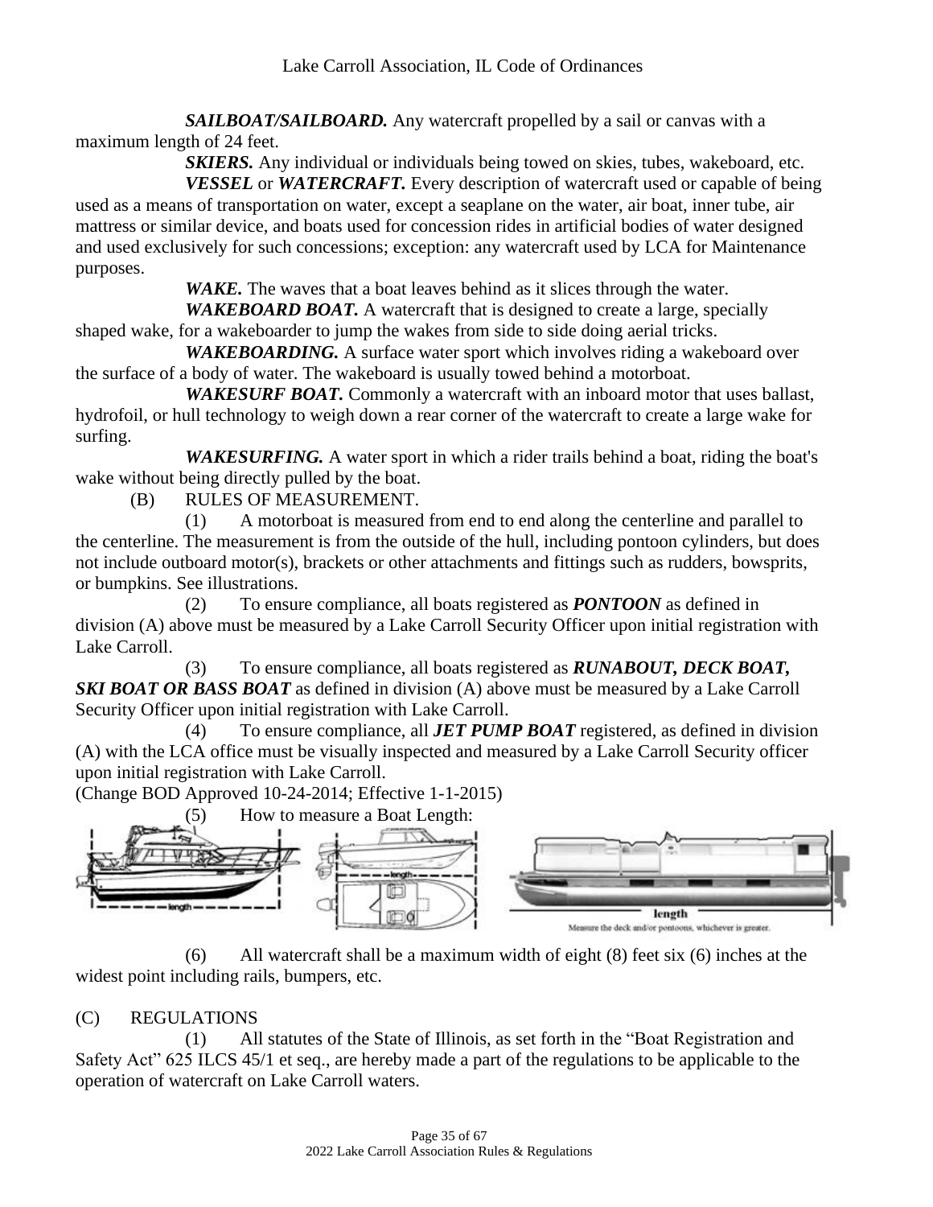***SAILBOAT/SAILBOARD.*** Any watercraft propelled by a sail or canvas with a maximum length of 24 feet.

***SKIERS.*** Any individual or individuals being towed on skies, tubes, wakeboard, etc.

***VESSEL*** or ***WATERCRAFT.*** Every description of watercraft used or capable of being used as a means of transportation on water, except a seaplane on the water, air boat, inner tube, air mattress or similar device, and boats used for concession rides in artificial bodies of water designed and used exclusively for such concessions; exception: any watercraft used by LCA for Maintenance purposes.

***WAKE.*** The waves that a boat leaves behind as it slices through the water.

***WAKEBOARD BOAT.*** A watercraft that is designed to create a large, specially shaped wake, for a wakeboarder to jump the wakes from side to side doing aerial tricks.

***WAKEBOARDING.*** A surface water sport which involves riding a wakeboard over the surface of a body of water. The wakeboard is usually towed behind a motorboat.

***WAKESURF BOAT.*** Commonly a watercraft with an inboard motor that uses ballast, hydrofoil, or hull technology to weigh down a rear corner of the watercraft to create a large wake for surfing.

***WAKESURFING.*** A water sport in which a rider trails behind a boat, riding the boat's wake without being directly pulled by the boat.

(B) RULES OF MEASUREMENT.

(1) A motorboat is measured from end to end along the centerline and parallel to the centerline. The measurement is from the outside of the hull, including pontoon cylinders, but does not include outboard motor(s), brackets or other attachments and fittings such as rudders, bowsprits, or bumpkins. See illustrations.

(2) To ensure compliance, all boats registered as ***PONTOON*** as defined in division (A) above must be measured by a Lake Carroll Security Officer upon initial registration with Lake Carroll.

(3) To ensure compliance, all boats registered as ***RUNABOUT, DECK BOAT, SKI BOAT OR BASS BOAT*** as defined in division (A) above must be measured by a Lake Carroll Security Officer upon initial registration with Lake Carroll.

(4) To ensure compliance, all ***JET PUMP BOAT*** registered, as defined in division (A) with the LCA office must be visually inspected and measured by a Lake Carroll Security officer upon initial registration with Lake Carroll.

(Change BOD Approved 10-24-2014; Effective 1-1-2015)

(5) How to measure a Boat Length:

length

Measure the deck and/or pontoons, whichever is greater.

(6) All watercraft shall be a maximum width of eight (8) feet six (6) inches at the widest point including rails, bumpers, etc.

(C) REGULATIONS

(1) All statutes of the State of Illinois, as set forth in the "Boat Registration and Safety Act" 625 ILCS 45/1 et seq., are hereby made a part of the regulations to be applicable to the operation of watercraft on Lake Carroll waters.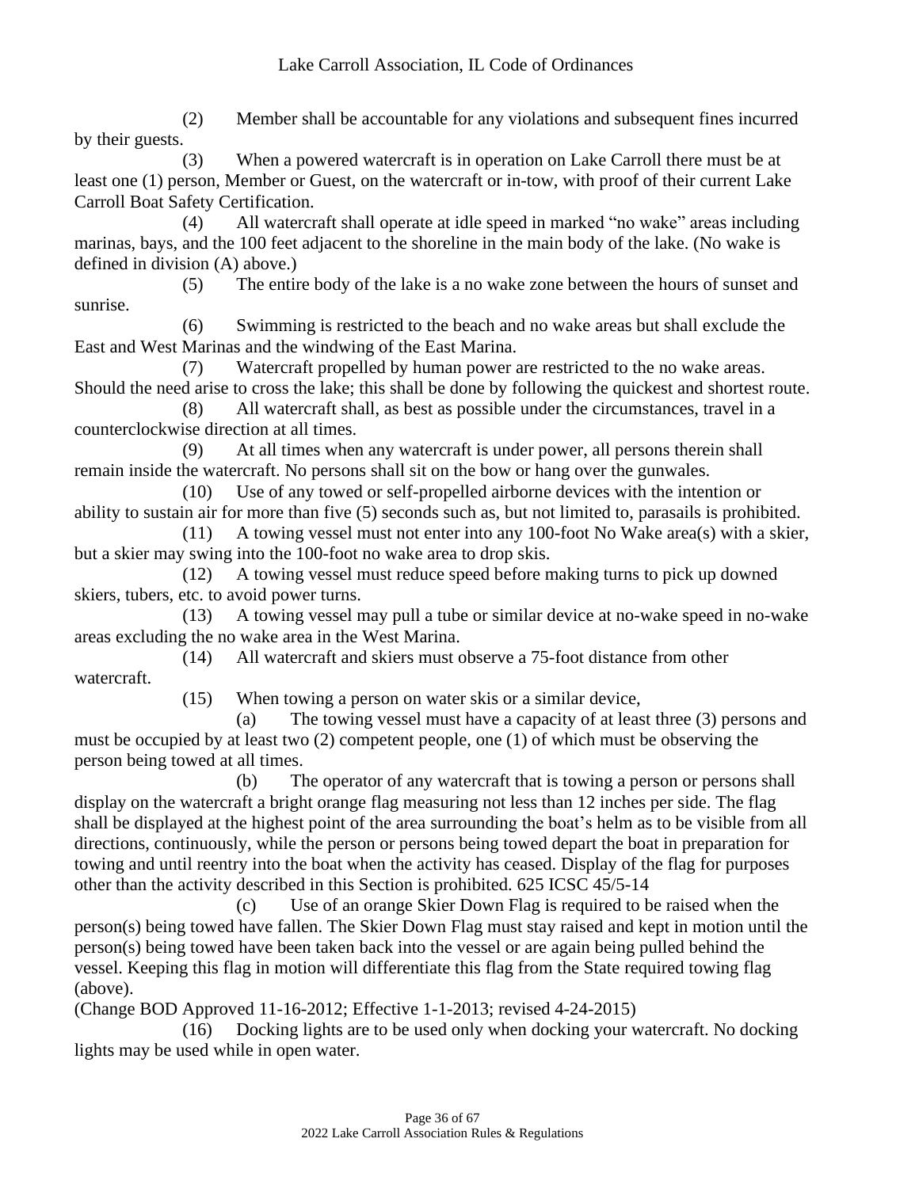(2) Member shall be accountable for any violations and subsequent fines incurred by their guests.

(3) When a powered watercraft is in operation on Lake Carroll there must be at least one (1) person, Member or Guest, on the watercraft or in-tow, with proof of their current Lake Carroll Boat Safety Certification.

(4) All watercraft shall operate at idle speed in marked "no wake" areas including marinas, bays, and the 100 feet adjacent to the shoreline in the main body of the lake. (No wake is defined in division (A) above.)

(5) The entire body of the lake is a no wake zone between the hours of sunset and sunrise.

(6) Swimming is restricted to the beach and no wake areas but shall exclude the East and West Marinas and the windwing of the East Marina.

(7) Watercraft propelled by human power are restricted to the no wake areas. Should the need arise to cross the lake; this shall be done by following the quickest and shortest route.

(8) All watercraft shall, as best as possible under the circumstances, travel in a counterclockwise direction at all times.

(9) At all times when any watercraft is under power, all persons therein shall remain inside the watercraft. No persons shall sit on the bow or hang over the gunwales.

(10) Use of any towed or self-propelled airborne devices with the intention or ability to sustain air for more than five (5) seconds such as, but not limited to, parasails is prohibited.

(11) A towing vessel must not enter into any 100-foot No Wake area(s) with a skier, but a skier may swing into the 100-foot no wake area to drop skis.

(12) A towing vessel must reduce speed before making turns to pick up downed skiers, tubers, etc. to avoid power turns.

(13) A towing vessel may pull a tube or similar device at no-wake speed in no-wake areas excluding the no wake area in the West Marina.

(14) All watercraft and skiers must observe a 75-foot distance from other watercraft.

(15) When towing a person on water skis or a similar device,

(a) The towing vessel must have a capacity of at least three (3) persons and must be occupied by at least two (2) competent people, one (1) of which must be observing the person being towed at all times.

(b) The operator of any watercraft that is towing a person or persons shall display on the watercraft a bright orange flag measuring not less than 12 inches per side. The flag shall be displayed at the highest point of the area surrounding the boat's helm as to be visible from all directions, continuously, while the person or persons being towed depart the boat in preparation for towing and until reentry into the boat when the activity has ceased. Display of the flag for purposes other than the activity described in this Section is prohibited. 625 ICSC 45/5-14

(c) Use of an orange Skier Down Flag is required to be raised when the person(s) being towed have fallen. The Skier Down Flag must stay raised and kept in motion until the person(s) being towed have been taken back into the vessel or are again being pulled behind the vessel. Keeping this flag in motion will differentiate this flag from the State required towing flag (above).

(Change BOD Approved 11-16-2012; Effective 1-1-2013; revised 4-24-2015)

(16) Docking lights are to be used only when docking your watercraft. No docking lights may be used while in open water.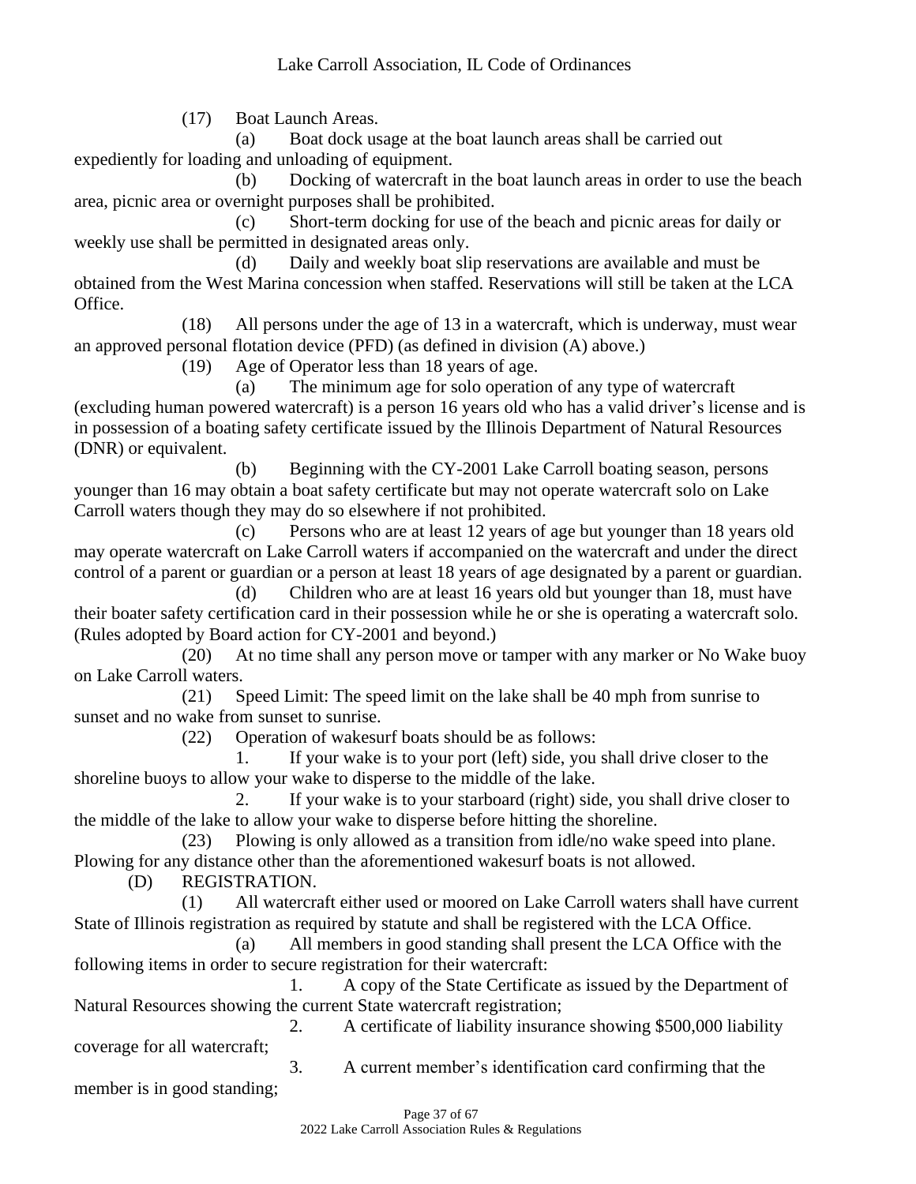(17) Boat Launch Areas.

(a) Boat dock usage at the boat launch areas shall be carried out expediently for loading and unloading of equipment.

(b) Docking of watercraft in the boat launch areas in order to use the beach area, picnic area or overnight purposes shall be prohibited.

(c) Short-term docking for use of the beach and picnic areas for daily or weekly use shall be permitted in designated areas only.

(d) Daily and weekly boat slip reservations are available and must be obtained from the West Marina concession when staffed. Reservations will still be taken at the LCA Office.

(18) All persons under the age of 13 in a watercraft, which is underway, must wear an approved personal flotation device (PFD) (as defined in division (A) above.)

(19) Age of Operator less than 18 years of age.

(a) The minimum age for solo operation of any type of watercraft (excluding human powered watercraft) is a person 16 years old who has a valid driver's license and is in possession of a boating safety certificate issued by the Illinois Department of Natural Resources (DNR) or equivalent.

(b) Beginning with the CY-2001 Lake Carroll boating season, persons younger than 16 may obtain a boat safety certificate but may not operate watercraft solo on Lake Carroll waters though they may do so elsewhere if not prohibited.

(c) Persons who are at least 12 years of age but younger than 18 years old may operate watercraft on Lake Carroll waters if accompanied on the watercraft and under the direct control of a parent or guardian or a person at least 18 years of age designated by a parent or guardian.

(d) Children who are at least 16 years old but younger than 18, must have their boater safety certification card in their possession while he or she is operating a watercraft solo. (Rules adopted by Board action for CY-2001 and beyond.)

(20) At no time shall any person move or tamper with any marker or No Wake buoy on Lake Carroll waters.

(21) Speed Limit: The speed limit on the lake shall be 40 mph from sunrise to sunset and no wake from sunset to sunrise.

(22) Operation of wakesurf boats should be as follows:

1. If your wake is to your port (left) side, you shall drive closer to the shoreline buoys to allow your wake to disperse to the middle of the lake.

2. If your wake is to your starboard (right) side, you shall drive closer to the middle of the lake to allow your wake to disperse before hitting the shoreline.

(23) Plowing is only allowed as a transition from idle/no wake speed into plane. Plowing for any distance other than the aforementioned wakesurf boats is not allowed.

(D) REGISTRATION.

(1) All watercraft either used or moored on Lake Carroll waters shall have current State of Illinois registration as required by statute and shall be registered with the LCA Office.

(a) All members in good standing shall present the LCA Office with the following items in order to secure registration for their watercraft:

1. A copy of the State Certificate as issued by the Department of Natural Resources showing the current State watercraft registration;

2. A certificate of liability insurance showing $500,000 liability coverage for all watercraft;

3. A current member's identification card confirming that the member is in good standing;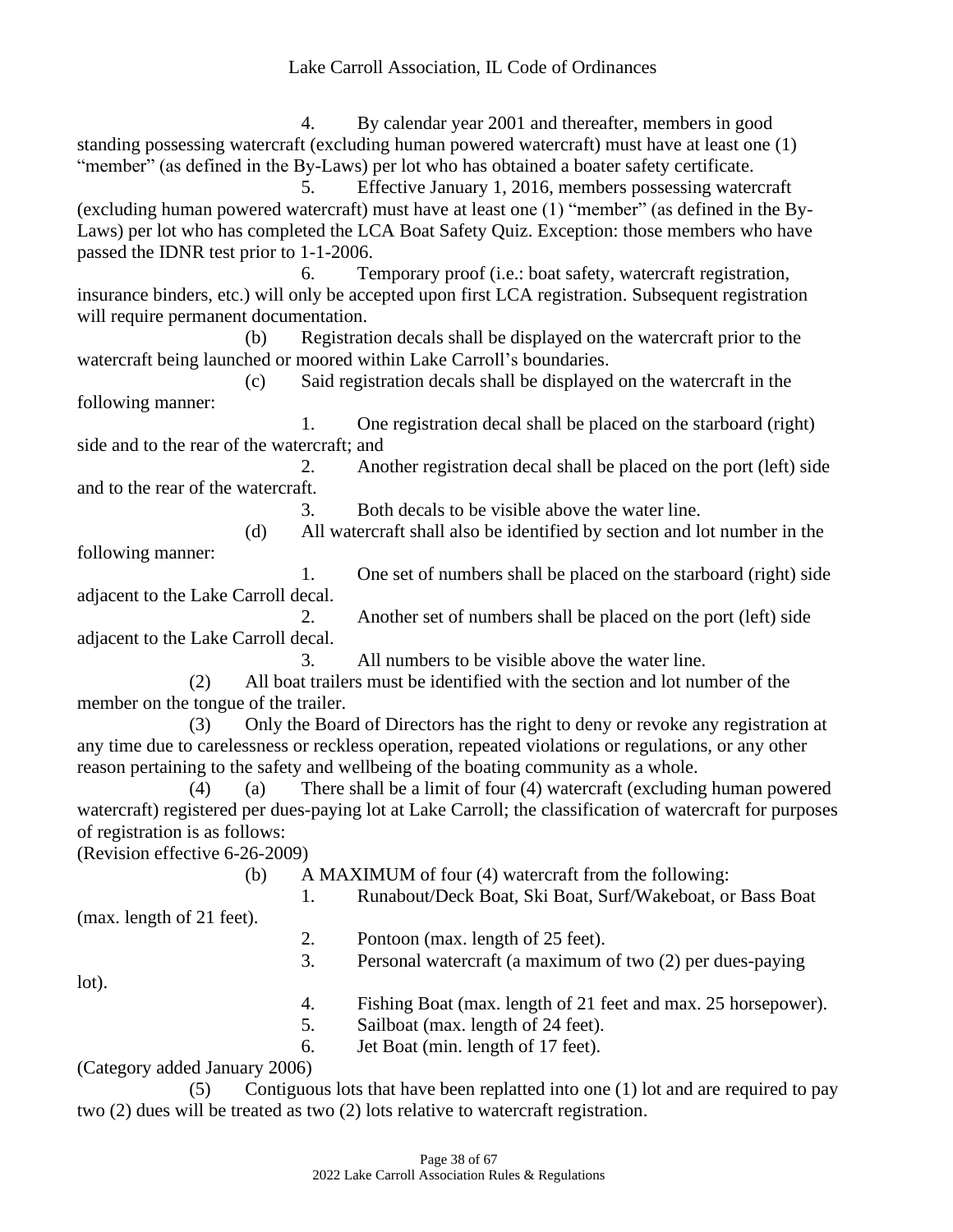4. By calendar year 2001 and thereafter, members in good standing possessing watercraft (excluding human powered watercraft) must have at least one (1) "member" (as defined in the By-Laws) per lot who has obtained a boater safety certificate.

5. Effective January 1, 2016, members possessing watercraft (excluding human powered watercraft) must have at least one (1) "member" (as defined in the By-Laws) per lot who has completed the LCA Boat Safety Quiz. Exception: those members who have passed the IDNR test prior to 1-1-2006.

6. Temporary proof (i.e.: boat safety, watercraft registration, insurance binders, etc.) will only be accepted upon first LCA registration. Subsequent registration will require permanent documentation.

(b) Registration decals shall be displayed on the watercraft prior to the watercraft being launched or moored within Lake Carroll's boundaries.

(c) Said registration decals shall be displayed on the watercraft in the following manner:

1. One registration decal shall be placed on the starboard (right) side and to the rear of the watercraft; and

2. Another registration decal shall be placed on the port (left) side and to the rear of the watercraft.

3. Both decals to be visible above the water line.

(d) All watercraft shall also be identified by section and lot number in the following manner:

1. One set of numbers shall be placed on the starboard (right) side adjacent to the Lake Carroll decal.

2. Another set of numbers shall be placed on the port (left) side adjacent to the Lake Carroll decal.

3. All numbers to be visible above the water line.

(2) All boat trailers must be identified with the section and lot number of the member on the tongue of the trailer.

(3) Only the Board of Directors has the right to deny or revoke any registration at any time due to carelessness or reckless operation, repeated violations or regulations, or any other reason pertaining to the safety and wellbeing of the boating community as a whole.

(4) (a) There shall be a limit of four (4) watercraft (excluding human powered watercraft) registered per dues-paying lot at Lake Carroll; the classification of watercraft for purposes of registration is as follows:
(Revision effective 6-26-2009)

(b) A MAXIMUM of four (4) watercraft from the following:

1. Runabout/Deck Boat, Ski Boat, Surf/Wakeboat, or Bass Boat (max. length of 21 feet).

2. Pontoon (max. length of 25 feet).

3. Personal watercraft (a maximum of two (2) per dues-paying lot).

4. Fishing Boat (max. length of 21 feet and max. 25 horsepower).

5. Sailboat (max. length of 24 feet).

6. Jet Boat (min. length of 17 feet).

(Category added January 2006)

(5) Contiguous lots that have been replatted into one (1) lot and are required to pay two (2) dues will be treated as two (2) lots relative to watercraft registration.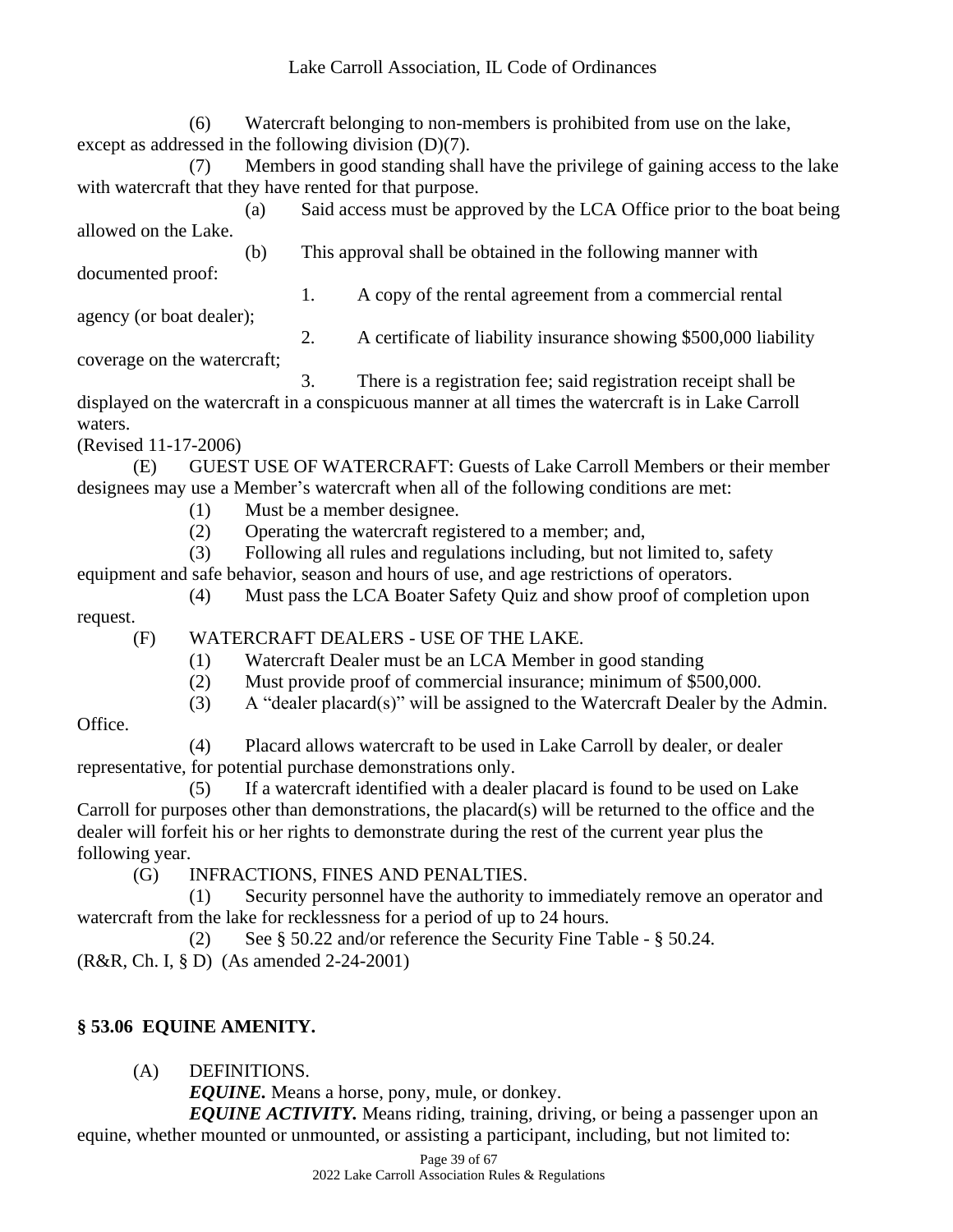(6) Watercraft belonging to non-members is prohibited from use on the lake, except as addressed in the following division (D)(7).

(7) Members in good standing shall have the privilege of gaining access to the lake with watercraft that they have rented for that purpose.

(a) Said access must be approved by the LCA Office prior to the boat being allowed on the Lake.

(b) This approval shall be obtained in the following manner with documented proof:

1. A copy of the rental agreement from a commercial rental agency (or boat dealer);

2. A certificate of liability insurance showing $500,000 liability coverage on the watercraft;

3. There is a registration fee; said registration receipt shall be displayed on the watercraft in a conspicuous manner at all times the watercraft is in Lake Carroll waters.

(Revised 11-17-2006)

(E) GUEST USE OF WATERCRAFT: Guests of Lake Carroll Members or their member designees may use a Member's watercraft when all of the following conditions are met:

(1) Must be a member designee.

(2) Operating the watercraft registered to a member; and,

(3) Following all rules and regulations including, but not limited to, safety equipment and safe behavior, season and hours of use, and age restrictions of operators.

(4) Must pass the LCA Boater Safety Quiz and show proof of completion upon request.

(F) WATERCRAFT DEALERS - USE OF THE LAKE.

(1) Watercraft Dealer must be an LCA Member in good standing

(2) Must provide proof of commercial insurance; minimum of $500,000.

(3) A "dealer placard(s)" will be assigned to the Watercraft Dealer by the Admin. Office.

(4) Placard allows watercraft to be used in Lake Carroll by dealer, or dealer representative, for potential purchase demonstrations only.

(5) If a watercraft identified with a dealer placard is found to be used on Lake Carroll for purposes other than demonstrations, the placard(s) will be returned to the office and the dealer will forfeit his or her rights to demonstrate during the rest of the current year plus the following year.

(G) INFRACTIONS, FINES AND PENALTIES.

(1) Security personnel have the authority to immediately remove an operator and watercraft from the lake for recklessness for a period of up to 24 hours.

(2) See § 50.22 and/or reference the Security Fine Table - § 50.24.

(R&R, Ch. I, § D) (As amended 2-24-2001)

## § 53.06 EQUINE AMENITY.

(A) DEFINITIONS.

***EQUINE.*** Means a horse, pony, mule, or donkey.

***EQUINE ACTIVITY.*** Means riding, training, driving, or being a passenger upon an equine, whether mounted or unmounted, or assisting a participant, including, but not limited to: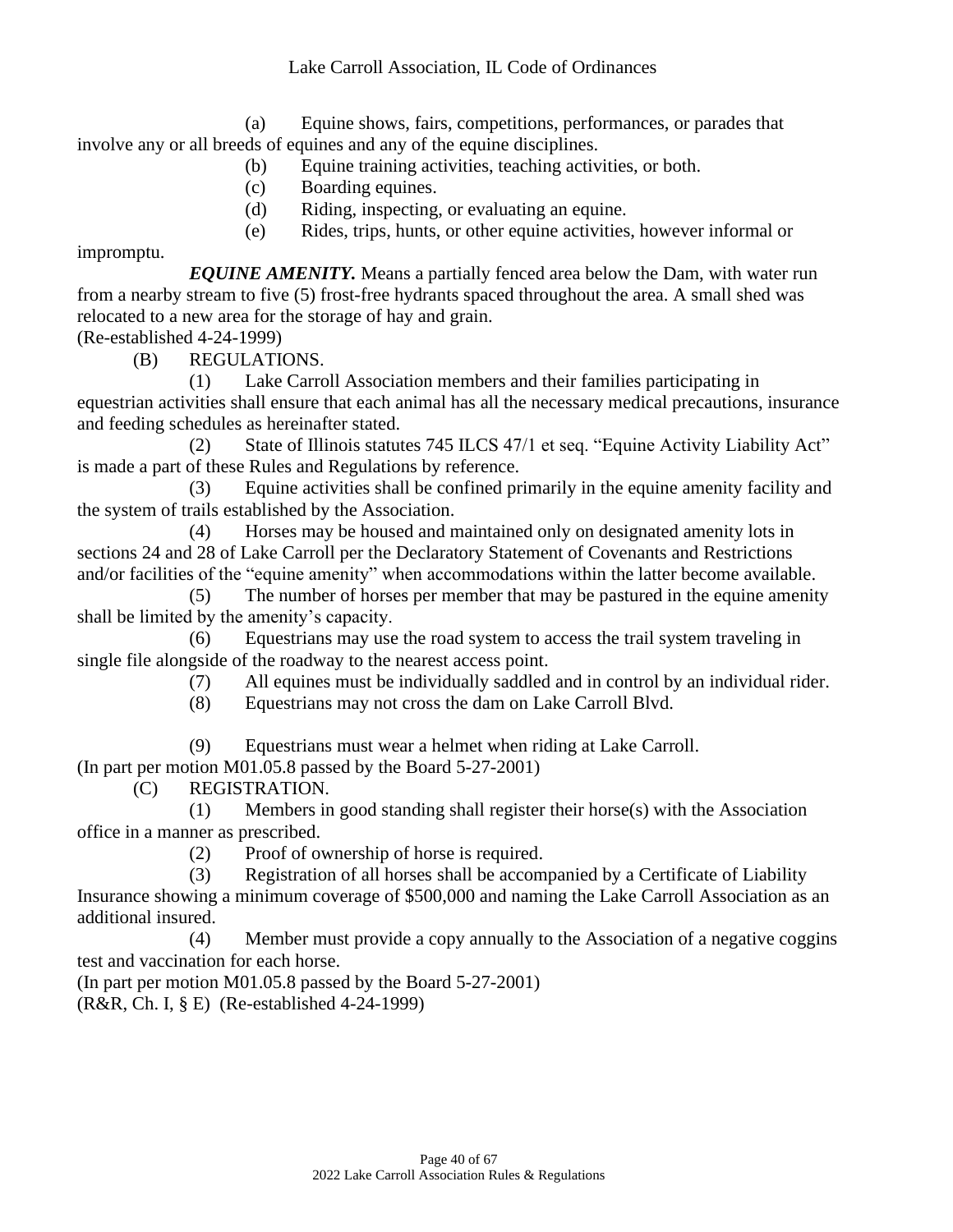(a) Equine shows, fairs, competitions, performances, or parades that involve any or all breeds of equines and any of the equine disciplines.

(b) Equine training activities, teaching activities, or both.

(c) Boarding equines.

(d) Riding, inspecting, or evaluating an equine.

(e) Rides, trips, hunts, or other equine activities, however informal or impromptu.

***EQUINE AMENITY.*** Means a partially fenced area below the Dam, with water run from a nearby stream to five (5) frost-free hydrants spaced throughout the area. A small shed was relocated to a new area for the storage of hay and grain.

(Re-established 4-24-1999)

(B) REGULATIONS.

(1) Lake Carroll Association members and their families participating in equestrian activities shall ensure that each animal has all the necessary medical precautions, insurance and feeding schedules as hereinafter stated.

(2) State of Illinois statutes 745 ILCS 47/1 et seq. "Equine Activity Liability Act" is made a part of these Rules and Regulations by reference.

(3) Equine activities shall be confined primarily in the equine amenity facility and the system of trails established by the Association.

(4) Horses may be housed and maintained only on designated amenity lots in sections 24 and 28 of Lake Carroll per the Declaratory Statement of Covenants and Restrictions and/or facilities of the "equine amenity" when accommodations within the latter become available.

(5) The number of horses per member that may be pastured in the equine amenity shall be limited by the amenity's capacity.

(6) Equestrians may use the road system to access the trail system traveling in single file alongside of the roadway to the nearest access point.

(7) All equines must be individually saddled and in control by an individual rider.

(8) Equestrians may not cross the dam on Lake Carroll Blvd.

(9) Equestrians must wear a helmet when riding at Lake Carroll.

(In part per motion M01.05.8 passed by the Board 5-27-2001)

(C) REGISTRATION.

(1) Members in good standing shall register their horse(s) with the Association office in a manner as prescribed.

(2) Proof of ownership of horse is required.

(3) Registration of all horses shall be accompanied by a Certificate of Liability Insurance showing a minimum coverage of $500,000 and naming the Lake Carroll Association as an additional insured.

(4) Member must provide a copy annually to the Association of a negative coggins test and vaccination for each horse.

(In part per motion M01.05.8 passed by the Board 5-27-2001)

(R&R, Ch. I, § E) (Re-established 4-24-1999)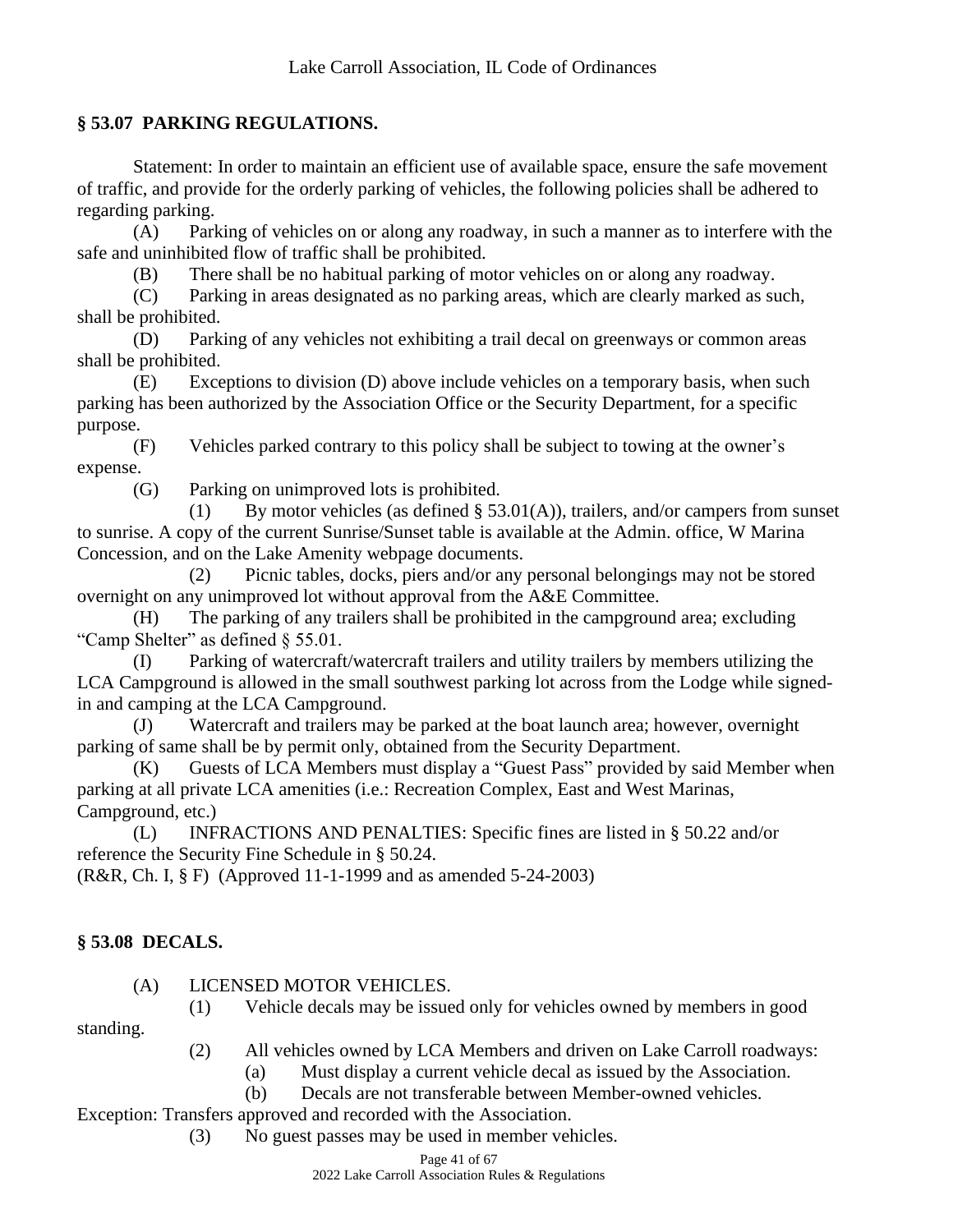## § 53.07 PARKING REGULATIONS.

Statement: In order to maintain an efficient use of available space, ensure the safe movement of traffic, and provide for the orderly parking of vehicles, the following policies shall be adhered to regarding parking.

(A) Parking of vehicles on or along any roadway, in such a manner as to interfere with the safe and uninhibited flow of traffic shall be prohibited.

(B) There shall be no habitual parking of motor vehicles on or along any roadway.

(C) Parking in areas designated as no parking areas, which are clearly marked as such, shall be prohibited.

(D) Parking of any vehicles not exhibiting a trail decal on greenways or common areas shall be prohibited.

(E) Exceptions to division (D) above include vehicles on a temporary basis, when such parking has been authorized by the Association Office or the Security Department, for a specific purpose.

(F) Vehicles parked contrary to this policy shall be subject to towing at the owner's expense.

(G) Parking on unimproved lots is prohibited.

(1) By motor vehicles (as defined § 53.01(A)), trailers, and/or campers from sunset to sunrise. A copy of the current Sunrise/Sunset table is available at the Admin. office, W Marina Concession, and on the Lake Amenity webpage documents.

(2) Picnic tables, docks, piers and/or any personal belongings may not be stored overnight on any unimproved lot without approval from the A&E Committee.

(H) The parking of any trailers shall be prohibited in the campground area; excluding "Camp Shelter" as defined § 55.01.

(I) Parking of watercraft/watercraft trailers and utility trailers by members utilizing the LCA Campground is allowed in the small southwest parking lot across from the Lodge while signed-in and camping at the LCA Campground.

(J) Watercraft and trailers may be parked at the boat launch area; however, overnight parking of same shall be by permit only, obtained from the Security Department.

(K) Guests of LCA Members must display a "Guest Pass" provided by said Member when parking at all private LCA amenities (i.e.: Recreation Complex, East and West Marinas, Campground, etc.)

(L) INFRACTIONS AND PENALTIES: Specific fines are listed in § 50.22 and/or reference the Security Fine Schedule in § 50.24.

(R&R, Ch. I, § F) (Approved 11-1-1999 and as amended 5-24-2003)

## § 53.08 DECALS.

(A) LICENSED MOTOR VEHICLES.

(1) Vehicle decals may be issued only for vehicles owned by members in good standing.

(2) All vehicles owned by LCA Members and driven on Lake Carroll roadways:

(a) Must display a current vehicle decal as issued by the Association.

(b) Decals are not transferable between Member-owned vehicles.

Exception: Transfers approved and recorded with the Association.

(3) No guest passes may be used in member vehicles.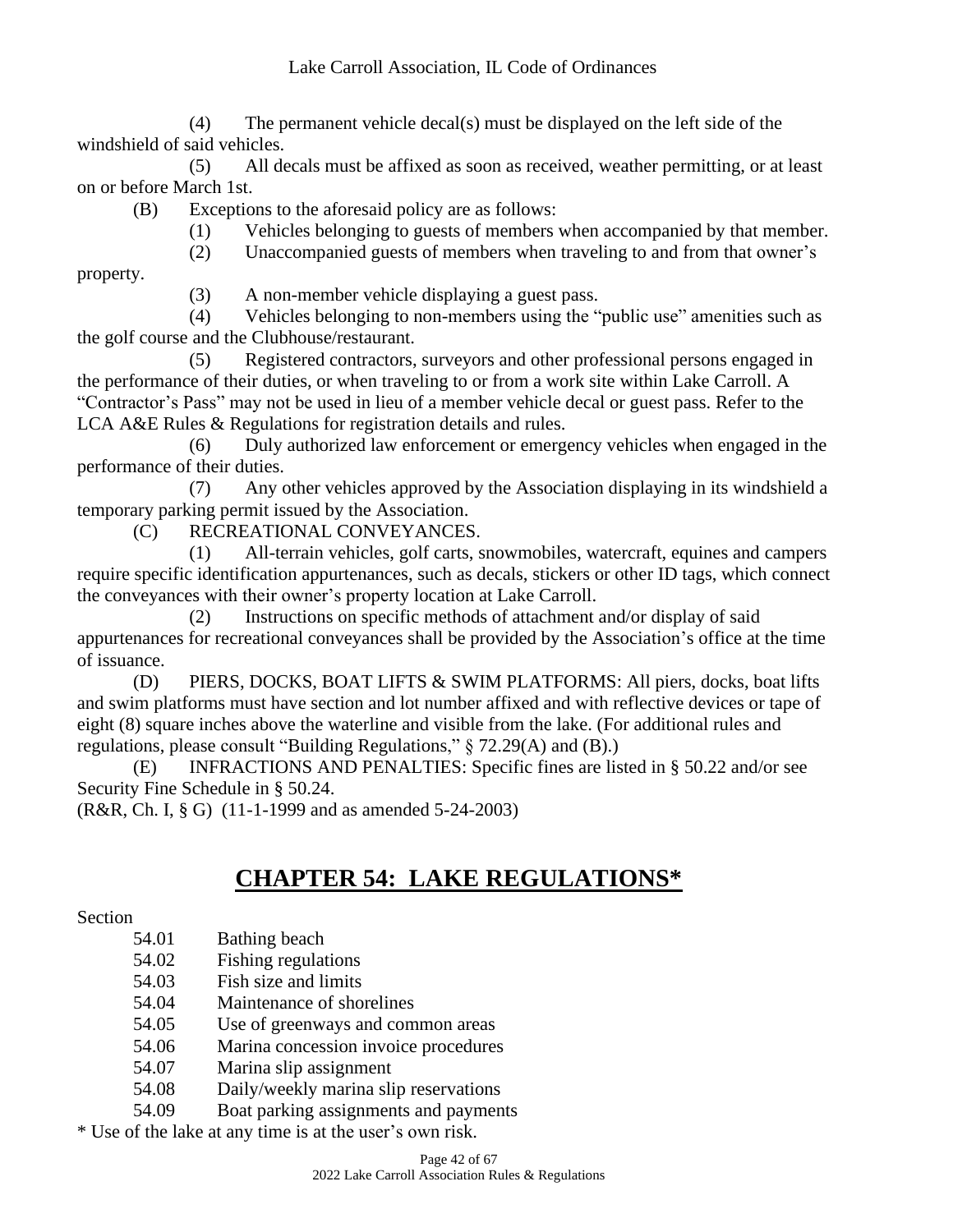(4) The permanent vehicle decal(s) must be displayed on the left side of the windshield of said vehicles.

(5) All decals must be affixed as soon as received, weather permitting, or at least on or before March 1st.

(B) Exceptions to the aforesaid policy are as follows:

(1) Vehicles belonging to guests of members when accompanied by that member.

(2) Unaccompanied guests of members when traveling to and from that owner's property.

(3) A non-member vehicle displaying a guest pass.

(4) Vehicles belonging to non-members using the "public use" amenities such as the golf course and the Clubhouse/restaurant.

(5) Registered contractors, surveyors and other professional persons engaged in the performance of their duties, or when traveling to or from a work site within Lake Carroll. A "Contractor's Pass" may not be used in lieu of a member vehicle decal or guest pass. Refer to the LCA A&E Rules & Regulations for registration details and rules.

(6) Duly authorized law enforcement or emergency vehicles when engaged in the performance of their duties.

(7) Any other vehicles approved by the Association displaying in its windshield a temporary parking permit issued by the Association.

(C) RECREATIONAL CONVEYANCES.

(1) All-terrain vehicles, golf carts, snowmobiles, watercraft, equines and campers require specific identification appurtenances, such as decals, stickers or other ID tags, which connect the conveyances with their owner's property location at Lake Carroll.

(2) Instructions on specific methods of attachment and/or display of said appurtenances for recreational conveyances shall be provided by the Association's office at the time of issuance.

(D) PIERS, DOCKS, BOAT LIFTS & SWIM PLATFORMS: All piers, docks, boat lifts and swim platforms must have section and lot number affixed and with reflective devices or tape of eight (8) square inches above the waterline and visible from the lake. (For additional rules and regulations, please consult "Building Regulations," § 72.29(A) and (B).)

(E) INFRACTIONS AND PENALTIES: Specific fines are listed in § 50.22 and/or see Security Fine Schedule in § 50.24.

(R&R, Ch. I, § G) (11-1-1999 and as amended 5-24-2003)

# CHAPTER 54: LAKE REGULATIONS*

Section

54.01 Bathing beach
54.02 Fishing regulations
54.03 Fish size and limits
54.04 Maintenance of shorelines
54.05 Use of greenways and common areas
54.06 Marina concession invoice procedures
54.07 Marina slip assignment
54.08 Daily/weekly marina slip reservations
54.09 Boat parking assignments and payments

* Use of the lake at any time is at the user's own risk.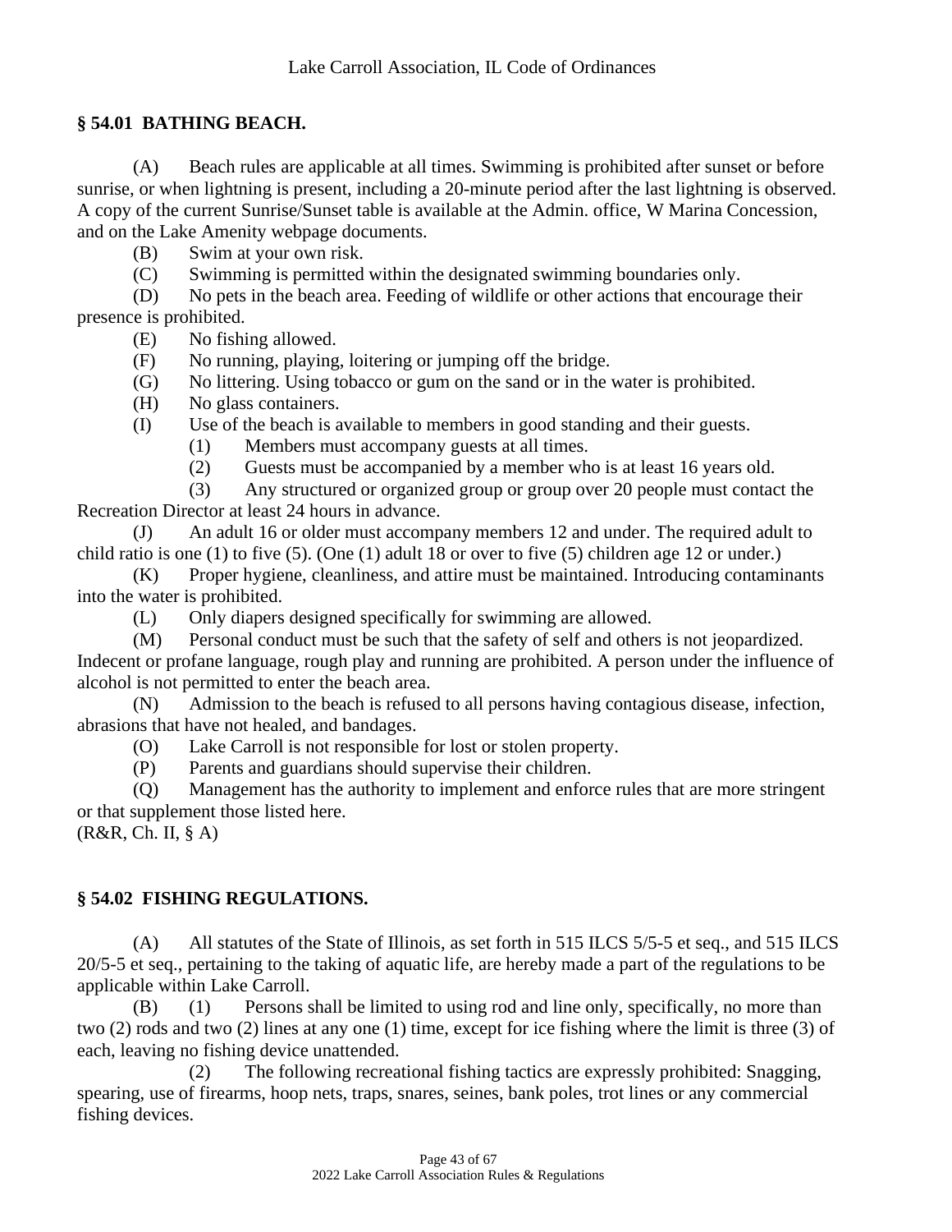## § 54.01 BATHING BEACH.

(A) Beach rules are applicable at all times. Swimming is prohibited after sunset or before sunrise, or when lightning is present, including a 20-minute period after the last lightning is observed. A copy of the current Sunrise/Sunset table is available at the Admin. office, W Marina Concession, and on the Lake Amenity webpage documents.

(B) Swim at your own risk.

(C) Swimming is permitted within the designated swimming boundaries only.

(D) No pets in the beach area. Feeding of wildlife or other actions that encourage their presence is prohibited.

(E) No fishing allowed.

(F) No running, playing, loitering or jumping off the bridge.

(G) No littering. Using tobacco or gum on the sand or in the water is prohibited.

(H) No glass containers.

(I) Use of the beach is available to members in good standing and their guests.

(1) Members must accompany guests at all times.

(2) Guests must be accompanied by a member who is at least 16 years old.

(3) Any structured or organized group or group over 20 people must contact the Recreation Director at least 24 hours in advance.

(J) An adult 16 or older must accompany members 12 and under. The required adult to child ratio is one (1) to five (5). (One (1) adult 18 or over to five (5) children age 12 or under.)

(K) Proper hygiene, cleanliness, and attire must be maintained. Introducing contaminants into the water is prohibited.

(L) Only diapers designed specifically for swimming are allowed.

(M) Personal conduct must be such that the safety of self and others is not jeopardized. Indecent or profane language, rough play and running are prohibited. A person under the influence of alcohol is not permitted to enter the beach area.

(N) Admission to the beach is refused to all persons having contagious disease, infection, abrasions that have not healed, and bandages.

(O) Lake Carroll is not responsible for lost or stolen property.

(P) Parents and guardians should supervise their children.

(Q) Management has the authority to implement and enforce rules that are more stringent or that supplement those listed here.

(R&R, Ch. II, § A)

## § 54.02 FISHING REGULATIONS.

(A) All statutes of the State of Illinois, as set forth in 515 ILCS 5/5-5 et seq., and 515 ILCS 20/5-5 et seq., pertaining to the taking of aquatic life, are hereby made a part of the regulations to be applicable within Lake Carroll.

(B) (1) Persons shall be limited to using rod and line only, specifically, no more than two (2) rods and two (2) lines at any one (1) time, except for ice fishing where the limit is three (3) of each, leaving no fishing device unattended.

(2) The following recreational fishing tactics are expressly prohibited: Snagging, spearing, use of firearms, hoop nets, traps, snares, seines, bank poles, trot lines or any commercial fishing devices.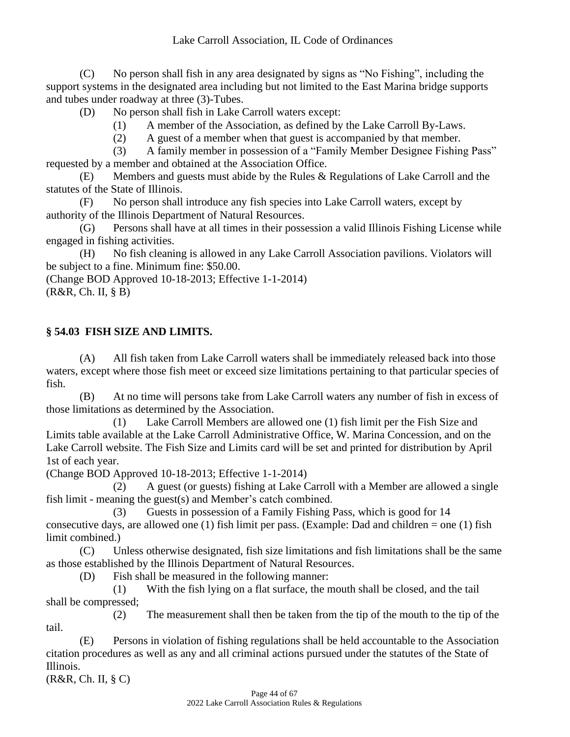(C) No person shall fish in any area designated by signs as "No Fishing", including the support systems in the designated area including but not limited to the East Marina bridge supports and tubes under roadway at three (3)-Tubes.

(D) No person shall fish in Lake Carroll waters except:

(1) A member of the Association, as defined by the Lake Carroll By-Laws.

(2) A guest of a member when that guest is accompanied by that member.

(3) A family member in possession of a "Family Member Designee Fishing Pass" requested by a member and obtained at the Association Office.

(E) Members and guests must abide by the Rules & Regulations of Lake Carroll and the statutes of the State of Illinois.

(F) No person shall introduce any fish species into Lake Carroll waters, except by authority of the Illinois Department of Natural Resources.

(G) Persons shall have at all times in their possession a valid Illinois Fishing License while engaged in fishing activities.

(H) No fish cleaning is allowed in any Lake Carroll Association pavilions. Violators will be subject to a fine. Minimum fine: $50.00.

(Change BOD Approved 10-18-2013; Effective 1-1-2014)
(R&R, Ch. II, § B)

## § 54.03 FISH SIZE AND LIMITS.

(A) All fish taken from Lake Carroll waters shall be immediately released back into those waters, except where those fish meet or exceed size limitations pertaining to that particular species of fish.

(B) At no time will persons take from Lake Carroll waters any number of fish in excess of those limitations as determined by the Association.

(1) Lake Carroll Members are allowed one (1) fish limit per the Fish Size and Limits table available at the Lake Carroll Administrative Office, W. Marina Concession, and on the Lake Carroll website. The Fish Size and Limits card will be set and printed for distribution by April 1st of each year.

(Change BOD Approved 10-18-2013; Effective 1-1-2014)

(2) A guest (or guests) fishing at Lake Carroll with a Member are allowed a single fish limit - meaning the guest(s) and Member's catch combined.

(3) Guests in possession of a Family Fishing Pass, which is good for 14 consecutive days, are allowed one (1) fish limit per pass. (Example: Dad and children = one (1) fish limit combined.)

(C) Unless otherwise designated, fish size limitations and fish limitations shall be the same as those established by the Illinois Department of Natural Resources.

(D) Fish shall be measured in the following manner:

(1) With the fish lying on a flat surface, the mouth shall be closed, and the tail shall be compressed;

(2) The measurement shall then be taken from the tip of the mouth to the tip of the tail.

(E) Persons in violation of fishing regulations shall be held accountable to the Association citation procedures as well as any and all criminal actions pursued under the statutes of the State of Illinois.

(R&R, Ch. II, § C)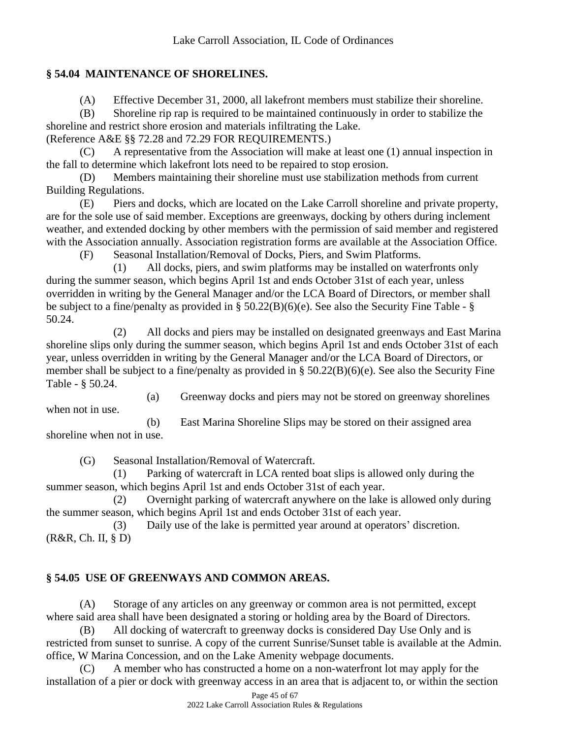## § 54.04 MAINTENANCE OF SHORELINES.

(A) Effective December 31, 2000, all lakefront members must stabilize their shoreline.

(B) Shoreline rip rap is required to be maintained continuously in order to stabilize the shoreline and restrict shore erosion and materials infiltrating the Lake.
(Reference A&E §§ 72.28 and 72.29 FOR REQUIREMENTS.)

(C) A representative from the Association will make at least one (1) annual inspection in the fall to determine which lakefront lots need to be repaired to stop erosion.

(D) Members maintaining their shoreline must use stabilization methods from current Building Regulations.

(E) Piers and docks, which are located on the Lake Carroll shoreline and private property, are for the sole use of said member. Exceptions are greenways, docking by others during inclement weather, and extended docking by other members with the permission of said member and registered with the Association annually. Association registration forms are available at the Association Office.

(F) Seasonal Installation/Removal of Docks, Piers, and Swim Platforms.

(1) All docks, piers, and swim platforms may be installed on waterfronts only during the summer season, which begins April 1st and ends October 31st of each year, unless overridden in writing by the General Manager and/or the LCA Board of Directors, or member shall be subject to a fine/penalty as provided in § 50.22(B)(6)(e). See also the Security Fine Table - § 50.24.

(2) All docks and piers may be installed on designated greenways and East Marina shoreline slips only during the summer season, which begins April 1st and ends October 31st of each year, unless overridden in writing by the General Manager and/or the LCA Board of Directors, or member shall be subject to a fine/penalty as provided in § 50.22(B)(6)(e). See also the Security Fine Table - § 50.24.

(a) Greenway docks and piers may not be stored on greenway shorelines when not in use.

(b) East Marina Shoreline Slips may be stored on their assigned area shoreline when not in use.

(G) Seasonal Installation/Removal of Watercraft.

(1) Parking of watercraft in LCA rented boat slips is allowed only during the summer season, which begins April 1st and ends October 31st of each year.

(2) Overnight parking of watercraft anywhere on the lake is allowed only during the summer season, which begins April 1st and ends October 31st of each year.

(3) Daily use of the lake is permitted year around at operators' discretion.
(R&R, Ch. II, § D)

## § 54.05 USE OF GREENWAYS AND COMMON AREAS.

(A) Storage of any articles on any greenway or common area is not permitted, except where said area shall have been designated a storing or holding area by the Board of Directors.

(B) All docking of watercraft to greenway docks is considered Day Use Only and is restricted from sunset to sunrise. A copy of the current Sunrise/Sunset table is available at the Admin. office, W Marina Concession, and on the Lake Amenity webpage documents.

(C) A member who has constructed a home on a non-waterfront lot may apply for the installation of a pier or dock with greenway access in an area that is adjacent to, or within the section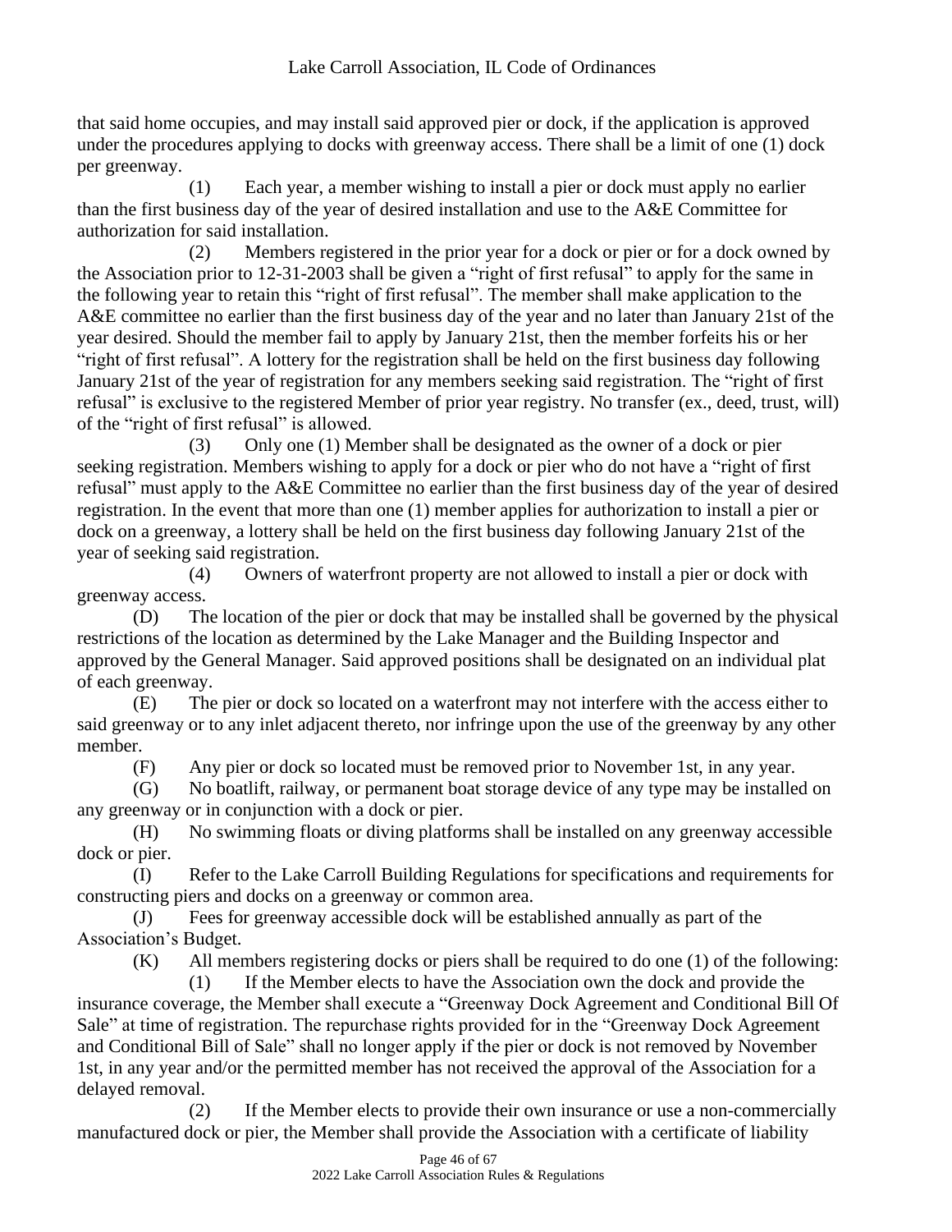that said home occupies, and may install said approved pier or dock, if the application is approved under the procedures applying to docks with greenway access. There shall be a limit of one (1) dock per greenway.

(1) Each year, a member wishing to install a pier or dock must apply no earlier than the first business day of the year of desired installation and use to the A&E Committee for authorization for said installation.

(2) Members registered in the prior year for a dock or pier or for a dock owned by the Association prior to 12-31-2003 shall be given a "right of first refusal" to apply for the same in the following year to retain this "right of first refusal". The member shall make application to the A&E committee no earlier than the first business day of the year and no later than January 21st of the year desired. Should the member fail to apply by January 21st, then the member forfeits his or her "right of first refusal". A lottery for the registration shall be held on the first business day following January 21st of the year of registration for any members seeking said registration. The "right of first refusal" is exclusive to the registered Member of prior year registry. No transfer (ex., deed, trust, will) of the "right of first refusal" is allowed.

(3) Only one (1) Member shall be designated as the owner of a dock or pier seeking registration. Members wishing to apply for a dock or pier who do not have a "right of first refusal" must apply to the A&E Committee no earlier than the first business day of the year of desired registration. In the event that more than one (1) member applies for authorization to install a pier or dock on a greenway, a lottery shall be held on the first business day following January 21st of the year of seeking said registration.

(4) Owners of waterfront property are not allowed to install a pier or dock with greenway access.

(D) The location of the pier or dock that may be installed shall be governed by the physical restrictions of the location as determined by the Lake Manager and the Building Inspector and approved by the General Manager. Said approved positions shall be designated on an individual plat of each greenway.

(E) The pier or dock so located on a waterfront may not interfere with the access either to said greenway or to any inlet adjacent thereto, nor infringe upon the use of the greenway by any other member.

(F) Any pier or dock so located must be removed prior to November 1st, in any year.

(G) No boatlift, railway, or permanent boat storage device of any type may be installed on any greenway or in conjunction with a dock or pier.

(H) No swimming floats or diving platforms shall be installed on any greenway accessible dock or pier.

(I) Refer to the Lake Carroll Building Regulations for specifications and requirements for constructing piers and docks on a greenway or common area.

(J) Fees for greenway accessible dock will be established annually as part of the Association's Budget.

(K) All members registering docks or piers shall be required to do one (1) of the following:

(1) If the Member elects to have the Association own the dock and provide the insurance coverage, the Member shall execute a "Greenway Dock Agreement and Conditional Bill Of Sale" at time of registration. The repurchase rights provided for in the "Greenway Dock Agreement and Conditional Bill of Sale" shall no longer apply if the pier or dock is not removed by November 1st, in any year and/or the permitted member has not received the approval of the Association for a delayed removal.

(2) If the Member elects to provide their own insurance or use a non-commercially manufactured dock or pier, the Member shall provide the Association with a certificate of liability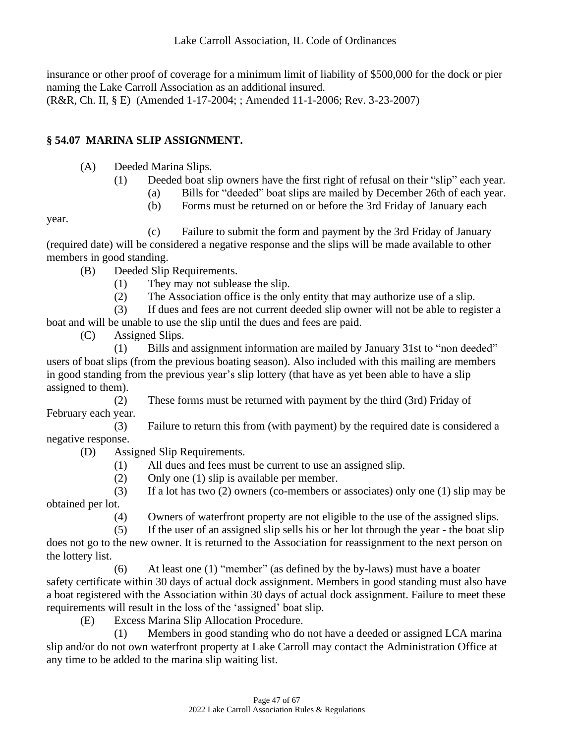insurance or other proof of coverage for a minimum limit of liability of $500,000 for the dock or pier naming the Lake Carroll Association as an additional insured.
(R&R, Ch. II, § E) (Amended 1-17-2004; ; Amended 11-1-2006; Rev. 3-23-2007)

## § 54.07 MARINA SLIP ASSIGNMENT.

(A) Deeded Marina Slips.

(1) Deeded boat slip owners have the first right of refusal on their "slip" each year.

(a) Bills for "deeded" boat slips are mailed by December 26th of each year.

(b) Forms must be returned on or before the 3rd Friday of January each year.

(c) Failure to submit the form and payment by the 3rd Friday of January (required date) will be considered a negative response and the slips will be made available to other members in good standing.

(B) Deeded Slip Requirements.

(1) They may not sublease the slip.

(2) The Association office is the only entity that may authorize use of a slip.

(3) If dues and fees are not current deeded slip owner will not be able to register a boat and will be unable to use the slip until the dues and fees are paid.

(C) Assigned Slips.

(1) Bills and assignment information are mailed by January 31st to "non deeded" users of boat slips (from the previous boating season). Also included with this mailing are members in good standing from the previous year's slip lottery (that have as yet been able to have a slip assigned to them).

(2) These forms must be returned with payment by the third (3rd) Friday of February each year.

(3) Failure to return this from (with payment) by the required date is considered a negative response.

(D) Assigned Slip Requirements.

(1) All dues and fees must be current to use an assigned slip.

(2) Only one (1) slip is available per member.

(3) If a lot has two (2) owners (co-members or associates) only one (1) slip may be obtained per lot.

(4) Owners of waterfront property are not eligible to the use of the assigned slips.

(5) If the user of an assigned slip sells his or her lot through the year - the boat slip does not go to the new owner. It is returned to the Association for reassignment to the next person on the lottery list.

(6) At least one (1) "member" (as defined by the by-laws) must have a boater safety certificate within 30 days of actual dock assignment. Members in good standing must also have a boat registered with the Association within 30 days of actual dock assignment. Failure to meet these requirements will result in the loss of the 'assigned' boat slip.

(E) Excess Marina Slip Allocation Procedure.

(1) Members in good standing who do not have a deeded or assigned LCA marina slip and/or do not own waterfront property at Lake Carroll may contact the Administration Office at any time to be added to the marina slip waiting list.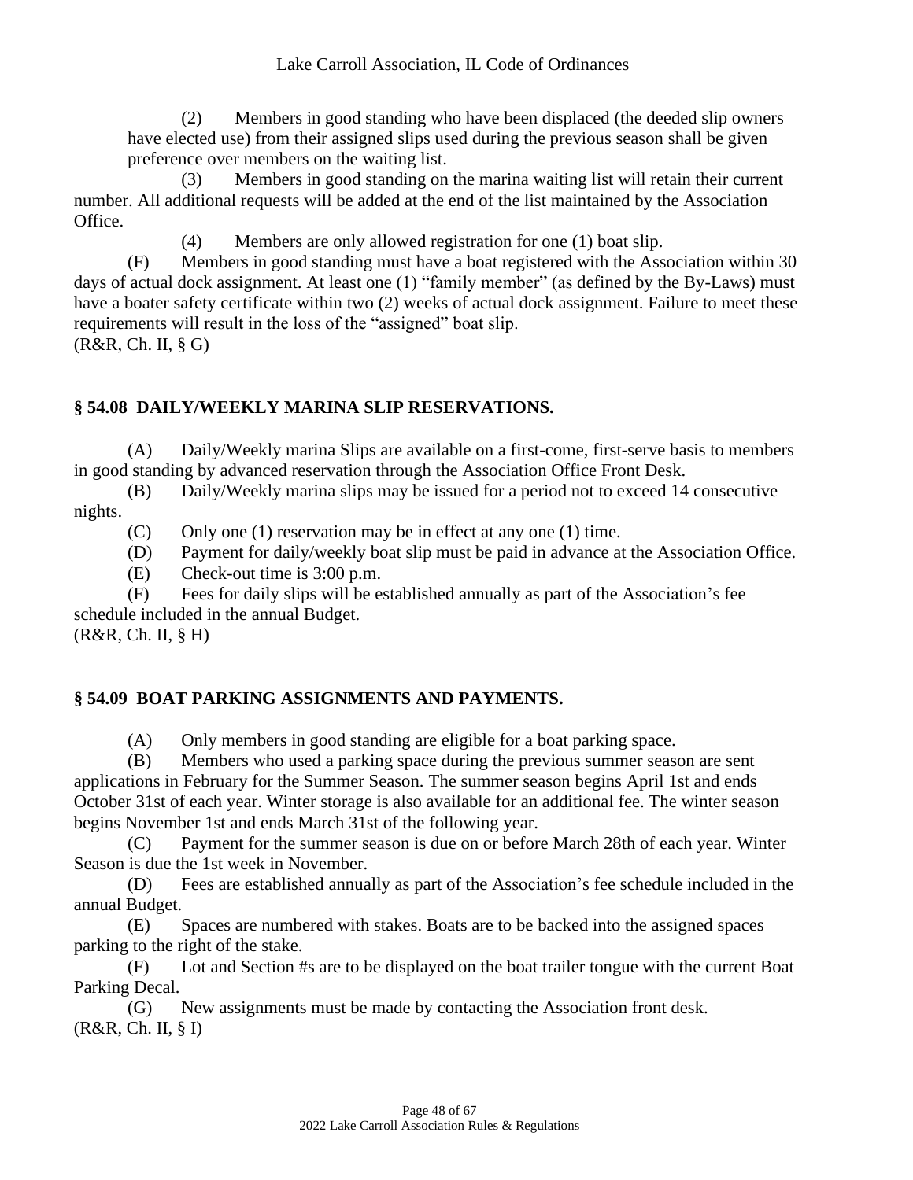(2) Members in good standing who have been displaced (the deeded slip owners have elected use) from their assigned slips used during the previous season shall be given preference over members on the waiting list.

(3) Members in good standing on the marina waiting list will retain their current number. All additional requests will be added at the end of the list maintained by the Association Office.

(4) Members are only allowed registration for one (1) boat slip.

(F) Members in good standing must have a boat registered with the Association within 30 days of actual dock assignment. At least one (1) "family member" (as defined by the By-Laws) must have a boater safety certificate within two (2) weeks of actual dock assignment. Failure to meet these requirements will result in the loss of the "assigned" boat slip.
(R&R, Ch. II, § G)

## § 54.08 DAILY/WEEKLY MARINA SLIP RESERVATIONS.

(A) Daily/Weekly marina Slips are available on a first-come, first-serve basis to members in good standing by advanced reservation through the Association Office Front Desk.

(B) Daily/Weekly marina slips may be issued for a period not to exceed 14 consecutive nights.

(C) Only one (1) reservation may be in effect at any one (1) time.

(D) Payment for daily/weekly boat slip must be paid in advance at the Association Office.

(E) Check-out time is 3:00 p.m.

(F) Fees for daily slips will be established annually as part of the Association's fee schedule included in the annual Budget.
(R&R, Ch. II, § H)

## § 54.09 BOAT PARKING ASSIGNMENTS AND PAYMENTS.

(A) Only members in good standing are eligible for a boat parking space.

(B) Members who used a parking space during the previous summer season are sent applications in February for the Summer Season. The summer season begins April 1st and ends October 31st of each year. Winter storage is also available for an additional fee. The winter season begins November 1st and ends March 31st of the following year.

(C) Payment for the summer season is due on or before March 28th of each year. Winter Season is due the 1st week in November.

(D) Fees are established annually as part of the Association's fee schedule included in the annual Budget.

(E) Spaces are numbered with stakes. Boats are to be backed into the assigned spaces parking to the right of the stake.

(F) Lot and Section #s are to be displayed on the boat trailer tongue with the current Boat Parking Decal.

(G) New assignments must be made by contacting the Association front desk.
(R&R, Ch. II, § I)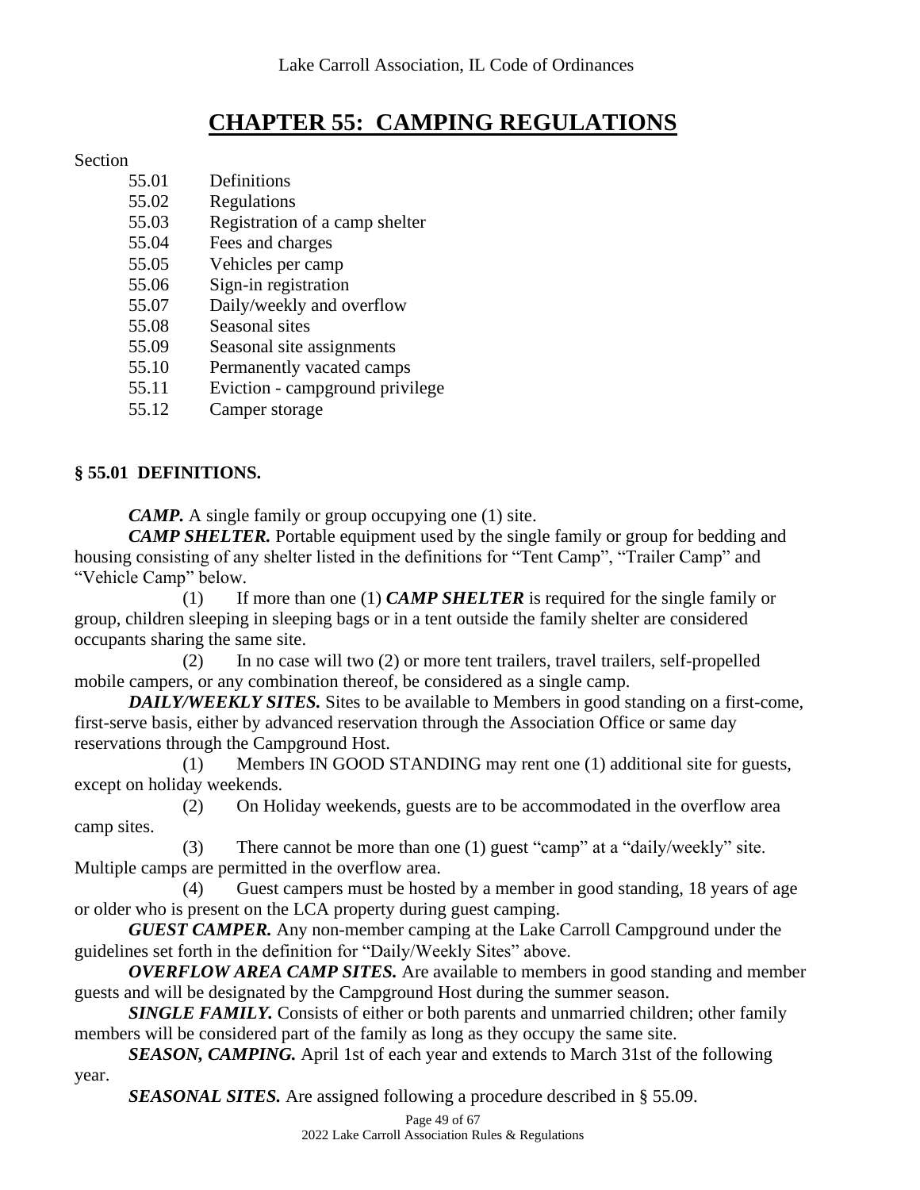# CHAPTER 55: CAMPING REGULATIONS

Section

55.01 Definitions
55.02 Regulations
55.03 Registration of a camp shelter
55.04 Fees and charges
55.05 Vehicles per camp
55.06 Sign-in registration
55.07 Daily/weekly and overflow
55.08 Seasonal sites
55.09 Seasonal site assignments
55.10 Permanently vacated camps
55.11 Eviction - campground privilege
55.12 Camper storage

## § 55.01 DEFINITIONS.

***CAMP.*** A single family or group occupying one (1) site.

***CAMP SHELTER.*** Portable equipment used by the single family or group for bedding and housing consisting of any shelter listed in the definitions for "Tent Camp", "Trailer Camp" and "Vehicle Camp" below.

(1) If more than one (1) ***CAMP SHELTER*** is required for the single family or group, children sleeping in sleeping bags or in a tent outside the family shelter are considered occupants sharing the same site.

(2) In no case will two (2) or more tent trailers, travel trailers, self-propelled mobile campers, or any combination thereof, be considered as a single camp.

***DAILY/WEEKLY SITES.*** Sites to be available to Members in good standing on a first-come, first-serve basis, either by advanced reservation through the Association Office or same day reservations through the Campground Host.

(1) Members IN GOOD STANDING may rent one (1) additional site for guests, except on holiday weekends.

(2) On Holiday weekends, guests are to be accommodated in the overflow area camp sites.

(3) There cannot be more than one (1) guest "camp" at a "daily/weekly" site. Multiple camps are permitted in the overflow area.

(4) Guest campers must be hosted by a member in good standing, 18 years of age or older who is present on the LCA property during guest camping.

***GUEST CAMPER.*** Any non-member camping at the Lake Carroll Campground under the guidelines set forth in the definition for "Daily/Weekly Sites" above.

***OVERFLOW AREA CAMP SITES.*** Are available to members in good standing and member guests and will be designated by the Campground Host during the summer season.

***SINGLE FAMILY.*** Consists of either or both parents and unmarried children; other family members will be considered part of the family as long as they occupy the same site.

***SEASON, CAMPING.*** April 1st of each year and extends to March 31st of the following year.

***SEASONAL SITES.*** Are assigned following a procedure described in § 55.09.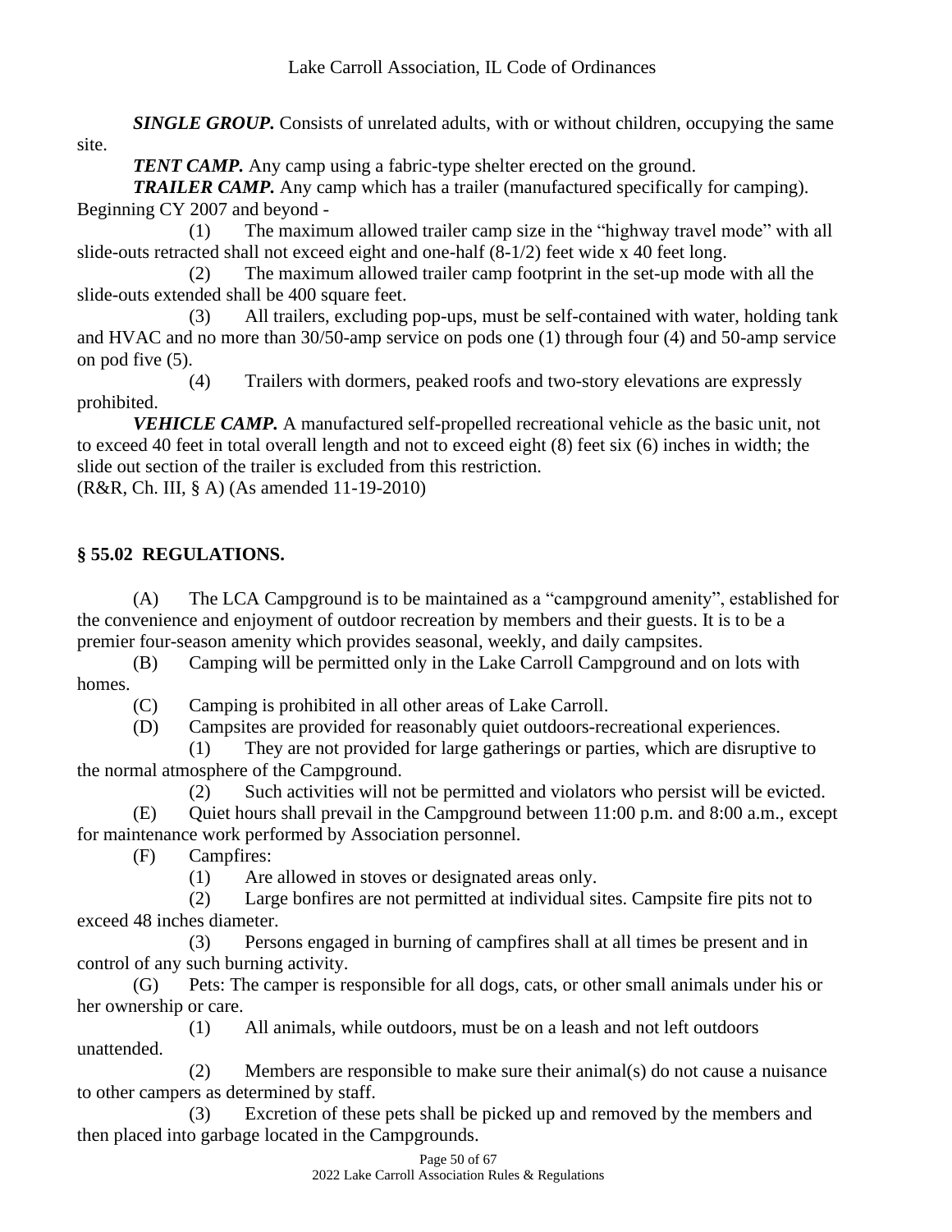***SINGLE GROUP.*** Consists of unrelated adults, with or without children, occupying the same site.

***TENT CAMP.*** Any camp using a fabric-type shelter erected on the ground.

***TRAILER CAMP.*** Any camp which has a trailer (manufactured specifically for camping). Beginning CY 2007 and beyond -

(1) The maximum allowed trailer camp size in the "highway travel mode" with all slide-outs retracted shall not exceed eight and one-half (8-1/2) feet wide x 40 feet long.

(2) The maximum allowed trailer camp footprint in the set-up mode with all the slide-outs extended shall be 400 square feet.

(3) All trailers, excluding pop-ups, must be self-contained with water, holding tank and HVAC and no more than 30/50-amp service on pods one (1) through four (4) and 50-amp service on pod five (5).

(4) Trailers with dormers, peaked roofs and two-story elevations are expressly prohibited.

***VEHICLE CAMP.*** A manufactured self-propelled recreational vehicle as the basic unit, not to exceed 40 feet in total overall length and not to exceed eight (8) feet six (6) inches in width; the slide out section of the trailer is excluded from this restriction.

(R&R, Ch. III, § A) (As amended 11-19-2010)

## § 55.02 REGULATIONS.

(A) The LCA Campground is to be maintained as a "campground amenity", established for the convenience and enjoyment of outdoor recreation by members and their guests. It is to be a premier four-season amenity which provides seasonal, weekly, and daily campsites.

(B) Camping will be permitted only in the Lake Carroll Campground and on lots with homes.

(C) Camping is prohibited in all other areas of Lake Carroll.

(D) Campsites are provided for reasonably quiet outdoors-recreational experiences.

(1) They are not provided for large gatherings or parties, which are disruptive to the normal atmosphere of the Campground.

(2) Such activities will not be permitted and violators who persist will be evicted.

(E) Quiet hours shall prevail in the Campground between 11:00 p.m. and 8:00 a.m., except for maintenance work performed by Association personnel.

(F) Campfires:

(1) Are allowed in stoves or designated areas only.

(2) Large bonfires are not permitted at individual sites. Campsite fire pits not to exceed 48 inches diameter.

(3) Persons engaged in burning of campfires shall at all times be present and in control of any such burning activity.

(G) Pets: The camper is responsible for all dogs, cats, or other small animals under his or her ownership or care.

(1) All animals, while outdoors, must be on a leash and not left outdoors unattended.

(2) Members are responsible to make sure their animal(s) do not cause a nuisance to other campers as determined by staff.

(3) Excretion of these pets shall be picked up and removed by the members and then placed into garbage located in the Campgrounds.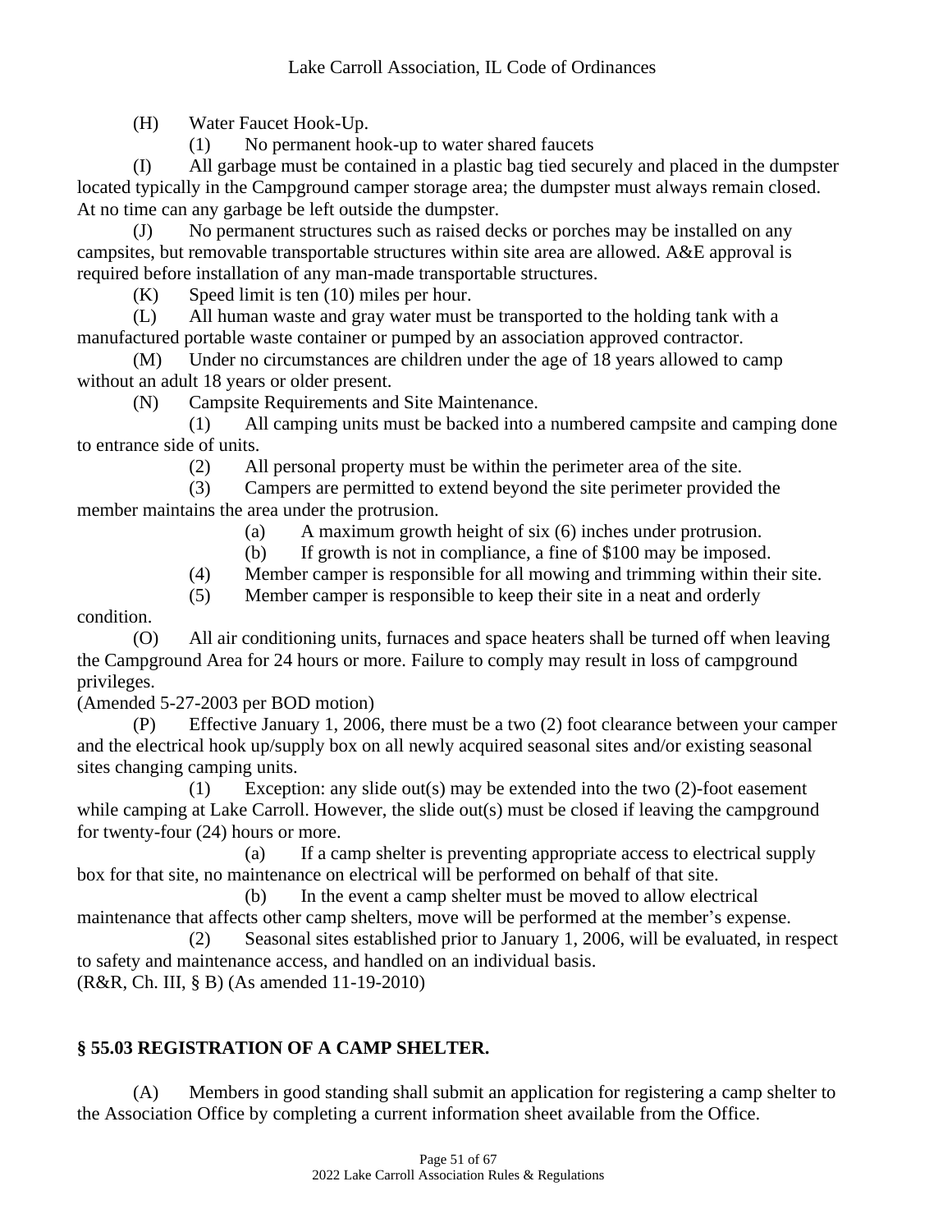(H) Water Faucet Hook-Up.

(1) No permanent hook-up to water shared faucets

(I) All garbage must be contained in a plastic bag tied securely and placed in the dumpster located typically in the Campground camper storage area; the dumpster must always remain closed. At no time can any garbage be left outside the dumpster.

(J) No permanent structures such as raised decks or porches may be installed on any campsites, but removable transportable structures within site area are allowed. A&E approval is required before installation of any man-made transportable structures.

(K) Speed limit is ten (10) miles per hour.

(L) All human waste and gray water must be transported to the holding tank with a manufactured portable waste container or pumped by an association approved contractor.

(M) Under no circumstances are children under the age of 18 years allowed to camp without an adult 18 years or older present.

(N) Campsite Requirements and Site Maintenance.

(1) All camping units must be backed into a numbered campsite and camping done to entrance side of units.

(2) All personal property must be within the perimeter area of the site.

(3) Campers are permitted to extend beyond the site perimeter provided the member maintains the area under the protrusion.

(a) A maximum growth height of six (6) inches under protrusion.

(b) If growth is not in compliance, a fine of $100 may be imposed.

(4) Member camper is responsible for all mowing and trimming within their site.

(5) Member camper is responsible to keep their site in a neat and orderly condition.

(O) All air conditioning units, furnaces and space heaters shall be turned off when leaving the Campground Area for 24 hours or more. Failure to comply may result in loss of campground privileges.

(Amended 5-27-2003 per BOD motion)

(P) Effective January 1, 2006, there must be a two (2) foot clearance between your camper and the electrical hook up/supply box on all newly acquired seasonal sites and/or existing seasonal sites changing camping units.

(1) Exception: any slide out(s) may be extended into the two (2)-foot easement while camping at Lake Carroll. However, the slide out(s) must be closed if leaving the campground for twenty-four (24) hours or more.

(a) If a camp shelter is preventing appropriate access to electrical supply box for that site, no maintenance on electrical will be performed on behalf of that site.

(b) In the event a camp shelter must be moved to allow electrical maintenance that affects other camp shelters, move will be performed at the member's expense.

(2) Seasonal sites established prior to January 1, 2006, will be evaluated, in respect to safety and maintenance access, and handled on an individual basis.

(R&R, Ch. III, § B) (As amended 11-19-2010)

## § 55.03 REGISTRATION OF A CAMP SHELTER.

(A) Members in good standing shall submit an application for registering a camp shelter to the Association Office by completing a current information sheet available from the Office.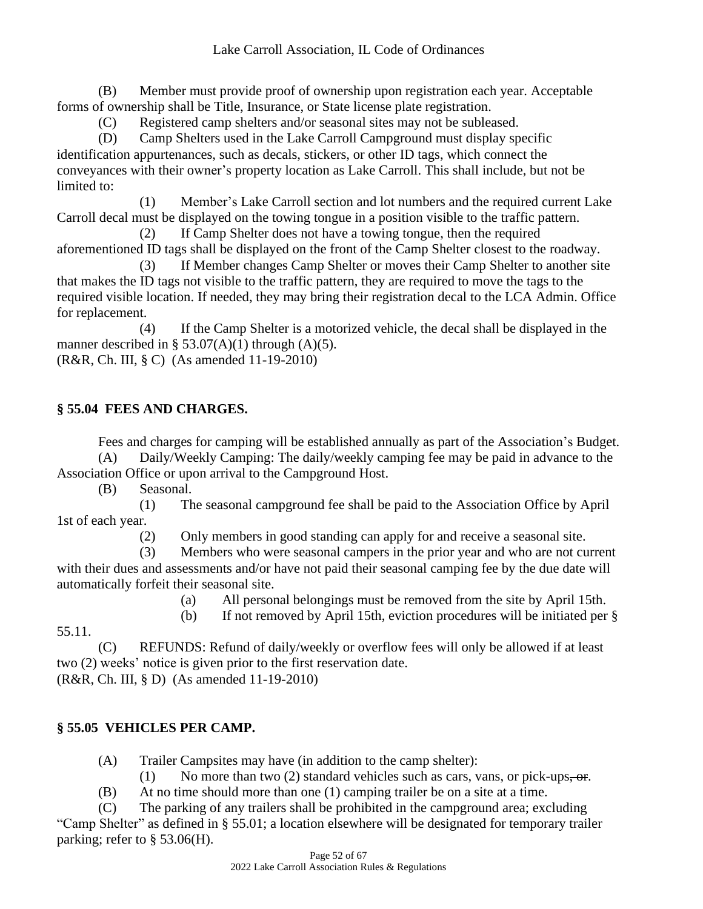(B) Member must provide proof of ownership upon registration each year. Acceptable forms of ownership shall be Title, Insurance, or State license plate registration.

(C) Registered camp shelters and/or seasonal sites may not be subleased.

(D) Camp Shelters used in the Lake Carroll Campground must display specific identification appurtenances, such as decals, stickers, or other ID tags, which connect the conveyances with their owner's property location as Lake Carroll. This shall include, but not be limited to:

(1) Member's Lake Carroll section and lot numbers and the required current Lake Carroll decal must be displayed on the towing tongue in a position visible to the traffic pattern.

(2) If Camp Shelter does not have a towing tongue, then the required aforementioned ID tags shall be displayed on the front of the Camp Shelter closest to the roadway.

(3) If Member changes Camp Shelter or moves their Camp Shelter to another site that makes the ID tags not visible to the traffic pattern, they are required to move the tags to the required visible location. If needed, they may bring their registration decal to the LCA Admin. Office for replacement.

(4) If the Camp Shelter is a motorized vehicle, the decal shall be displayed in the manner described in § 53.07(A)(1) through (A)(5).

(R&R, Ch. III, § C) (As amended 11-19-2010)

## § 55.04 FEES AND CHARGES.

Fees and charges for camping will be established annually as part of the Association's Budget.

(A) Daily/Weekly Camping: The daily/weekly camping fee may be paid in advance to the Association Office or upon arrival to the Campground Host.

(B) Seasonal.

(1) The seasonal campground fee shall be paid to the Association Office by April 1st of each year.

(2) Only members in good standing can apply for and receive a seasonal site.

(3) Members who were seasonal campers in the prior year and who are not current with their dues and assessments and/or have not paid their seasonal camping fee by the due date will automatically forfeit their seasonal site.

(a) All personal belongings must be removed from the site by April 15th.

(b) If not removed by April 15th, eviction procedures will be initiated per § 55.11.

(C) REFUNDS: Refund of daily/weekly or overflow fees will only be allowed if at least two (2) weeks' notice is given prior to the first reservation date.

(R&R, Ch. III, § D) (As amended 11-19-2010)

## § 55.05 VEHICLES PER CAMP.

(A) Trailer Campsites may have (in addition to the camp shelter):

(1) No more than two (2) standard vehicles such as cars, vans, or pick-ups~~, or~~.

(B) At no time should more than one (1) camping trailer be on a site at a time.

(C) The parking of any trailers shall be prohibited in the campground area; excluding "Camp Shelter" as defined in § 55.01; a location elsewhere will be designated for temporary trailer parking; refer to § 53.06(H).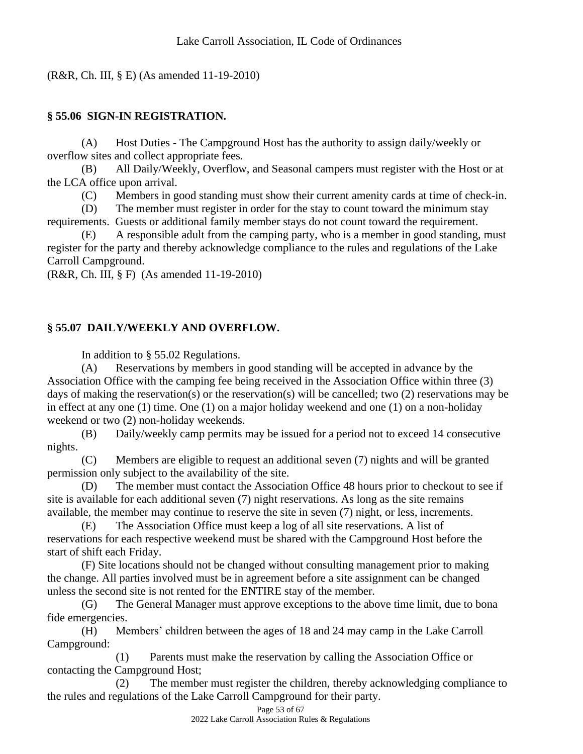(R&R, Ch. III, § E) (As amended 11-19-2010)

## § 55.06 SIGN-IN REGISTRATION.

(A) Host Duties - The Campground Host has the authority to assign daily/weekly or overflow sites and collect appropriate fees.

(B) All Daily/Weekly, Overflow, and Seasonal campers must register with the Host or at the LCA office upon arrival.

(C) Members in good standing must show their current amenity cards at time of check-in.

(D) The member must register in order for the stay to count toward the minimum stay requirements. Guests or additional family member stays do not count toward the requirement.

(E) A responsible adult from the camping party, who is a member in good standing, must register for the party and thereby acknowledge compliance to the rules and regulations of the Lake Carroll Campground.

(R&R, Ch. III, § F) (As amended 11-19-2010)

## § 55.07 DAILY/WEEKLY AND OVERFLOW.

In addition to § 55.02 Regulations.

(A) Reservations by members in good standing will be accepted in advance by the Association Office with the camping fee being received in the Association Office within three (3) days of making the reservation(s) or the reservation(s) will be cancelled; two (2) reservations may be in effect at any one (1) time. One (1) on a major holiday weekend and one (1) on a non-holiday weekend or two (2) non-holiday weekends.

(B) Daily/weekly camp permits may be issued for a period not to exceed 14 consecutive nights.

(C) Members are eligible to request an additional seven (7) nights and will be granted permission only subject to the availability of the site.

(D) The member must contact the Association Office 48 hours prior to checkout to see if site is available for each additional seven (7) night reservations. As long as the site remains available, the member may continue to reserve the site in seven (7) night, or less, increments.

(E) The Association Office must keep a log of all site reservations. A list of reservations for each respective weekend must be shared with the Campground Host before the start of shift each Friday.

(F) Site locations should not be changed without consulting management prior to making the change. All parties involved must be in agreement before a site assignment can be changed unless the second site is not rented for the ENTIRE stay of the member.

(G) The General Manager must approve exceptions to the above time limit, due to bona fide emergencies.

(H) Members' children between the ages of 18 and 24 may camp in the Lake Carroll Campground:

(1) Parents must make the reservation by calling the Association Office or contacting the Campground Host;

(2) The member must register the children, thereby acknowledging compliance to the rules and regulations of the Lake Carroll Campground for their party.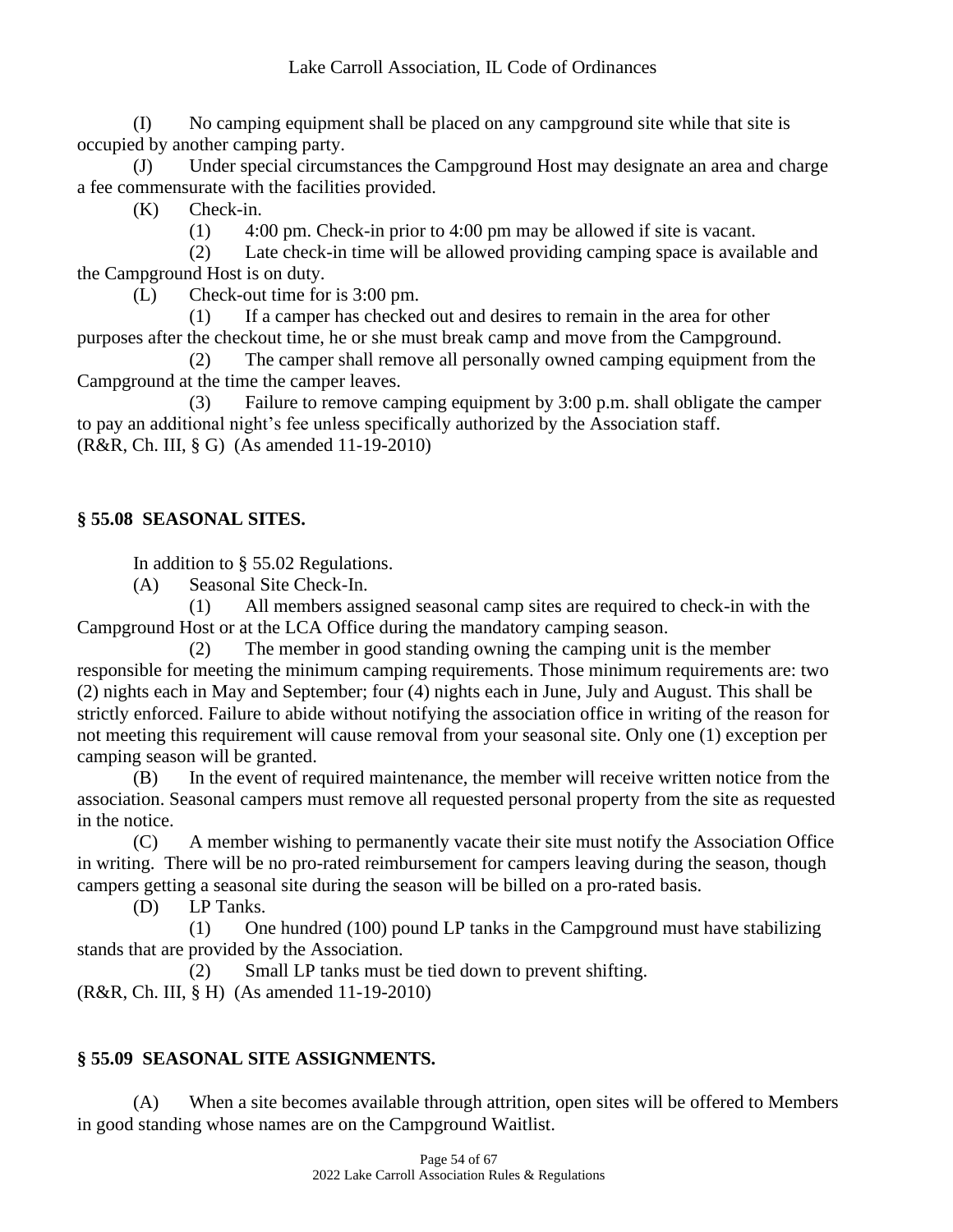(I) No camping equipment shall be placed on any campground site while that site is occupied by another camping party.

(J) Under special circumstances the Campground Host may designate an area and charge a fee commensurate with the facilities provided.

(K) Check-in.

(1) 4:00 pm. Check-in prior to 4:00 pm may be allowed if site is vacant.

(2) Late check-in time will be allowed providing camping space is available and the Campground Host is on duty.

(L) Check-out time for is 3:00 pm.

(1) If a camper has checked out and desires to remain in the area for other purposes after the checkout time, he or she must break camp and move from the Campground.

(2) The camper shall remove all personally owned camping equipment from the Campground at the time the camper leaves.

(3) Failure to remove camping equipment by 3:00 p.m. shall obligate the camper to pay an additional night's fee unless specifically authorized by the Association staff.

(R&R, Ch. III, § G) (As amended 11-19-2010)

## § 55.08 SEASONAL SITES.

In addition to § 55.02 Regulations.

(A) Seasonal Site Check-In.

(1) All members assigned seasonal camp sites are required to check-in with the Campground Host or at the LCA Office during the mandatory camping season.

(2) The member in good standing owning the camping unit is the member responsible for meeting the minimum camping requirements. Those minimum requirements are: two (2) nights each in May and September; four (4) nights each in June, July and August. This shall be strictly enforced. Failure to abide without notifying the association office in writing of the reason for not meeting this requirement will cause removal from your seasonal site. Only one (1) exception per camping season will be granted.

(B) In the event of required maintenance, the member will receive written notice from the association. Seasonal campers must remove all requested personal property from the site as requested in the notice.

(C) A member wishing to permanently vacate their site must notify the Association Office in writing. There will be no pro-rated reimbursement for campers leaving during the season, though campers getting a seasonal site during the season will be billed on a pro-rated basis.

(D) LP Tanks.

(1) One hundred (100) pound LP tanks in the Campground must have stabilizing stands that are provided by the Association.

(2) Small LP tanks must be tied down to prevent shifting.

(R&R, Ch. III, § H) (As amended 11-19-2010)

## § 55.09 SEASONAL SITE ASSIGNMENTS.

(A) When a site becomes available through attrition, open sites will be offered to Members in good standing whose names are on the Campground Waitlist.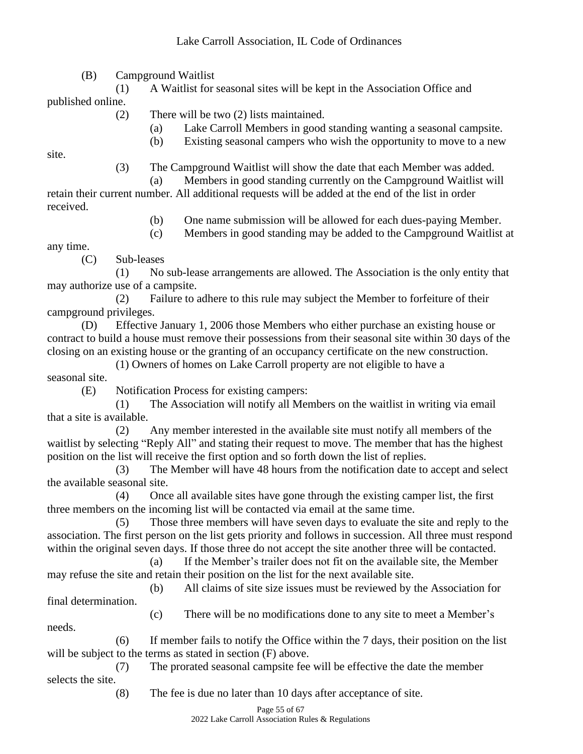(B) Campground Waitlist

(1) A Waitlist for seasonal sites will be kept in the Association Office and published online.

(2) There will be two (2) lists maintained.

(a) Lake Carroll Members in good standing wanting a seasonal campsite.

(b) Existing seasonal campers who wish the opportunity to move to a new site.

(3) The Campground Waitlist will show the date that each Member was added.

(a) Members in good standing currently on the Campground Waitlist will retain their current number. All additional requests will be added at the end of the list in order received.

(b) One name submission will be allowed for each dues-paying Member.

(c) Members in good standing may be added to the Campground Waitlist at any time.

(C) Sub-leases

(1) No sub-lease arrangements are allowed. The Association is the only entity that may authorize use of a campsite.

(2) Failure to adhere to this rule may subject the Member to forfeiture of their campground privileges.

(D) Effective January 1, 2006 those Members who either purchase an existing house or contract to build a house must remove their possessions from their seasonal site within 30 days of the closing on an existing house or the granting of an occupancy certificate on the new construction.

(1) Owners of homes on Lake Carroll property are not eligible to have a seasonal site.

(E) Notification Process for existing campers:

(1) The Association will notify all Members on the waitlist in writing via email that a site is available.

(2) Any member interested in the available site must notify all members of the waitlist by selecting "Reply All" and stating their request to move. The member that has the highest position on the list will receive the first option and so forth down the list of replies.

(3) The Member will have 48 hours from the notification date to accept and select the available seasonal site.

(4) Once all available sites have gone through the existing camper list, the first three members on the incoming list will be contacted via email at the same time.

(5) Those three members will have seven days to evaluate the site and reply to the association. The first person on the list gets priority and follows in succession. All three must respond within the original seven days. If those three do not accept the site another three will be contacted.

(a) If the Member's trailer does not fit on the available site, the Member may refuse the site and retain their position on the list for the next available site.

(b) All claims of site size issues must be reviewed by the Association for final determination.

(c) There will be no modifications done to any site to meet a Member's needs.

(6) If member fails to notify the Office within the 7 days, their position on the list will be subject to the terms as stated in section (F) above.

(7) The prorated seasonal campsite fee will be effective the date the member selects the site.

(8) The fee is due no later than 10 days after acceptance of site.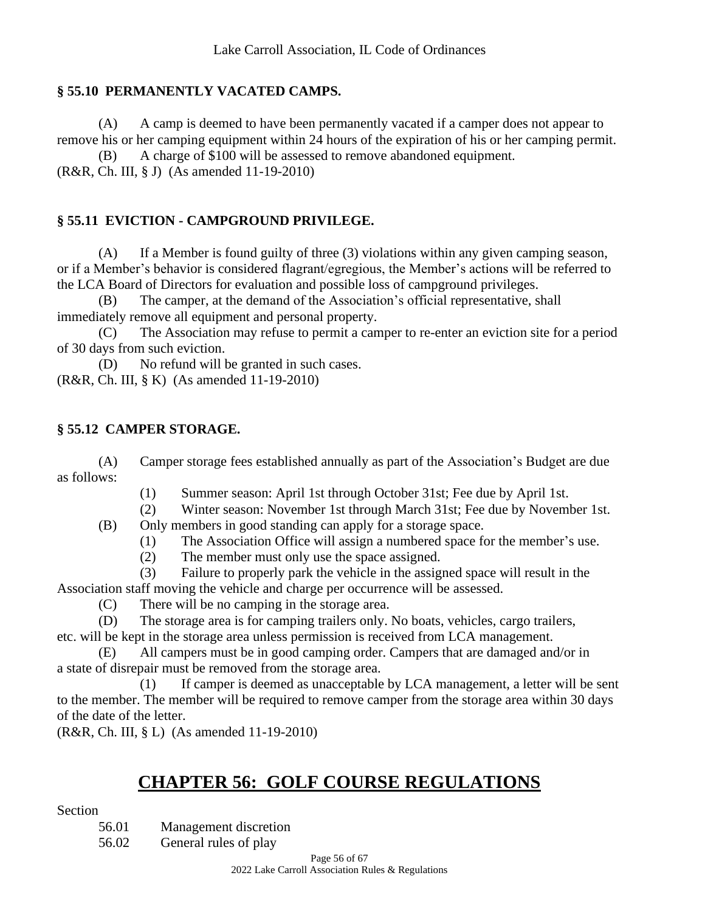### § 55.10 PERMANENTLY VACATED CAMPS.

(A) A camp is deemed to have been permanently vacated if a camper does not appear to remove his or her camping equipment within 24 hours of the expiration of his or her camping permit.

(B) A charge of $100 will be assessed to remove abandoned equipment.

(R&R, Ch. III, § J) (As amended 11-19-2010)

### § 55.11 EVICTION - CAMPGROUND PRIVILEGE.

(A) If a Member is found guilty of three (3) violations within any given camping season, or if a Member's behavior is considered flagrant/egregious, the Member's actions will be referred to the LCA Board of Directors for evaluation and possible loss of campground privileges.

(B) The camper, at the demand of the Association's official representative, shall immediately remove all equipment and personal property.

(C) The Association may refuse to permit a camper to re-enter an eviction site for a period of 30 days from such eviction.

(D) No refund will be granted in such cases.

(R&R, Ch. III, § K) (As amended 11-19-2010)

### § 55.12 CAMPER STORAGE.

(A) Camper storage fees established annually as part of the Association's Budget are due as follows:

(1) Summer season: April 1st through October 31st; Fee due by April 1st.

(2) Winter season: November 1st through March 31st; Fee due by November 1st.

(B) Only members in good standing can apply for a storage space.

(1) The Association Office will assign a numbered space for the member's use.

(2) The member must only use the space assigned.

(3) Failure to properly park the vehicle in the assigned space will result in the Association staff moving the vehicle and charge per occurrence will be assessed.

(C) There will be no camping in the storage area.

(D) The storage area is for camping trailers only. No boats, vehicles, cargo trailers, etc. will be kept in the storage area unless permission is received from LCA management.

(E) All campers must be in good camping order. Campers that are damaged and/or in a state of disrepair must be removed from the storage area.

(1) If camper is deemed as unacceptable by LCA management, a letter will be sent to the member. The member will be required to remove camper from the storage area within 30 days of the date of the letter.

(R&R, Ch. III, § L) (As amended 11-19-2010)

# CHAPTER 56: GOLF COURSE REGULATIONS

Section

56.01 Management discretion

56.02 General rules of play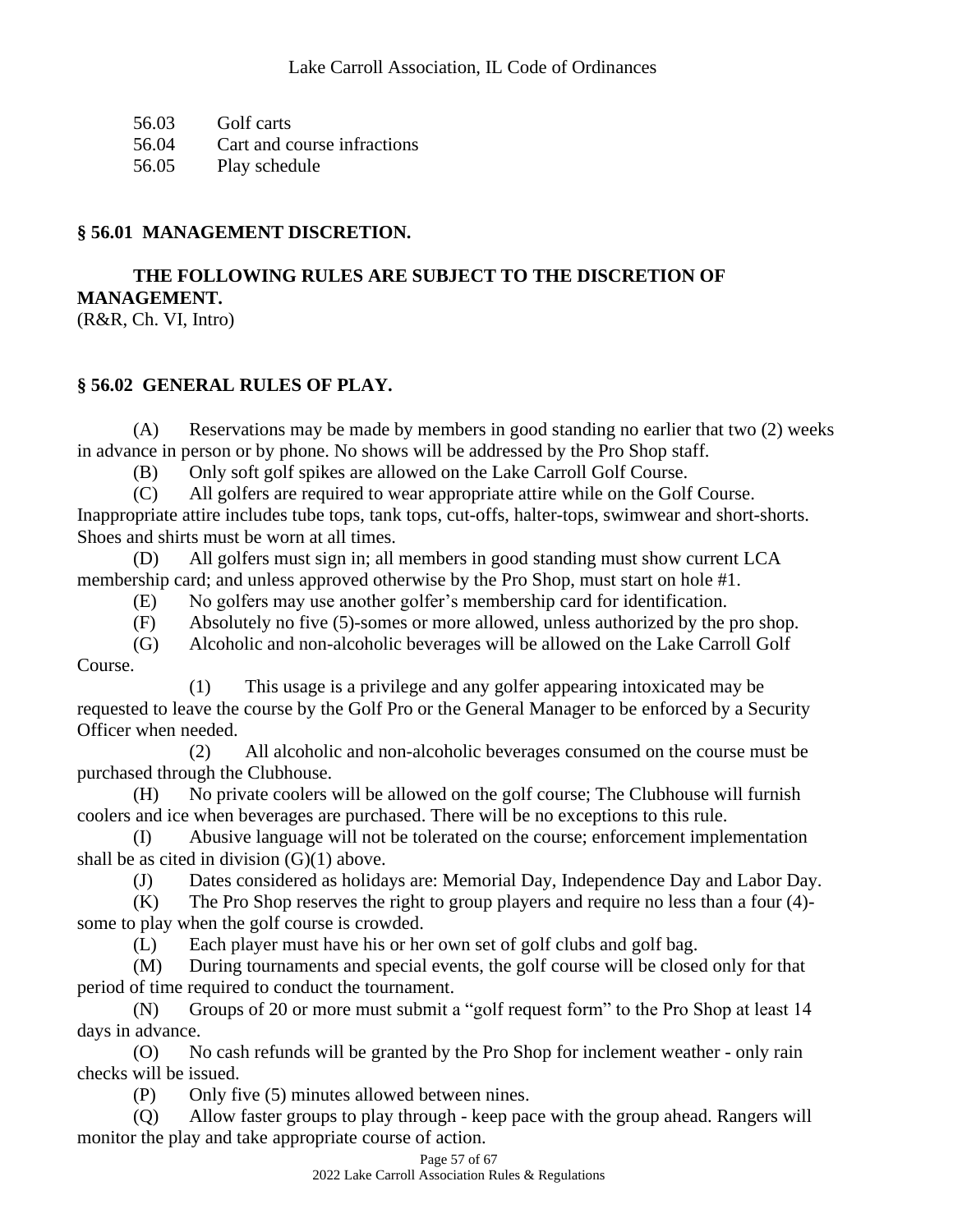56.03 Golf carts
56.04 Cart and course infractions
56.05 Play schedule

## § 56.01 MANAGEMENT DISCRETION.

**THE FOLLOWING RULES ARE SUBJECT TO THE DISCRETION OF MANAGEMENT.**
(R&R, Ch. VI, Intro)

## § 56.02 GENERAL RULES OF PLAY.

(A) Reservations may be made by members in good standing no earlier that two (2) weeks in advance in person or by phone. No shows will be addressed by the Pro Shop staff.

(B) Only soft golf spikes are allowed on the Lake Carroll Golf Course.

(C) All golfers are required to wear appropriate attire while on the Golf Course. Inappropriate attire includes tube tops, tank tops, cut-offs, halter-tops, swimwear and short-shorts. Shoes and shirts must be worn at all times.

(D) All golfers must sign in; all members in good standing must show current LCA membership card; and unless approved otherwise by the Pro Shop, must start on hole #1.

(E) No golfers may use another golfer's membership card for identification.

(F) Absolutely no five (5)-somes or more allowed, unless authorized by the pro shop.

(G) Alcoholic and non-alcoholic beverages will be allowed on the Lake Carroll Golf Course.

(1) This usage is a privilege and any golfer appearing intoxicated may be requested to leave the course by the Golf Pro or the General Manager to be enforced by a Security Officer when needed.

(2) All alcoholic and non-alcoholic beverages consumed on the course must be purchased through the Clubhouse.

(H) No private coolers will be allowed on the golf course; The Clubhouse will furnish coolers and ice when beverages are purchased. There will be no exceptions to this rule.

(I) Abusive language will not be tolerated on the course; enforcement implementation shall be as cited in division (G)(1) above.

(J) Dates considered as holidays are: Memorial Day, Independence Day and Labor Day.

(K) The Pro Shop reserves the right to group players and require no less than a four (4)-some to play when the golf course is crowded.

(L) Each player must have his or her own set of golf clubs and golf bag.

(M) During tournaments and special events, the golf course will be closed only for that period of time required to conduct the tournament.

(N) Groups of 20 or more must submit a "golf request form" to the Pro Shop at least 14 days in advance.

(O) No cash refunds will be granted by the Pro Shop for inclement weather - only rain checks will be issued.

(P) Only five (5) minutes allowed between nines.

(Q) Allow faster groups to play through - keep pace with the group ahead. Rangers will monitor the play and take appropriate course of action.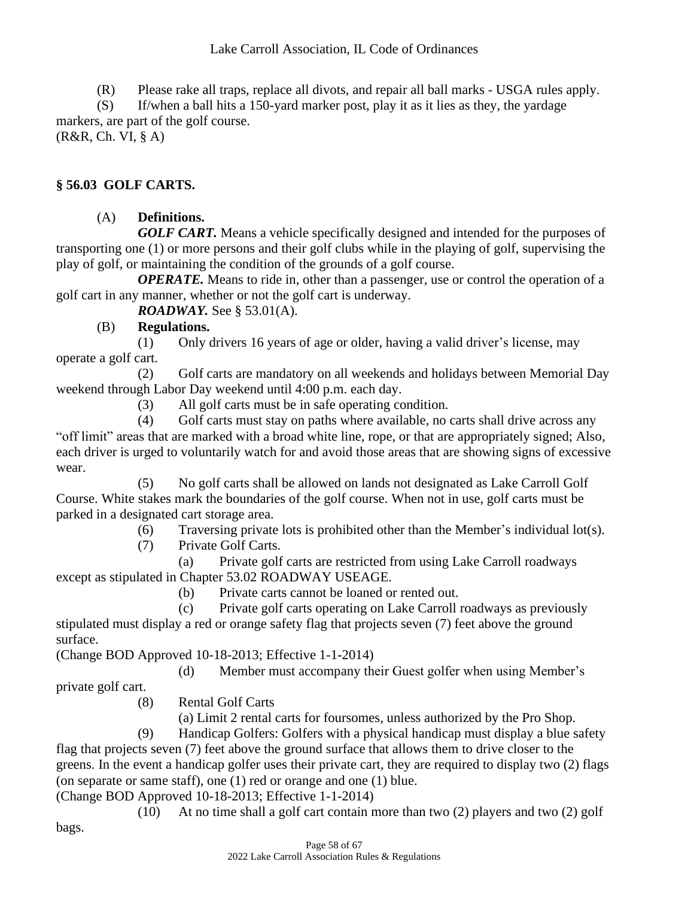(R) Please rake all traps, replace all divots, and repair all ball marks - USGA rules apply.

(S) If/when a ball hits a 150-yard marker post, play it as it lies as they, the yardage markers, are part of the golf course.

(R&R, Ch. VI, § A)

## § 56.03 GOLF CARTS.

(A) **Definitions.**

***GOLF CART.*** Means a vehicle specifically designed and intended for the purposes of transporting one (1) or more persons and their golf clubs while in the playing of golf, supervising the play of golf, or maintaining the condition of the grounds of a golf course.

***OPERATE.*** Means to ride in, other than a passenger, use or control the operation of a golf cart in any manner, whether or not the golf cart is underway.

***ROADWAY.*** See § 53.01(A).

(B) **Regulations.**

(1) Only drivers 16 years of age or older, having a valid driver's license, may operate a golf cart.

(2) Golf carts are mandatory on all weekends and holidays between Memorial Day weekend through Labor Day weekend until 4:00 p.m. each day.

(3) All golf carts must be in safe operating condition.

(4) Golf carts must stay on paths where available, no carts shall drive across any "off limit" areas that are marked with a broad white line, rope, or that are appropriately signed; Also, each driver is urged to voluntarily watch for and avoid those areas that are showing signs of excessive wear.

(5) No golf carts shall be allowed on lands not designated as Lake Carroll Golf Course. White stakes mark the boundaries of the golf course. When not in use, golf carts must be parked in a designated cart storage area.

(6) Traversing private lots is prohibited other than the Member's individual lot(s).

(7) Private Golf Carts.

(a) Private golf carts are restricted from using Lake Carroll roadways except as stipulated in Chapter 53.02 ROADWAY USEAGE.

(b) Private carts cannot be loaned or rented out.

(c) Private golf carts operating on Lake Carroll roadways as previously stipulated must display a red or orange safety flag that projects seven (7) feet above the ground surface.

(Change BOD Approved 10-18-2013; Effective 1-1-2014)

(d) Member must accompany their Guest golfer when using Member's private golf cart.

(8) Rental Golf Carts

(a) Limit 2 rental carts for foursomes, unless authorized by the Pro Shop.

(9) Handicap Golfers: Golfers with a physical handicap must display a blue safety flag that projects seven (7) feet above the ground surface that allows them to drive closer to the greens. In the event a handicap golfer uses their private cart, they are required to display two (2) flags (on separate or same staff), one (1) red or orange and one (1) blue.

(Change BOD Approved 10-18-2013; Effective 1-1-2014)

(10) At no time shall a golf cart contain more than two (2) players and two (2) golf bags.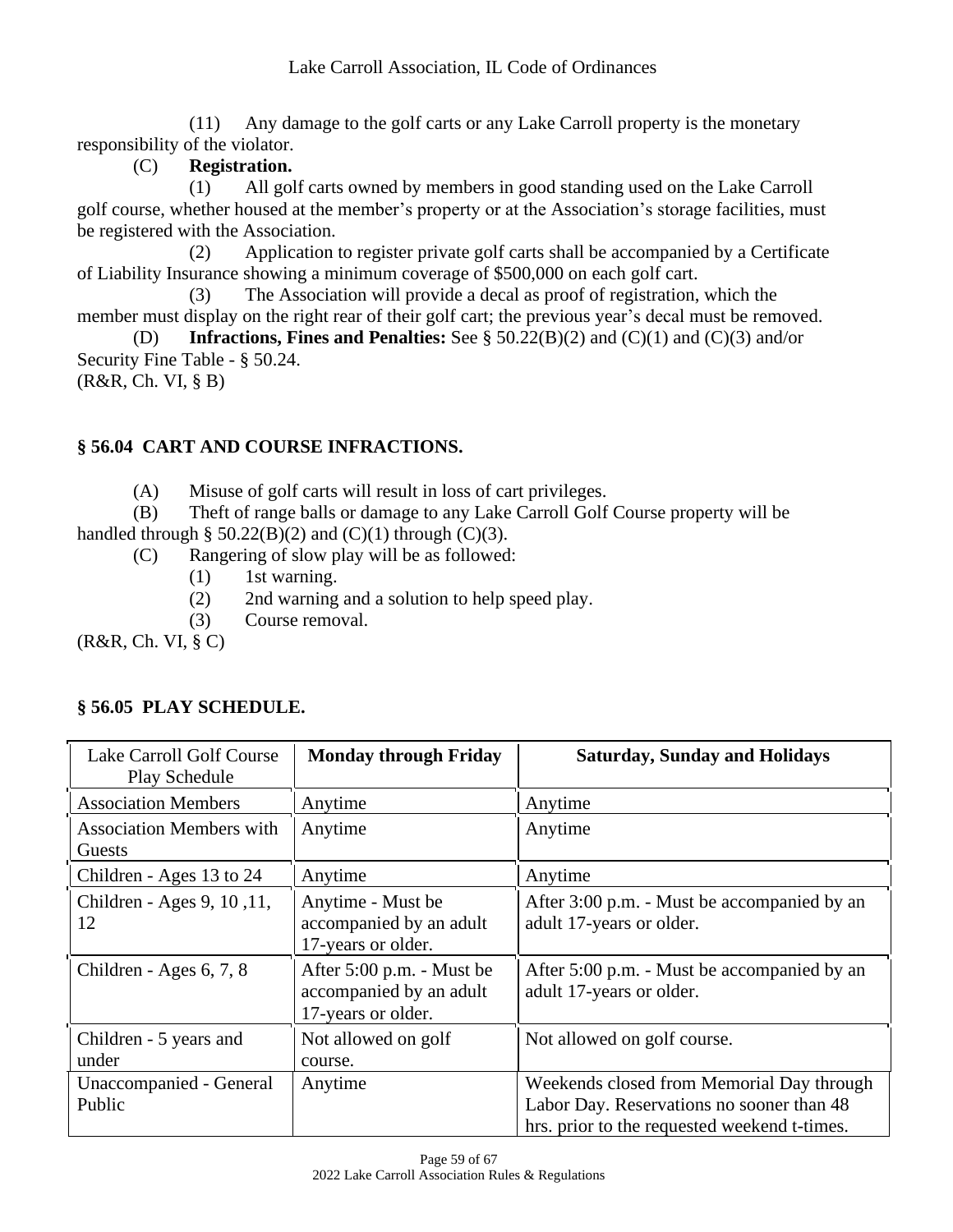(11) Any damage to the golf carts or any Lake Carroll property is the monetary responsibility of the violator.

(C) **Registration.**

(1) All golf carts owned by members in good standing used on the Lake Carroll golf course, whether housed at the member's property or at the Association's storage facilities, must be registered with the Association.

(2) Application to register private golf carts shall be accompanied by a Certificate of Liability Insurance showing a minimum coverage of $500,000 on each golf cart.

(3) The Association will provide a decal as proof of registration, which the member must display on the right rear of their golf cart; the previous year's decal must be removed.

(D) **Infractions, Fines and Penalties:** See § 50.22(B)(2) and (C)(1) and (C)(3) and/or Security Fine Table - § 50.24.

(R&R, Ch. VI, § B)

## § 56.04 CART AND COURSE INFRACTIONS.

(A) Misuse of golf carts will result in loss of cart privileges.

(B) Theft of range balls or damage to any Lake Carroll Golf Course property will be handled through § 50.22(B)(2) and (C)(1) through (C)(3).

(C) Rangering of slow play will be as followed:

(1) 1st warning.

(2) 2nd warning and a solution to help speed play.

(3) Course removal.

(R&R, Ch. VI, § C)

## § 56.05 PLAY SCHEDULE.

| Lake Carroll Golf Course Play Schedule | **Monday through Friday** | **Saturday, Sunday and Holidays** |
|---|---|---|
| Association Members | Anytime | Anytime |
| Association Members with Guests | Anytime | Anytime |
| Children - Ages 13 to 24 | Anytime | Anytime |
| Children - Ages 9, 10 ,11, 12 | Anytime - Must be accompanied by an adult 17-years or older. | After 3:00 p.m. - Must be accompanied by an adult 17-years or older. |
| Children - Ages 6, 7, 8 | After 5:00 p.m. - Must be accompanied by an adult 17-years or older. | After 5:00 p.m. - Must be accompanied by an adult 17-years or older. |
| Children - 5 years and under | Not allowed on golf course. | Not allowed on golf course. |
| Unaccompanied - General Public | Anytime | Weekends closed from Memorial Day through Labor Day. Reservations no sooner than 48 hrs. prior to the requested weekend t-times. |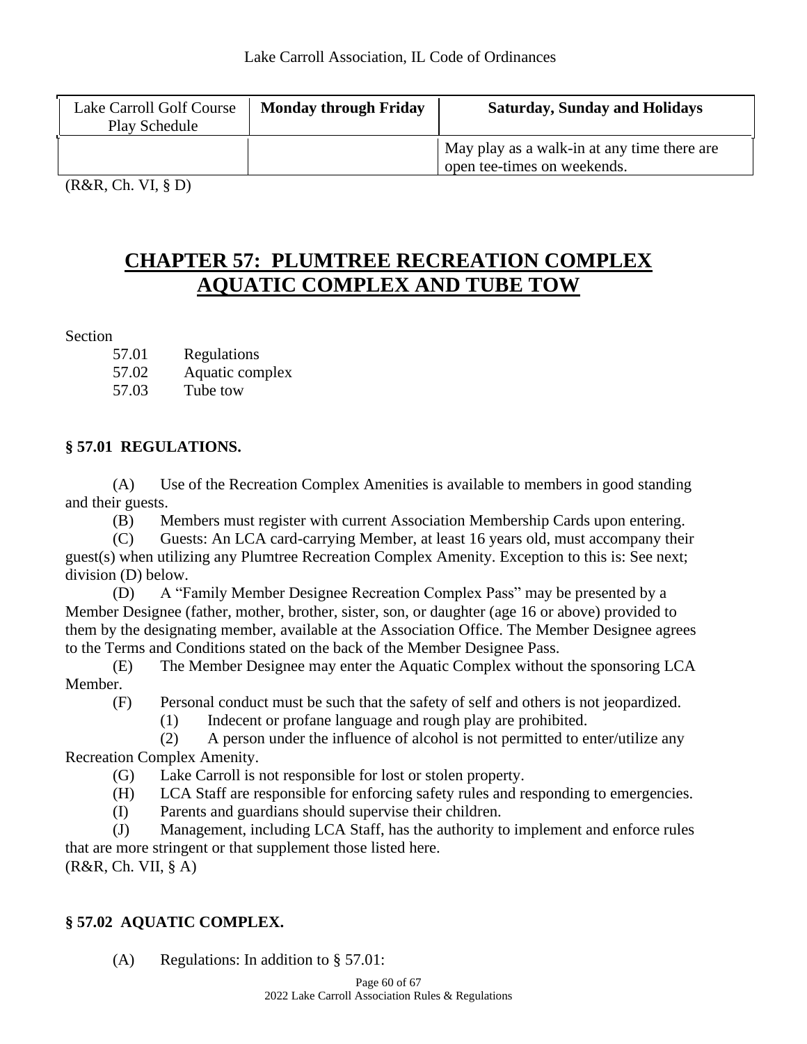| Lake Carroll Golf Course Play Schedule | Monday through Friday | Saturday, Sunday and Holidays |
|---|---|---|
| | | May play as a walk-in at any time there are open tee-times on weekends. |

(R&R, Ch. VI, § D)

# CHAPTER 57: PLUMTREE RECREATION COMPLEX AQUATIC COMPLEX AND TUBE TOW

Section

57.01 Regulations
57.02 Aquatic complex
57.03 Tube tow

### § 57.01 REGULATIONS.

(A) Use of the Recreation Complex Amenities is available to members in good standing and their guests.

(B) Members must register with current Association Membership Cards upon entering.

(C) Guests: An LCA card-carrying Member, at least 16 years old, must accompany their guest(s) when utilizing any Plumtree Recreation Complex Amenity. Exception to this is: See next; division (D) below.

(D) A "Family Member Designee Recreation Complex Pass" may be presented by a Member Designee (father, mother, brother, sister, son, or daughter (age 16 or above) provided to them by the designating member, available at the Association Office. The Member Designee agrees to the Terms and Conditions stated on the back of the Member Designee Pass.

(E) The Member Designee may enter the Aquatic Complex without the sponsoring LCA Member.

(F) Personal conduct must be such that the safety of self and others is not jeopardized.

(1) Indecent or profane language and rough play are prohibited.

(2) A person under the influence of alcohol is not permitted to enter/utilize any Recreation Complex Amenity.

(G) Lake Carroll is not responsible for lost or stolen property.

(H) LCA Staff are responsible for enforcing safety rules and responding to emergencies.

(I) Parents and guardians should supervise their children.

(J) Management, including LCA Staff, has the authority to implement and enforce rules that are more stringent or that supplement those listed here.

(R&R, Ch. VII, § A)

### § 57.02 AQUATIC COMPLEX.

(A) Regulations: In addition to § 57.01: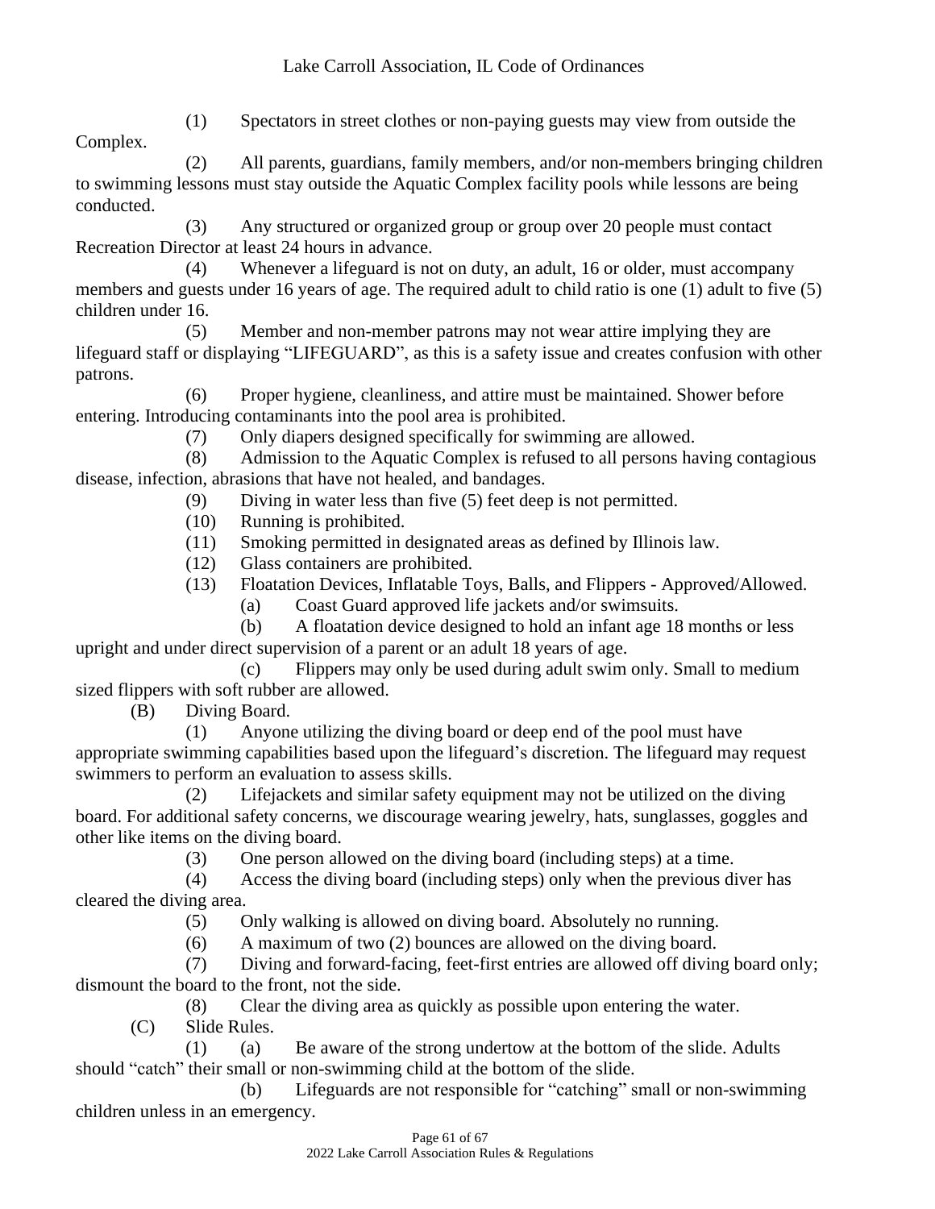(1) Spectators in street clothes or non-paying guests may view from outside the Complex.

(2) All parents, guardians, family members, and/or non-members bringing children to swimming lessons must stay outside the Aquatic Complex facility pools while lessons are being conducted.

(3) Any structured or organized group or group over 20 people must contact Recreation Director at least 24 hours in advance.

(4) Whenever a lifeguard is not on duty, an adult, 16 or older, must accompany members and guests under 16 years of age. The required adult to child ratio is one (1) adult to five (5) children under 16.

(5) Member and non-member patrons may not wear attire implying they are lifeguard staff or displaying "LIFEGUARD", as this is a safety issue and creates confusion with other patrons.

(6) Proper hygiene, cleanliness, and attire must be maintained. Shower before entering. Introducing contaminants into the pool area is prohibited.

(7) Only diapers designed specifically for swimming are allowed.

(8) Admission to the Aquatic Complex is refused to all persons having contagious disease, infection, abrasions that have not healed, and bandages.

(9) Diving in water less than five (5) feet deep is not permitted.

(10) Running is prohibited.

(11) Smoking permitted in designated areas as defined by Illinois law.

(12) Glass containers are prohibited.

(13) Floatation Devices, Inflatable Toys, Balls, and Flippers - Approved/Allowed.

(a) Coast Guard approved life jackets and/or swimsuits.

(b) A floatation device designed to hold an infant age 18 months or less upright and under direct supervision of a parent or an adult 18 years of age.

(c) Flippers may only be used during adult swim only. Small to medium sized flippers with soft rubber are allowed.

(B) Diving Board.

(1) Anyone utilizing the diving board or deep end of the pool must have appropriate swimming capabilities based upon the lifeguard's discretion. The lifeguard may request swimmers to perform an evaluation to assess skills.

(2) Lifejackets and similar safety equipment may not be utilized on the diving board. For additional safety concerns, we discourage wearing jewelry, hats, sunglasses, goggles and other like items on the diving board.

(3) One person allowed on the diving board (including steps) at a time.

(4) Access the diving board (including steps) only when the previous diver has cleared the diving area.

(5) Only walking is allowed on diving board. Absolutely no running.

(6) A maximum of two (2) bounces are allowed on the diving board.

(7) Diving and forward-facing, feet-first entries are allowed off diving board only; dismount the board to the front, not the side.

(8) Clear the diving area as quickly as possible upon entering the water.

(C) Slide Rules.

(1) (a) Be aware of the strong undertow at the bottom of the slide. Adults should "catch" their small or non-swimming child at the bottom of the slide.

(b) Lifeguards are not responsible for "catching" small or non-swimming children unless in an emergency.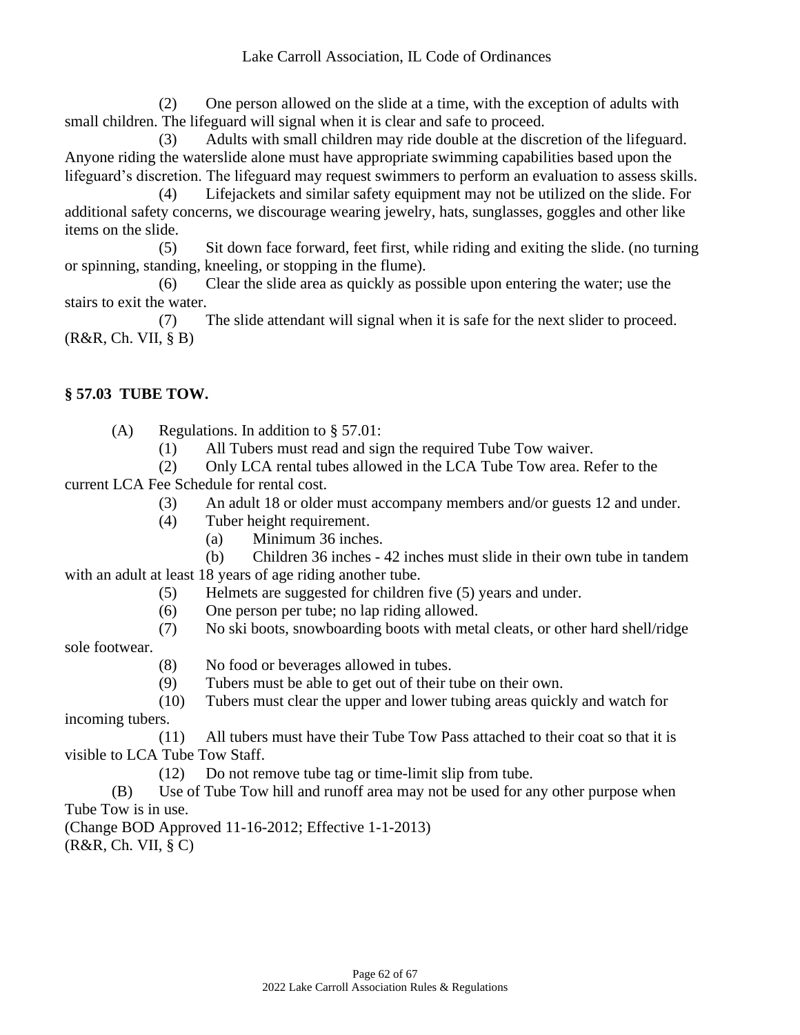(2) One person allowed on the slide at a time, with the exception of adults with small children. The lifeguard will signal when it is clear and safe to proceed.

(3) Adults with small children may ride double at the discretion of the lifeguard. Anyone riding the waterslide alone must have appropriate swimming capabilities based upon the lifeguard's discretion. The lifeguard may request swimmers to perform an evaluation to assess skills.

(4) Lifejackets and similar safety equipment may not be utilized on the slide. For additional safety concerns, we discourage wearing jewelry, hats, sunglasses, goggles and other like items on the slide.

(5) Sit down face forward, feet first, while riding and exiting the slide. (no turning or spinning, standing, kneeling, or stopping in the flume).

(6) Clear the slide area as quickly as possible upon entering the water; use the stairs to exit the water.

(7) The slide attendant will signal when it is safe for the next slider to proceed.

(R&R, Ch. VII, § B)

## § 57.03 TUBE TOW.

(A) Regulations. In addition to § 57.01:

(1) All Tubers must read and sign the required Tube Tow waiver.

(2) Only LCA rental tubes allowed in the LCA Tube Tow area. Refer to the current LCA Fee Schedule for rental cost.

(3) An adult 18 or older must accompany members and/or guests 12 and under.

(4) Tuber height requirement.

(a) Minimum 36 inches.

(b) Children 36 inches - 42 inches must slide in their own tube in tandem with an adult at least 18 years of age riding another tube.

(5) Helmets are suggested for children five (5) years and under.

(6) One person per tube; no lap riding allowed.

(7) No ski boots, snowboarding boots with metal cleats, or other hard shell/ridge sole footwear.

(8) No food or beverages allowed in tubes.

(9) Tubers must be able to get out of their tube on their own.

(10) Tubers must clear the upper and lower tubing areas quickly and watch for incoming tubers.

(11) All tubers must have their Tube Tow Pass attached to their coat so that it is visible to LCA Tube Tow Staff.

(12) Do not remove tube tag or time-limit slip from tube.

(B) Use of Tube Tow hill and runoff area may not be used for any other purpose when Tube Tow is in use.

(Change BOD Approved 11-16-2012; Effective 1-1-2013)

(R&R, Ch. VII, § C)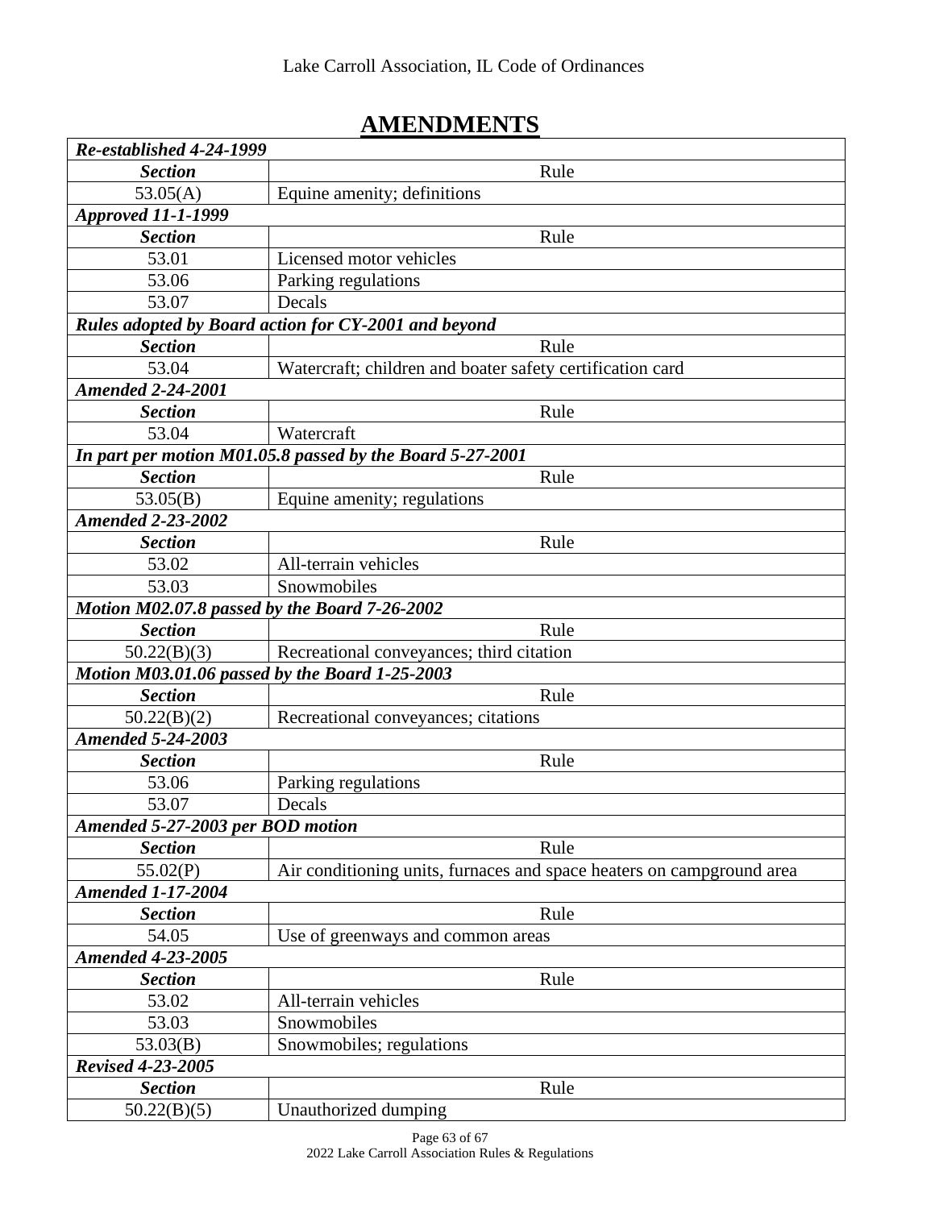# AMENDMENTS

| ***Re-established 4-24-1999*** | |
|---|---|
| ***Section*** | Rule |
| 53.05(A) | Equine amenity; definitions |
| ***Approved 11-1-1999*** | |
| ***Section*** | Rule |
| 53.01 | Licensed motor vehicles |
| 53.06 | Parking regulations |
| 53.07 | Decals |
| ***Rules adopted by Board action for CY-2001 and beyond*** | |
| ***Section*** | Rule |
| 53.04 | Watercraft; children and boater safety certification card |
| ***Amended 2-24-2001*** | |
| ***Section*** | Rule |
| 53.04 | Watercraft |
| ***In part per motion M01.05.8 passed by the Board 5-27-2001*** | |
| ***Section*** | Rule |
| 53.05(B) | Equine amenity; regulations |
| ***Amended 2-23-2002*** | |
| ***Section*** | Rule |
| 53.02 | All-terrain vehicles |
| 53.03 | Snowmobiles |
| ***Motion M02.07.8 passed by the Board 7-26-2002*** | |
| ***Section*** | Rule |
| 50.22(B)(3) | Recreational conveyances; third citation |
| ***Motion M03.01.06 passed by the Board 1-25-2003*** | |
| ***Section*** | Rule |
| 50.22(B)(2) | Recreational conveyances; citations |
| ***Amended 5-24-2003*** | |
| ***Section*** | Rule |
| 53.06 | Parking regulations |
| 53.07 | Decals |
| ***Amended 5-27-2003 per BOD motion*** | |
| ***Section*** | Rule |
| 55.02(P) | Air conditioning units, furnaces and space heaters on campground area |
| ***Amended 1-17-2004*** | |
| ***Section*** | Rule |
| 54.05 | Use of greenways and common areas |
| ***Amended 4-23-2005*** | |
| ***Section*** | Rule |
| 53.02 | All-terrain vehicles |
| 53.03 | Snowmobiles |
| 53.03(B) | Snowmobiles; regulations |
| ***Revised 4-23-2005*** | |
| ***Section*** | Rule |
| 50.22(B)(5) | Unauthorized dumping |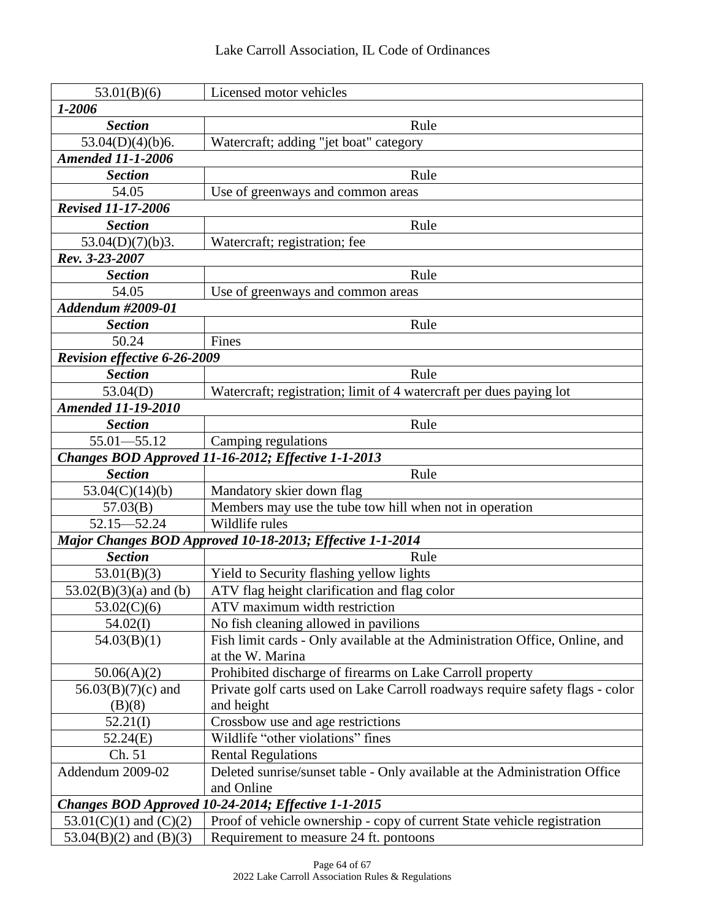| 53.01(B)(6) | Licensed motor vehicles |
|---|---|
| ***1-2006*** | |
| ***Section*** | Rule |
| 53.04(D)(4)(b)6. | Watercraft; adding "jet boat" category |
| ***Amended 11-1-2006*** | |
| ***Section*** | Rule |
| 54.05 | Use of greenways and common areas |
| ***Revised 11-17-2006*** | |
| ***Section*** | Rule |
| 53.04(D)(7)(b)3. | Watercraft; registration; fee |
| ***Rev. 3-23-2007*** | |
| ***Section*** | Rule |
| 54.05 | Use of greenways and common areas |
| ***Addendum #2009-01*** | |
| ***Section*** | Rule |
| 50.24 | Fines |
| ***Revision effective 6-26-2009*** | |
| ***Section*** | Rule |
| 53.04(D) | Watercraft; registration; limit of 4 watercraft per dues paying lot |
| ***Amended 11-19-2010*** | |
| ***Section*** | Rule |
| 55.01—55.12 | Camping regulations |
| ***Changes BOD Approved 11-16-2012; Effective 1-1-2013*** | |
| ***Section*** | Rule |
| 53.04(C)(14)(b) | Mandatory skier down flag |
| 57.03(B) | Members may use the tube tow hill when not in operation |
| 52.15—52.24 | Wildlife rules |
| ***Major Changes BOD Approved 10-18-2013; Effective 1-1-2014*** | |
| ***Section*** | Rule |
| 53.01(B)(3) | Yield to Security flashing yellow lights |
| 53.02(B)(3)(a) and (b) | ATV flag height clarification and flag color |
| 53.02(C)(6) | ATV maximum width restriction |
| 54.02(I) | No fish cleaning allowed in pavilions |
| 54.03(B)(1) | Fish limit cards - Only available at the Administration Office, Online, and at the W. Marina |
| 50.06(A)(2) | Prohibited discharge of firearms on Lake Carroll property |
| 56.03(B)(7)(c) and (B)(8) | Private golf carts used on Lake Carroll roadways require safety flags - color and height |
| 52.21(I) | Crossbow use and age restrictions |
| 52.24(E) | Wildlife "other violations" fines |
| Ch. 51 | Rental Regulations |
| Addendum 2009-02 | Deleted sunrise/sunset table - Only available at the Administration Office and Online |
| ***Changes BOD Approved 10-24-2014; Effective 1-1-2015*** | |
| 53.01(C)(1) and (C)(2) | Proof of vehicle ownership - copy of current State vehicle registration |
| 53.04(B)(2) and (B)(3) | Requirement to measure 24 ft. pontoons |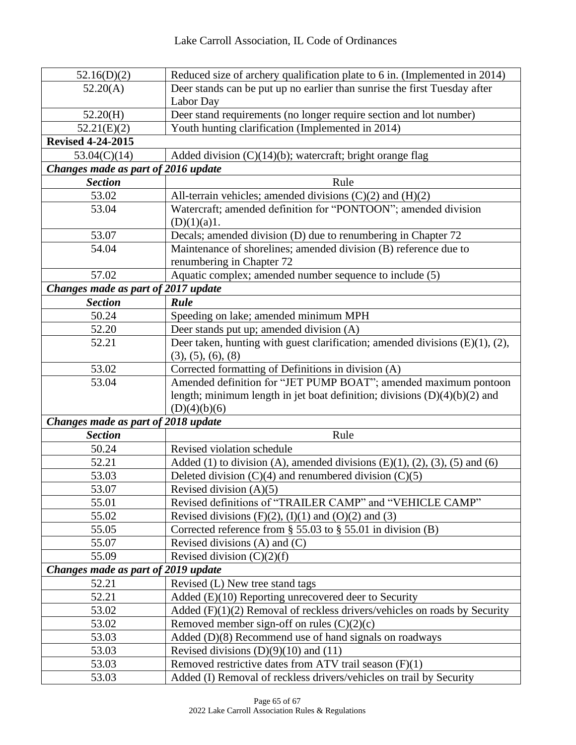| | |
|---|---|
| 52.16(D)(2) | Reduced size of archery qualification plate to 6 in. (Implemented in 2014) |
| 52.20(A) | Deer stands can be put up no earlier than sunrise the first Tuesday after Labor Day |
| 52.20(H) | Deer stand requirements (no longer require section and lot number) |
| 52.21(E)(2) | Youth hunting clarification (Implemented in 2014) |
| **Revised 4-24-2015** | |
| 53.04(C)(14) | Added division (C)(14)(b); watercraft; bright orange flag |
| ***Changes made as part of 2016 update*** | |
| ***Section*** | Rule |
| 53.02 | All-terrain vehicles; amended divisions (C)(2) and (H)(2) |
| 53.04 | Watercraft; amended definition for "PONTOON"; amended division (D)(1)(a)1. |
| 53.07 | Decals; amended division (D) due to renumbering in Chapter 72 |
| 54.04 | Maintenance of shorelines; amended division (B) reference due to renumbering in Chapter 72 |
| 57.02 | Aquatic complex; amended number sequence to include (5) |
| ***Changes made as part of 2017 update*** | |
| ***Section*** | ***Rule*** |
| 50.24 | Speeding on lake; amended minimum MPH |
| 52.20 | Deer stands put up; amended division (A) |
| 52.21 | Deer taken, hunting with guest clarification; amended divisions (E)(1), (2), (3), (5), (6), (8) |
| 53.02 | Corrected formatting of Definitions in division (A) |
| 53.04 | Amended definition for "JET PUMP BOAT"; amended maximum pontoon length; minimum length in jet boat definition; divisions (D)(4)(b)(2) and (D)(4)(b)(6) |
| ***Changes made as part of 2018 update*** | |
| ***Section*** | Rule |
| 50.24 | Revised violation schedule |
| 52.21 | Added (1) to division (A), amended divisions (E)(1), (2), (3), (5) and (6) |
| 53.03 | Deleted division (C)(4) and renumbered division (C)(5) |
| 53.07 | Revised division (A)(5) |
| 55.01 | Revised definitions of "TRAILER CAMP" and "VEHICLE CAMP" |
| 55.02 | Revised divisions (F)(2), (I)(1) and (O)(2) and (3) |
| 55.05 | Corrected reference from § 55.03 to § 55.01 in division (B) |
| 55.07 | Revised divisions (A) and (C) |
| 55.09 | Revised division (C)(2)(f) |
| ***Changes made as part of 2019 update*** | |
| 52.21 | Revised (L) New tree stand tags |
| 52.21 | Added (E)(10) Reporting unrecovered deer to Security |
| 53.02 | Added (F)(1)(2) Removal of reckless drivers/vehicles on roads by Security |
| 53.02 | Removed member sign-off on rules (C)(2)(c) |
| 53.03 | Added (D)(8) Recommend use of hand signals on roadways |
| 53.03 | Revised divisions (D)(9)(10) and (11) |
| 53.03 | Removed restrictive dates from ATV trail season (F)(1) |
| 53.03 | Added (I) Removal of reckless drivers/vehicles on trail by Security |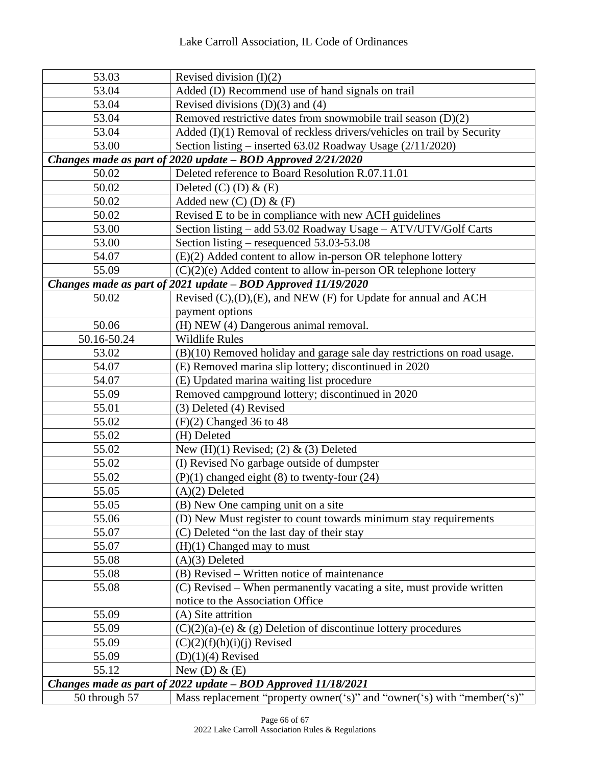| | |
|---|---|
| 53.03 | Revised division (I)(2) |
| 53.04 | Added (D) Recommend use of hand signals on trail |
| 53.04 | Revised divisions (D)(3) and (4) |
| 53.04 | Removed restrictive dates from snowmobile trail season (D)(2) |
| 53.04 | Added (I)(1) Removal of reckless drivers/vehicles on trail by Security |
| 53.00 | Section listing – inserted 63.02 Roadway Usage (2/11/2020) |
| ***Changes made as part of 2020 update – BOD Approved 2/21/2020*** | |
| 50.02 | Deleted reference to Board Resolution R.07.11.01 |
| 50.02 | Deleted (C) (D) & (E) |
| 50.02 | Added new (C) (D) & (F) |
| 50.02 | Revised E to be in compliance with new ACH guidelines |
| 53.00 | Section listing – add 53.02 Roadway Usage – ATV/UTV/Golf Carts |
| 53.00 | Section listing – resequenced 53.03-53.08 |
| 54.07 | (E)(2) Added content to allow in-person OR telephone lottery |
| 55.09 | (C)(2)(e) Added content to allow in-person OR telephone lottery |
| ***Changes made as part of 2021 update – BOD Approved 11/19/2020*** | |
| 50.02 | Revised (C),(D),(E), and NEW (F) for Update for annual and ACH payment options |
| 50.06 | (H) NEW (4) Dangerous animal removal. |
| 50.16-50.24 | Wildlife Rules |
| 53.02 | (B)(10) Removed holiday and garage sale day restrictions on road usage. |
| 54.07 | (E) Removed marina slip lottery; discontinued in 2020 |
| 54.07 | (E) Updated marina waiting list procedure |
| 55.09 | Removed campground lottery; discontinued in 2020 |
| 55.01 | (3) Deleted (4) Revised |
| 55.02 | (F)(2) Changed 36 to 48 |
| 55.02 | (H) Deleted |
| 55.02 | New (H)(1) Revised; (2) & (3) Deleted |
| 55.02 | (I) Revised No garbage outside of dumpster |
| 55.02 | (P)(1) changed eight (8) to twenty-four (24) |
| 55.05 | (A)(2) Deleted |
| 55.05 | (B) New One camping unit on a site |
| 55.06 | (D) New Must register to count towards minimum stay requirements |
| 55.07 | (C) Deleted "on the last day of their stay |
| 55.07 | (H)(1) Changed may to must |
| 55.08 | (A)(3) Deleted |
| 55.08 | (B) Revised – Written notice of maintenance |
| 55.08 | (C) Revised – When permanently vacating a site, must provide written notice to the Association Office |
| 55.09 | (A) Site attrition |
| 55.09 | (C)(2)(a)-(e) & (g) Deletion of discontinue lottery procedures |
| 55.09 | (C)(2)(f)(h)(i)(j) Revised |
| 55.09 | (D)(1)(4) Revised |
| 55.12 | New (D) & (E) |
| ***Changes made as part of 2022 update – BOD Approved 11/18/2021*** | |
| 50 through 57 | Mass replacement "property owner('s)" and "owner('s) with "member('s)" |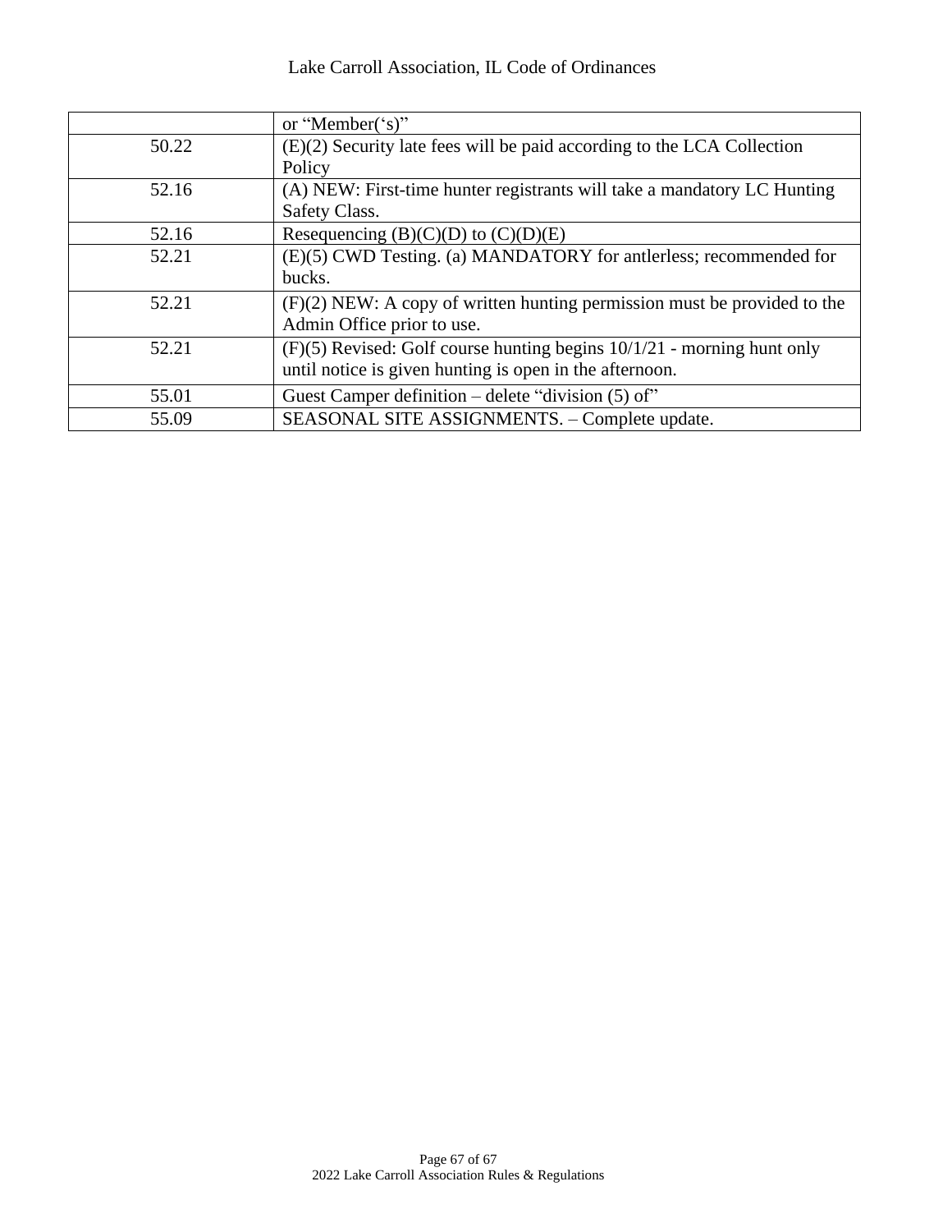| | |
|---|---|
| | or “Member(‘s)” |
| 50.22 | (E)(2) Security late fees will be paid according to the LCA Collection Policy |
| 52.16 | (A) NEW: First-time hunter registrants will take a mandatory LC Hunting Safety Class. |
| 52.16 | Resequencing (B)(C)(D) to (C)(D)(E) |
| 52.21 | (E)(5) CWD Testing. (a) MANDATORY for antlerless; recommended for bucks. |
| 52.21 | (F)(2) NEW: A copy of written hunting permission must be provided to the Admin Office prior to use. |
| 52.21 | (F)(5) Revised: Golf course hunting begins 10/1/21 - morning hunt only until notice is given hunting is open in the afternoon. |
| 55.01 | Guest Camper definition – delete “division (5) of” |
| 55.09 | SEASONAL SITE ASSIGNMENTS. – Complete update. |